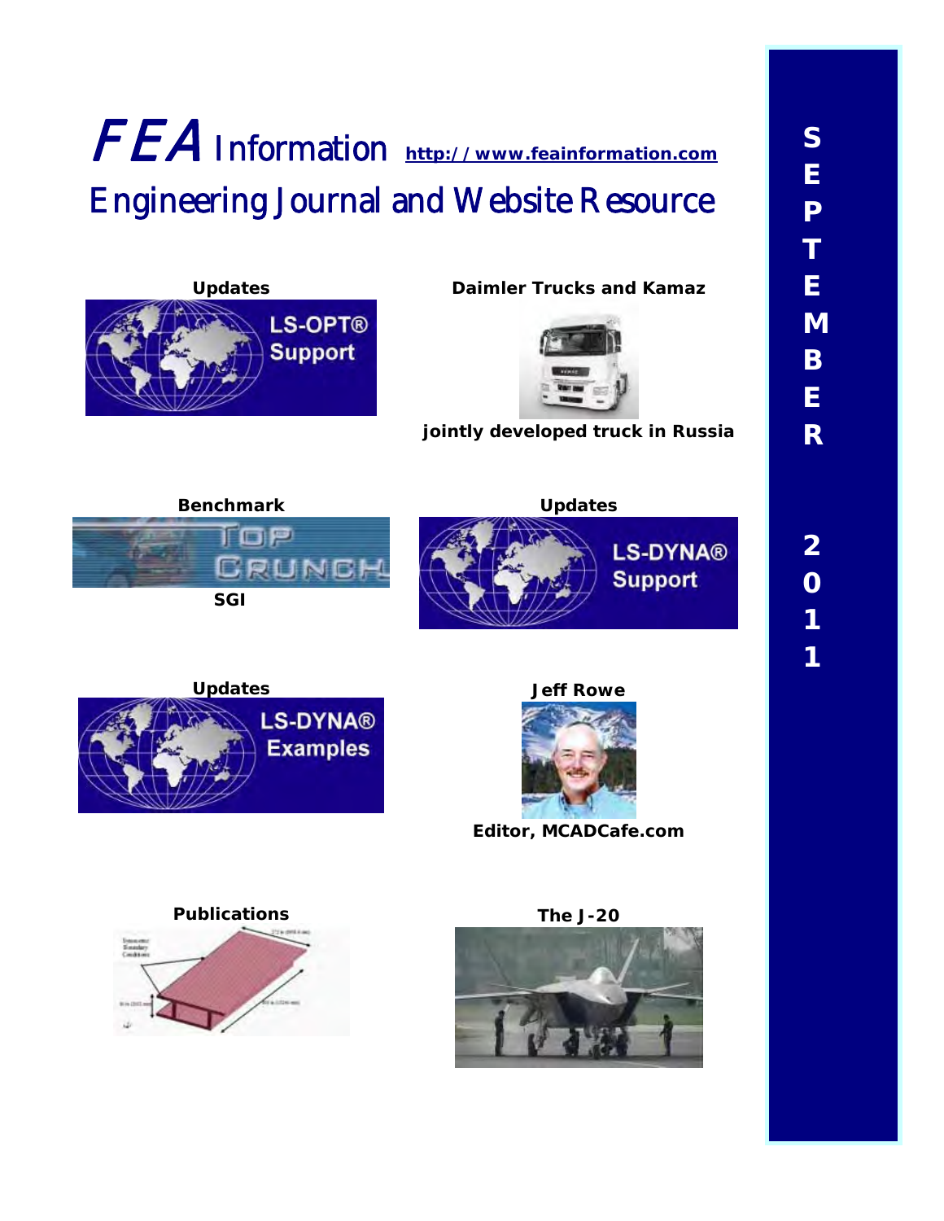# FEA Information http://www.feainformation.com

## Engineering Journal and Website Resource

**SEPTEMBER 2011**

**Updates**

LS-OPT® Support

**Daimler Trucks and Kamaz**

**jointly developed truck in Russia**

**Benchmark**

TOP CRUNCH

**SGI**

**Updates**

LS-DYNA® Support

**Updates**

LS-DYNA® Examples

**Jeff Rowe**

**Editor, MCADCafe.com**

**Publications**

**The J-20**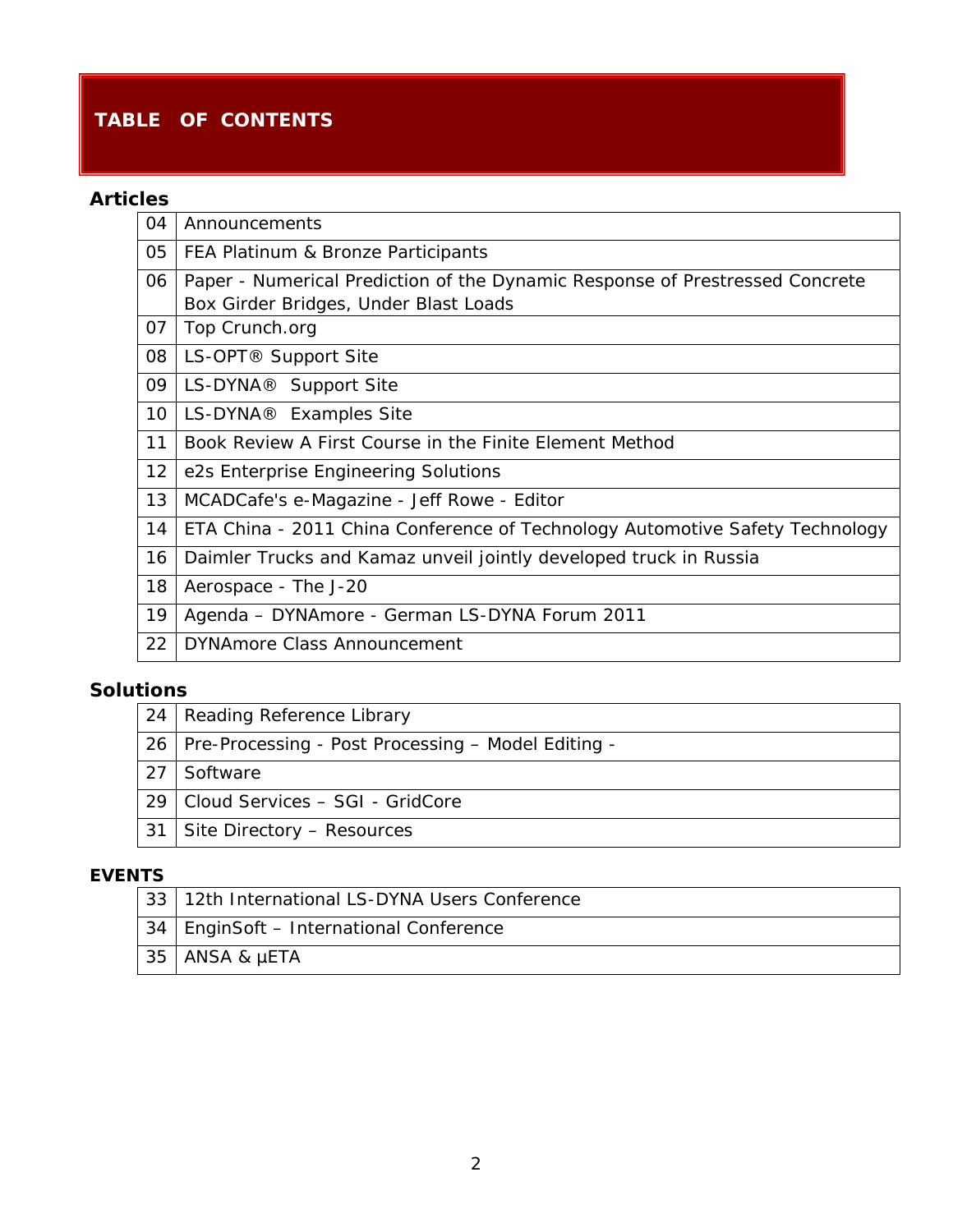# TABLE OF CONTENTS

## Articles

| | |
|---|---|
| 04 | Announcements |
| 05 | FEA Platinum & Bronze Participants |
| 06 | Paper - Numerical Prediction of the Dynamic Response of Prestressed Concrete Box Girder Bridges, Under Blast Loads |
| 07 | Top Crunch.org |
| 08 | LS-OPT® Support Site |
| 09 | LS-DYNA® Support Site |
| 10 | LS-DYNA® Examples Site |
| 11 | Book Review A First Course in the Finite Element Method |
| 12 | e2s Enterprise Engineering Solutions |
| 13 | MCADCafe's e-Magazine - Jeff Rowe - Editor |
| 14 | ETA China - 2011 China Conference of Technology Automotive Safety Technology |
| 16 | Daimler Trucks and Kamaz unveil jointly developed truck in Russia |
| 18 | Aerospace - The J-20 |
| 19 | Agenda – DYNAmore - German LS-DYNA Forum 2011 |
| 22 | DYNAmore Class Announcement |

## Solutions

| | |
|---|---|
| 24 | Reading Reference Library |
| 26 | Pre-Processing - Post Processing – Model Editing - |
| 27 | Software |
| 29 | Cloud Services – SGI - GridCore |
| 31 | Site Directory – Resources |

## EVENTS

| | |
|---|---|
| 33 | 12th International LS-DYNA Users Conference |
| 34 | EnginSoft – International Conference |
| 35 | ANSA & μETA |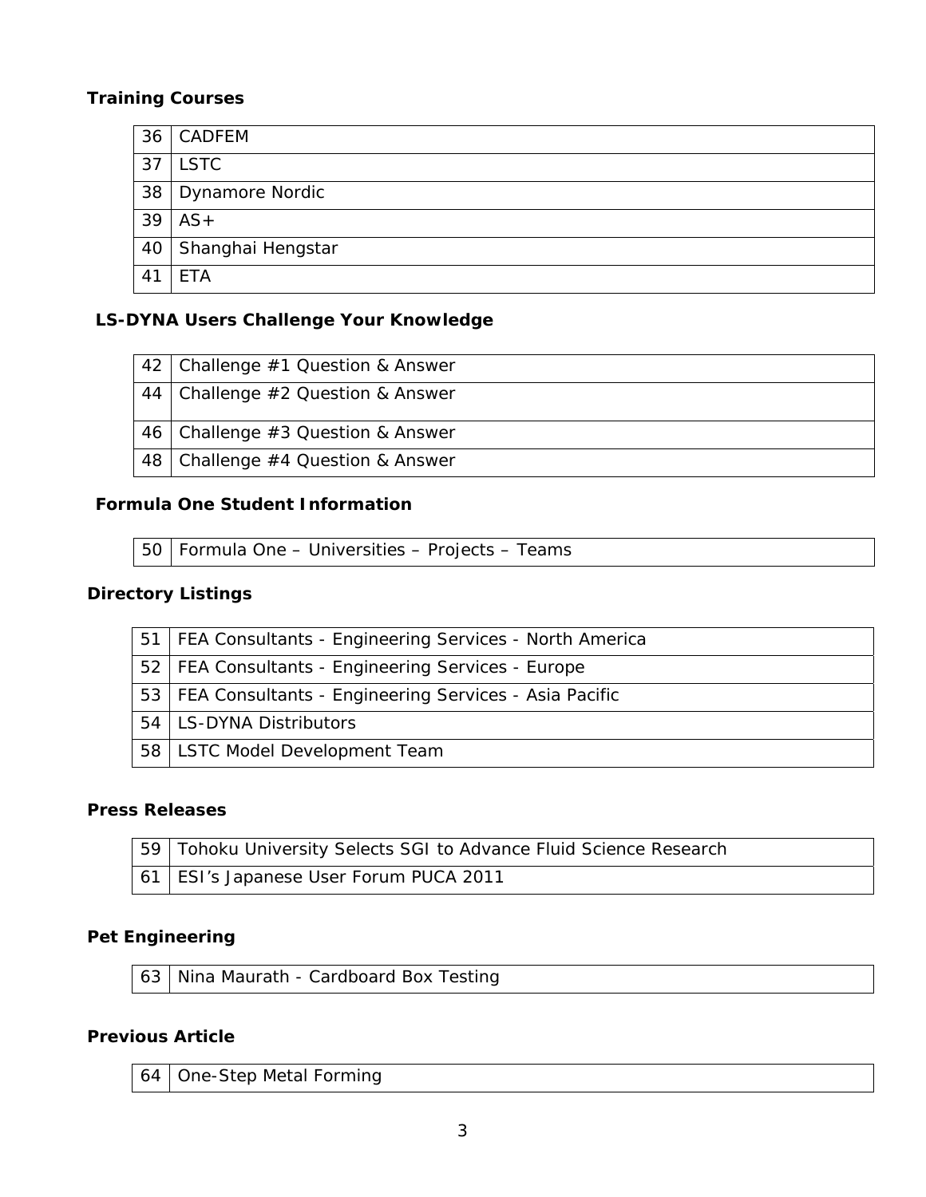**Training Courses**

| | |
|---|---|
| 36 | CADFEM |
| 37 | LSTC |
| 38 | Dynamore Nordic |
| 39 | AS+ |
| 40 | Shanghai Hengstar |
| 41 | ETA |

**LS-DYNA Users Challenge Your Knowledge**

| | |
|---|---|
| 42 | Challenge #1 Question & Answer |
| 44 | Challenge #2 Question & Answer |
| 46 | Challenge #3 Question & Answer |
| 48 | Challenge #4 Question & Answer |

**Formula One Student Information**

| | |
|---|---|
| 50 | Formula One – Universities – Projects – Teams |

**Directory Listings**

| | |
|---|---|
| 51 | FEA Consultants - Engineering Services - North America |
| 52 | FEA Consultants - Engineering Services - Europe |
| 53 | FEA Consultants - Engineering Services - Asia Pacific |
| 54 | LS-DYNA Distributors |
| 58 | LSTC Model Development Team |

**Press Releases**

| | |
|---|---|
| 59 | Tohoku University Selects SGI to Advance Fluid Science Research |
| 61 | ESI's Japanese User Forum PUCA 2011 |

**Pet Engineering**

| | |
|---|---|
| 63 | Nina Maurath - Cardboard Box Testing |

**Previous Article**

| | |
|---|---|
| 64 | One-Step Metal Forming |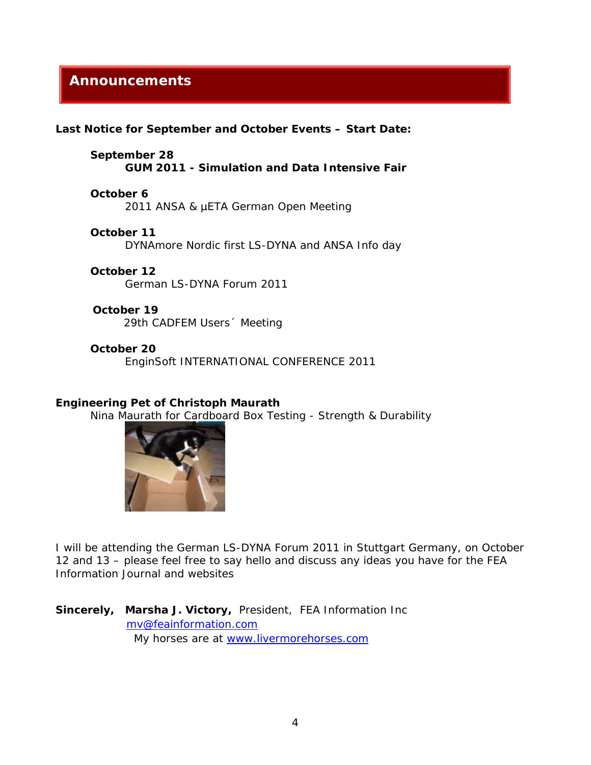## Announcements

**Last Notice for September and October Events – Start Date:**

**September 28**
**GUM 2011 - Simulation and Data Intensive Fair**

**October 6**
2011 ANSA & μETA German Open Meeting

**October 11**
DYNAmore Nordic first LS-DYNA and ANSA Info day

**October 12**
German LS-DYNA Forum 2011

**October 19**
29th CADFEM Users´ Meeting

**October 20**
EnginSoft INTERNATIONAL CONFERENCE 2011

**Engineering Pet of Christoph Maurath**
Nina Maurath for Cardboard Box Testing - Strength & Durability

I will be attending the German LS-DYNA Forum 2011 in Stuttgart Germany, on October 12 and 13 – please feel free to say hello and discuss any ideas you have for the FEA Information Journal and websites

**Sincerely,** **Marsha J. Victory,** President, FEA Information Inc
mv@feainformation.com
My horses are at www.livermorehorses.com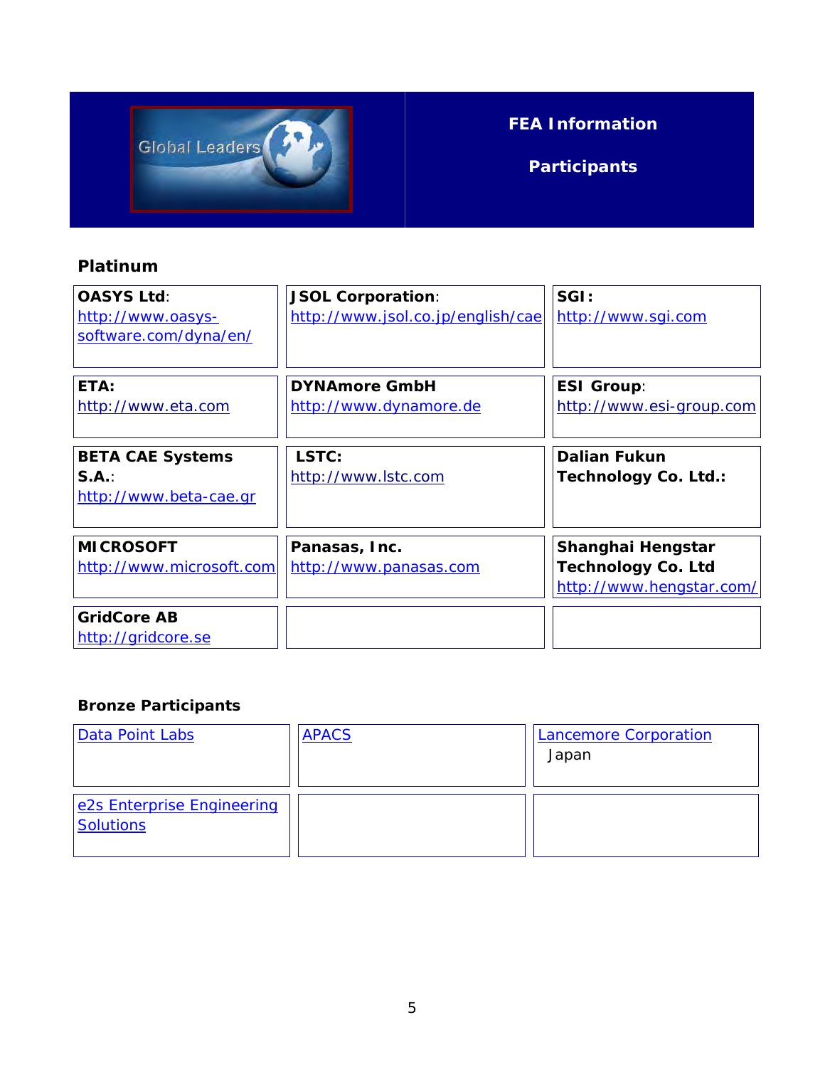Global Leaders

**FEA Information**

**Participants**

## Platinum

| | | |
|---|---|---|
| **OASYS Ltd**: http://www.oasys-software.com/dyna/en/ | **JSOL Corporation**: http://www.jsol.co.jp/english/cae | **SGI**: http://www.sgi.com |
| **ETA:** http://www.eta.com | **DYNAmore GmbH** http://www.dynamore.de | **ESI Group**: http://www.esi-group.com |
| **BETA CAE Systems S.A.**: http://www.beta-cae.gr | **LSTC:** http://www.lstc.com | **Dalian Fukun Technology Co. Ltd.:** |
| **MICROSOFT** http://www.microsoft.com | **Panasas, Inc.** http://www.panasas.com | **Shanghai Hengstar Technology Co. Ltd** http://www.hengstar.com/ |
| **GridCore AB** http://gridcore.se | | |

## Bronze Participants

| | | |
|---|---|---|
| Data Point Labs | APACS | Lancemore Corporation Japan |
| e2s Enterprise Engineering Solutions | | |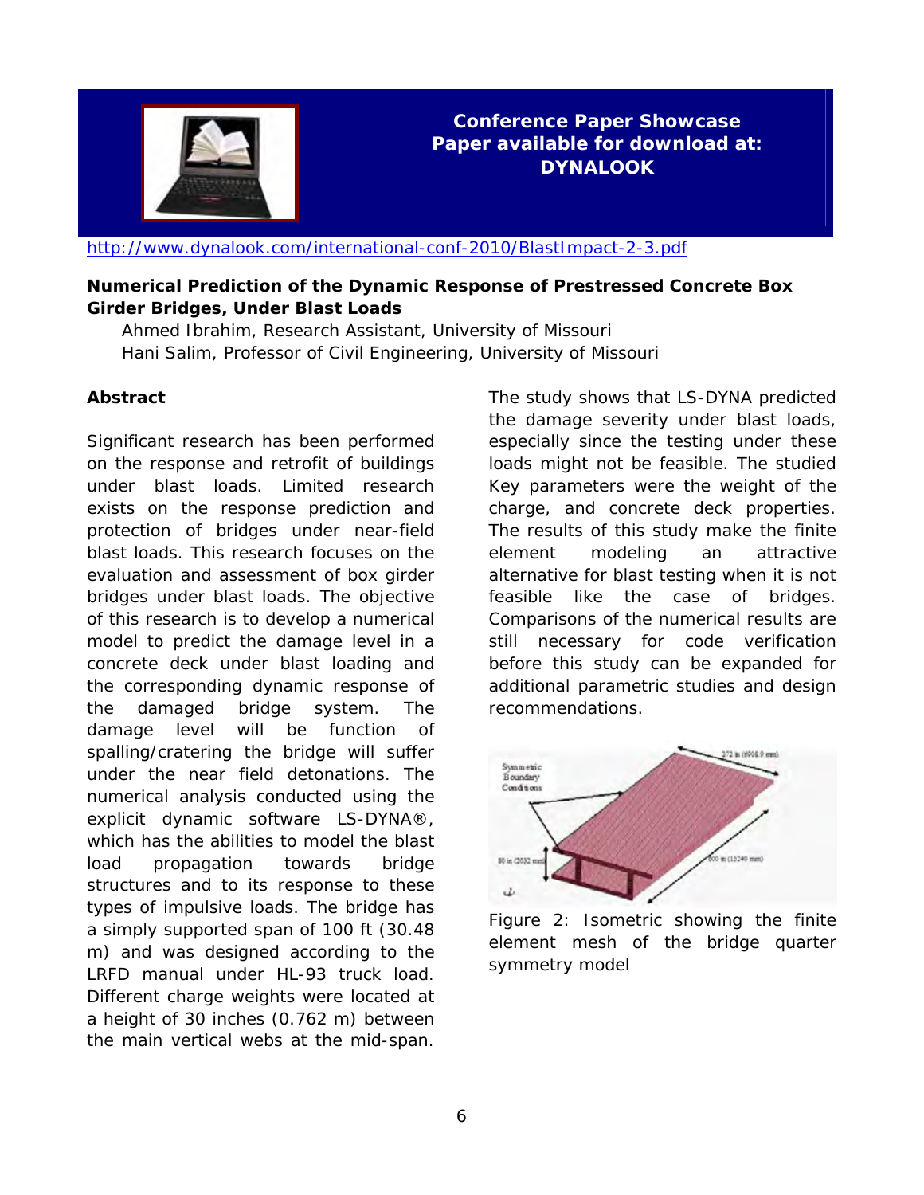**Conference Paper Showcase**
**Paper available for download at: DYNALOOK**

http://www.dynalook.com/international-conf-2010/BlastImpact-2-3.pdf

**Numerical Prediction of the Dynamic Response of Prestressed Concrete Box Girder Bridges, Under Blast Loads**

Ahmed Ibrahim, Research Assistant, University of Missouri
Hani Salim, Professor of Civil Engineering, University of Missouri

**Abstract**

Significant research has been performed on the response and retrofit of buildings under blast loads. Limited research exists on the response prediction and protection of bridges under near-field blast loads. This research focuses on the evaluation and assessment of box girder bridges under blast loads. The objective of this research is to develop a numerical model to predict the damage level in a concrete deck under blast loading and the corresponding dynamic response of the damaged bridge system. The damage level will be function of spalling/cratering the bridge will suffer under the near field detonations. The numerical analysis conducted using the explicit dynamic software LS-DYNA®, which has the abilities to model the blast load propagation towards bridge structures and to its response to these types of impulsive loads. The bridge has a simply supported span of 100 ft (30.48 m) and was designed according to the LRFD manual under HL-93 truck load. Different charge weights were located at a height of 30 inches (0.762 m) between the main vertical webs at the mid-span. The study shows that LS-DYNA predicted the damage severity under blast loads, especially since the testing under these loads might not be feasible. The studied Key parameters were the weight of the charge, and concrete deck properties. The results of this study make the finite element modeling an attractive alternative for blast testing when it is not feasible like the case of bridges. Comparisons of the numerical results are still necessary for code verification before this study can be expanded for additional parametric studies and design recommendations.

Figure 2: Isometric showing the finite element mesh of the bridge quarter symmetry model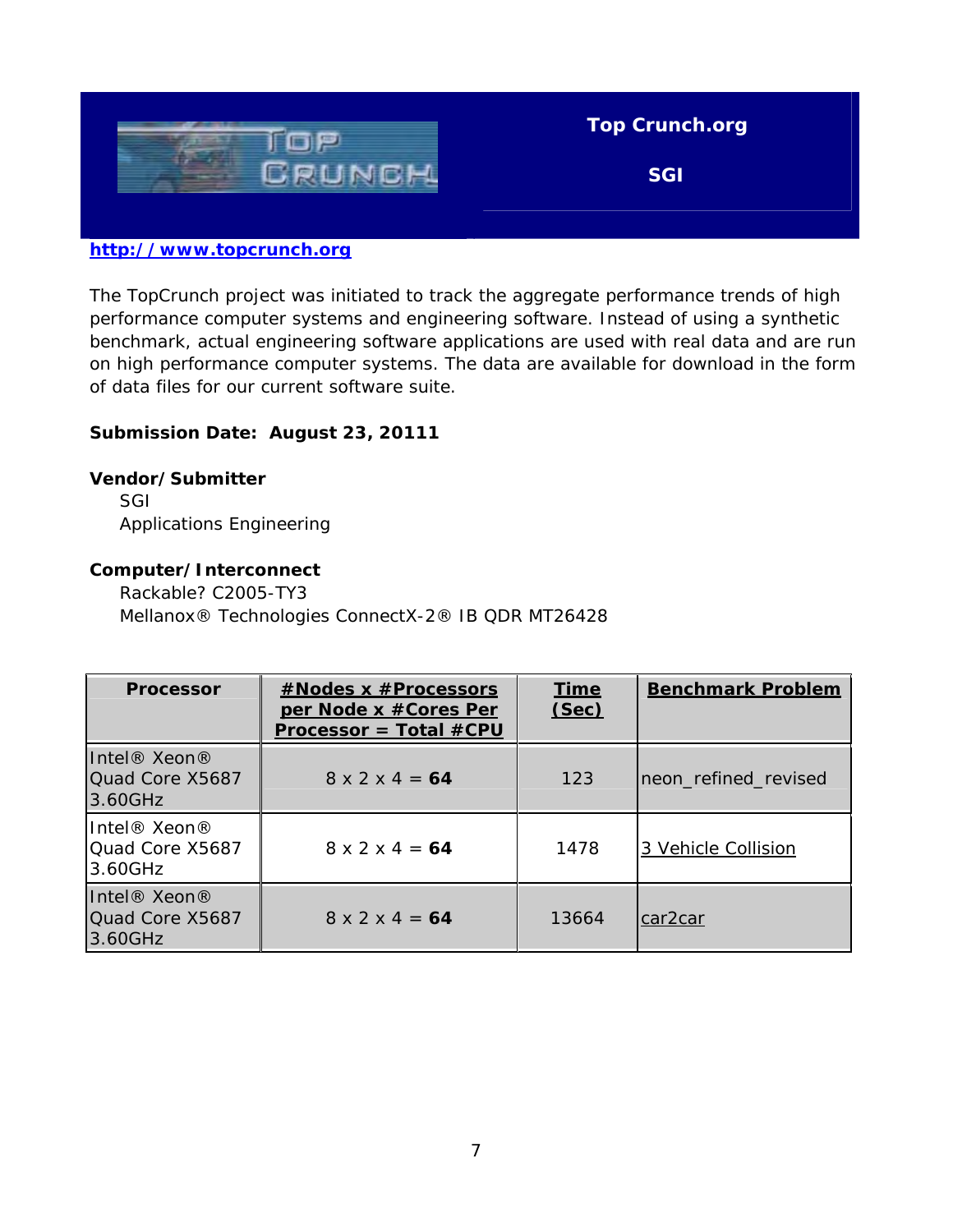**Top Crunch.org**

**SGI**

**http://www.topcrunch.org**

The TopCrunch project was initiated to track the aggregate performance trends of high performance computer systems and engineering software. Instead of using a synthetic benchmark, actual engineering software applications are used with real data and are run on high performance computer systems. The data are available for download in the form of data files for our current software suite.

**Submission Date: August 23, 20111**

**Vendor/Submitter**

SGI
Applications Engineering

**Computer/Interconnect**

Rackable? C2005-TY3
Mellanox® Technologies ConnectX-2® IB QDR MT26428

| Processor | #Nodes x #Processors per Node x #Cores Per Processor = Total #CPU | Time (Sec) | Benchmark Problem |
|---|---|---|---|
| Intel® Xeon® Quad Core X5687 3.60GHz | 8 x 2 x 4 = **64** | 123 | neon_refined_revised |
| Intel® Xeon® Quad Core X5687 3.60GHz | 8 x 2 x 4 = **64** | 1478 | 3 Vehicle Collision |
| Intel® Xeon® Quad Core X5687 3.60GHz | 8 x 2 x 4 = **64** | 13664 | car2car |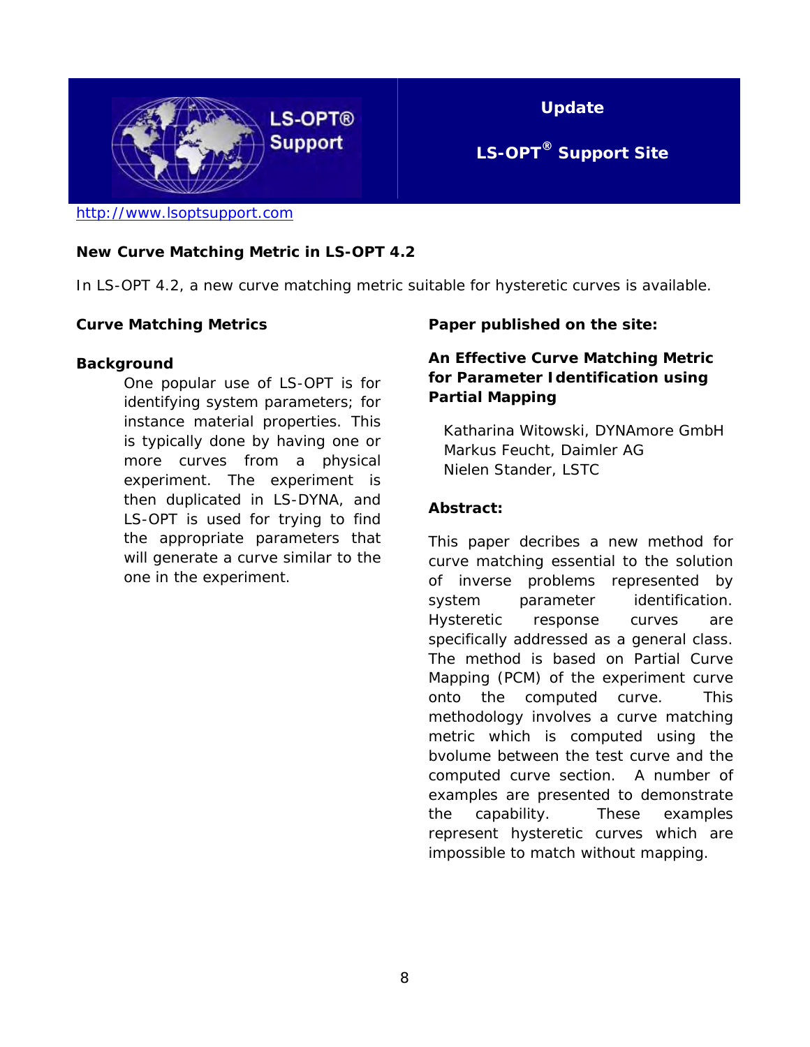**LS-OPT® Support**

**Update**

**LS-OPT® Support Site**

http://www.lsoptsupport.com

## New Curve Matching Metric in LS-OPT 4.2

In LS-OPT 4.2, a new curve matching metric suitable for hysteretic curves is available.

### Curve Matching Metrics

#### Background

One popular use of LS-OPT is for identifying system parameters; for instance material properties. This is typically done by having one or more curves from a physical experiment. The experiment is then duplicated in LS-DYNA, and LS-OPT is used for trying to find the appropriate parameters that will generate a curve similar to the one in the experiment.

### Paper published on the site:

#### An Effective Curve Matching Metric for Parameter Identification using Partial Mapping

Katharina Witowski, DYNAmore GmbH
Markus Feucht, Daimler AG
Nielen Stander, LSTC

#### Abstract:

This paper decribes a new method for curve matching essential to the solution of inverse problems represented by system parameter identification. Hysteretic response curves are specifically addressed as a general class. The method is based on Partial Curve Mapping (PCM) of the experiment curve onto the computed curve. This methodology involves a curve matching metric which is computed using the bvolume between the test curve and the computed curve section. A number of examples are presented to demonstrate the capability. These examples represent hysteretic curves which are impossible to match without mapping.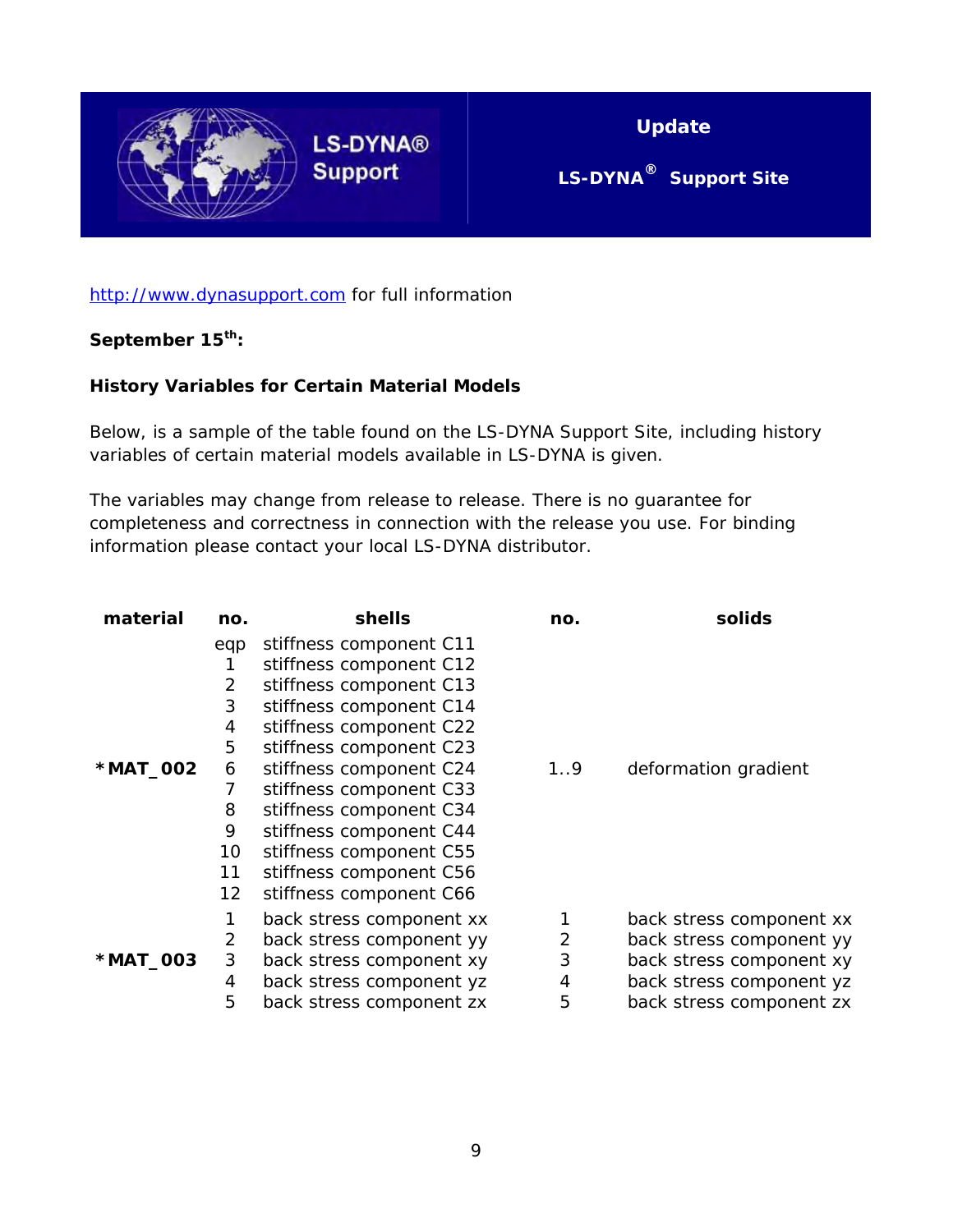LS-DYNA® Support

**Update**

**LS-DYNA® Support Site**

http://www.dynasupport.com for full information

**September 15th:**

**History Variables for Certain Material Models**

Below, is a sample of the table found on the LS-DYNA Support Site, including history variables of certain material models available in LS-DYNA is given.

The variables may change from release to release. There is no guarantee for completeness and correctness in connection with the release you use. For binding information please contact your local LS-DYNA distributor.

| material | no. | shells | no. | solids |
|---|---|---|---|---|
| *MAT_002 | eqp | stiffness component C11 | 1..9 | deformation gradient |
| | 1 | stiffness component C12 | | |
| | 2 | stiffness component C13 | | |
| | 3 | stiffness component C14 | | |
| | 4 | stiffness component C22 | | |
| | 5 | stiffness component C23 | | |
| | 6 | stiffness component C24 | | |
| | 7 | stiffness component C33 | | |
| | 8 | stiffness component C34 | | |
| | 9 | stiffness component C44 | | |
| | 10 | stiffness component C55 | | |
| | 11 | stiffness component C56 | | |
| | 12 | stiffness component C66 | | |
| *MAT_003 | 1 | back stress component xx | 1 | back stress component xx |
| | 2 | back stress component yy | 2 | back stress component yy |
| | 3 | back stress component xy | 3 | back stress component xy |
| | 4 | back stress component yz | 4 | back stress component yz |
| | 5 | back stress component zx | 5 | back stress component zx |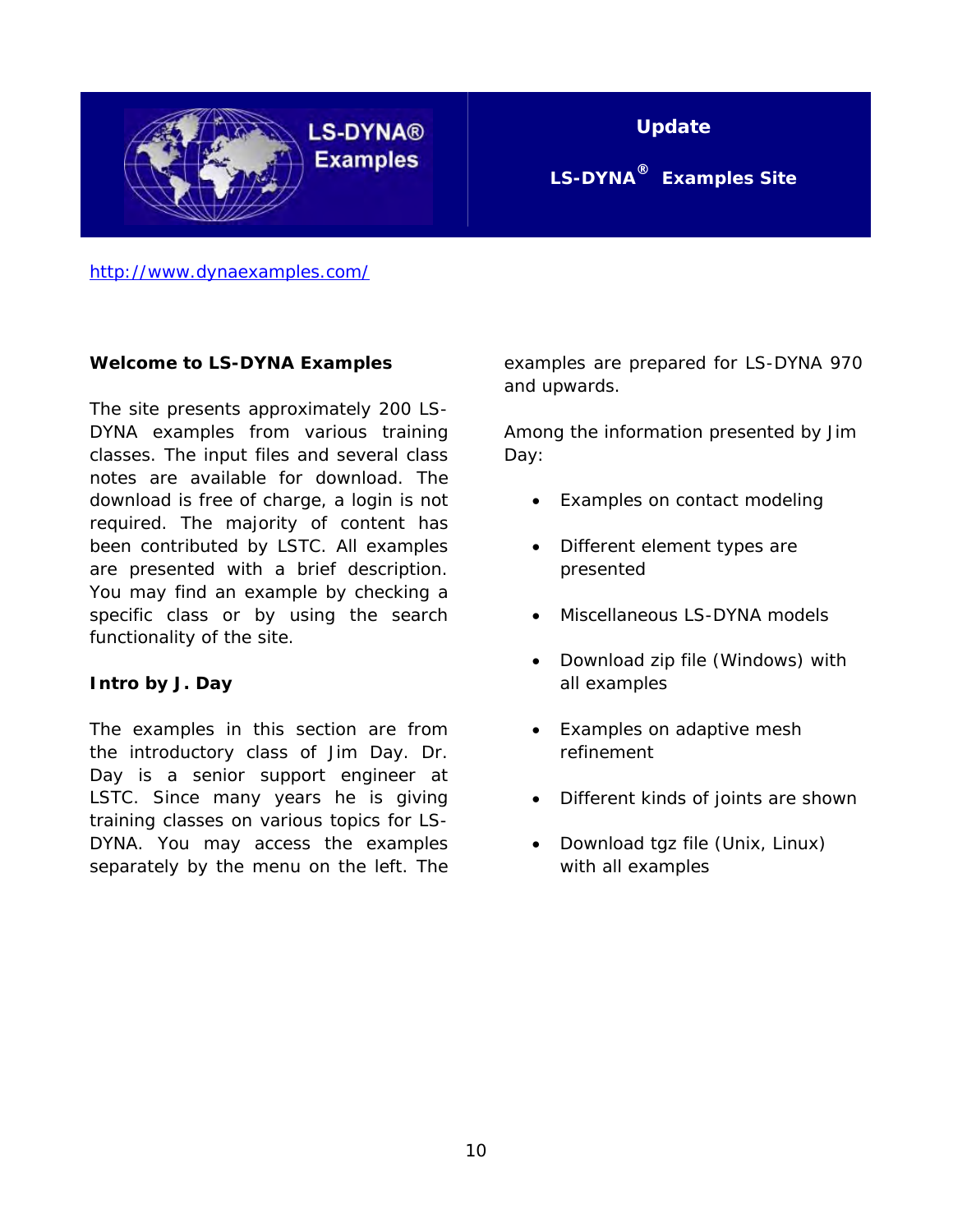LS-DYNA® Examples

# Update

## LS-DYNA® Examples Site

http://www.dynaexamples.com/

**Welcome to LS-DYNA Examples**

The site presents approximately 200 LS-DYNA examples from various training classes. The input files and several class notes are available for download. The download is free of charge, a login is not required. The majority of content has been contributed by LSTC. All examples are presented with a brief description. You may find an example by checking a specific class or by using the search functionality of the site.

**Intro by J. Day**

The examples in this section are from the introductory class of Jim Day. Dr. Day is a senior support engineer at LSTC. Since many years he is giving training classes on various topics for LS-DYNA. You may access the examples separately by the menu on the left. The examples are prepared for LS-DYNA 970 and upwards.

Among the information presented by Jim Day:

- Examples on contact modeling
- Different element types are presented
- Miscellaneous LS-DYNA models
- Download zip file (Windows) with all examples
- Examples on adaptive mesh refinement
- Different kinds of joints are shown
- Download tgz file (Unix, Linux) with all examples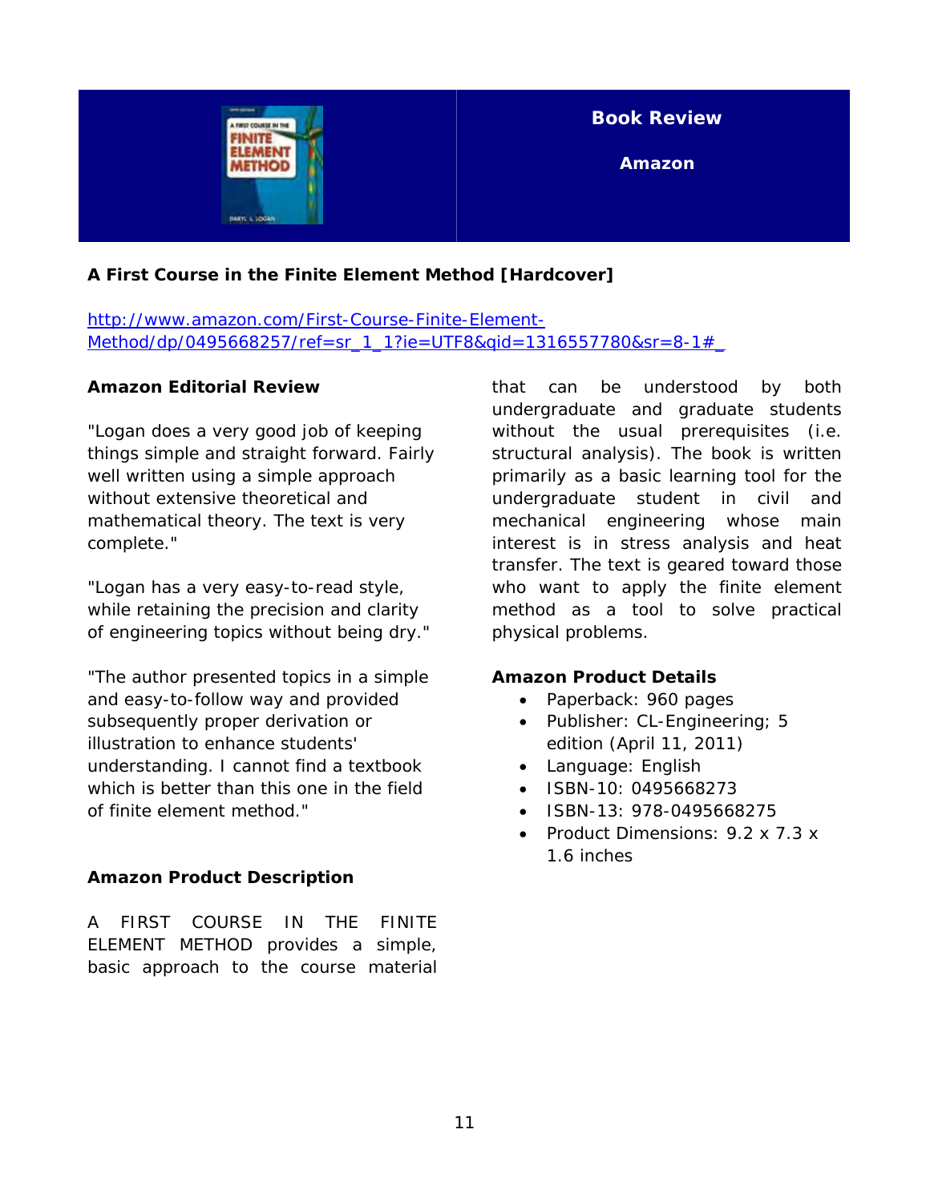**Book Review**

**Amazon**

**A First Course in the Finite Element Method [Hardcover]**

http://www.amazon.com/First-Course-Finite-Element-Method/dp/0495668257/ref=sr_1_1?ie=UTF8&qid=1316557780&sr=8-1#_

**Amazon Editorial Review**

"Logan does a very good job of keeping things simple and straight forward. Fairly well written using a simple approach without extensive theoretical and mathematical theory. The text is very complete."

"Logan has a very easy-to-read style, while retaining the precision and clarity of engineering topics without being dry."

"The author presented topics in a simple and easy-to-follow way and provided subsequently proper derivation or illustration to enhance students' understanding. I cannot find a textbook which is better than this one in the field of finite element method."

**Amazon Product Description**

A FIRST COURSE IN THE FINITE ELEMENT METHOD provides a simple, basic approach to the course material that can be understood by both undergraduate and graduate students without the usual prerequisites (i.e. structural analysis). The book is written primarily as a basic learning tool for the undergraduate student in civil and mechanical engineering whose main interest is in stress analysis and heat transfer. The text is geared toward those who want to apply the finite element method as a tool to solve practical physical problems.

**Amazon Product Details**

- Paperback: 960 pages
- Publisher: CL-Engineering; 5 edition (April 11, 2011)
- Language: English
- ISBN-10: 0495668273
- ISBN-13: 978-0495668275
- Product Dimensions: 9.2 x 7.3 x 1.6 inches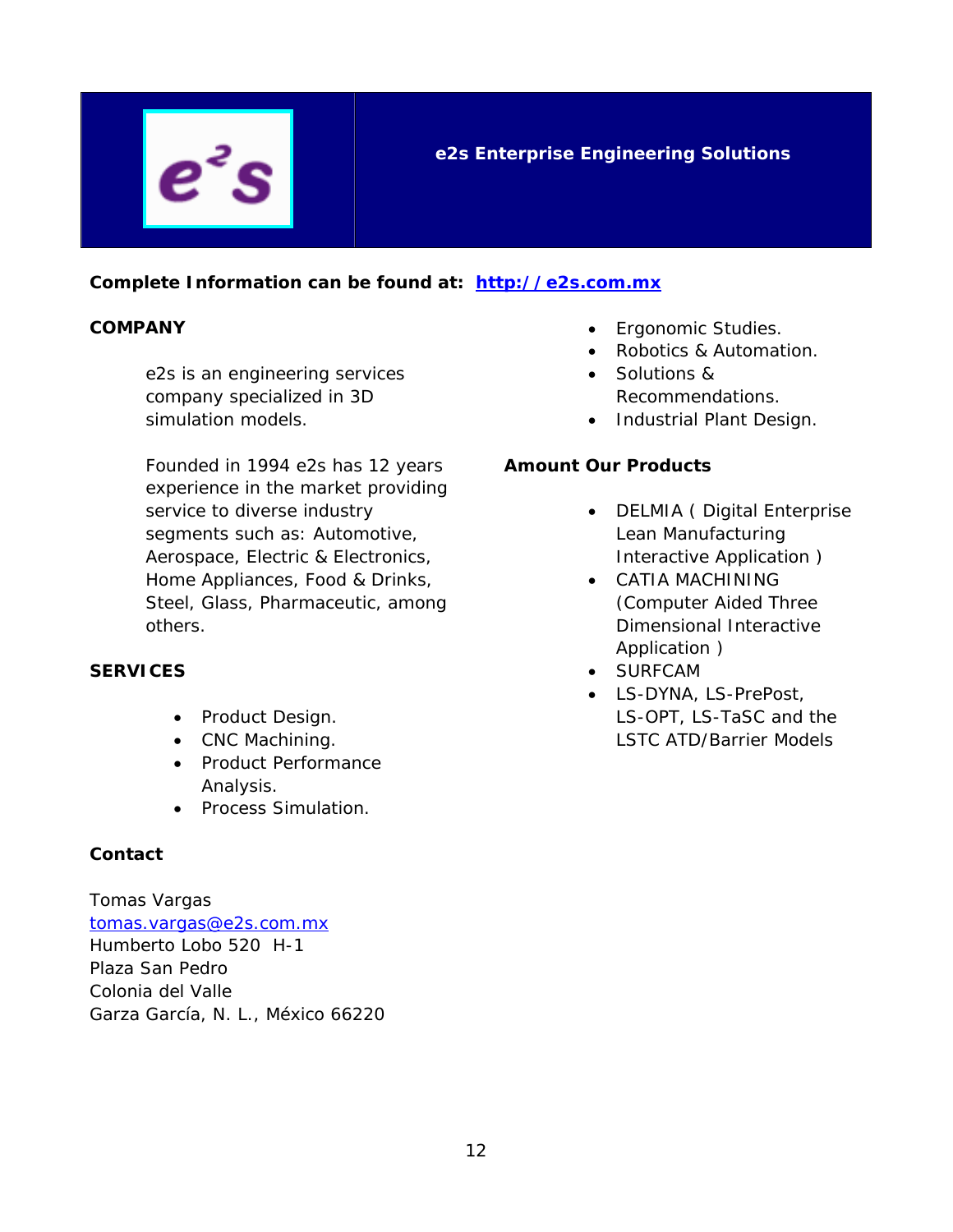## e2s Enterprise Engineering Solutions

**Complete Information can be found at: [http://e2s.com.mx](http://e2s.com.mx)**

### COMPANY

e2s is an engineering services company specialized in 3D simulation models.

Founded in 1994 e2s has 12 years experience in the market providing service to diverse industry segments such as: Automotive, Aerospace, Electric & Electronics, Home Appliances, Food & Drinks, Steel, Glass, Pharmaceutic, among others.

### SERVICES

- Product Design.
- CNC Machining.
- Product Performance Analysis.
- Process Simulation.
- Ergonomic Studies.
- Robotics & Automation.
- Solutions & Recommendations.
- Industrial Plant Design.

### Amount Our Products

- DELMIA ( Digital Enterprise Lean Manufacturing Interactive Application )
- CATIA MACHINING (Computer Aided Three Dimensional Interactive Application )
- SURFCAM
- LS-DYNA, LS-PrePost, LS-OPT, LS-TaSC and the LSTC ATD/Barrier Models

### Contact

Tomas Vargas
[tomas.vargas@e2s.com.mx](mailto:tomas.vargas@e2s.com.mx)
Humberto Lobo 520 H-1
Plaza San Pedro
Colonia del Valle
Garza García, N. L., México 66220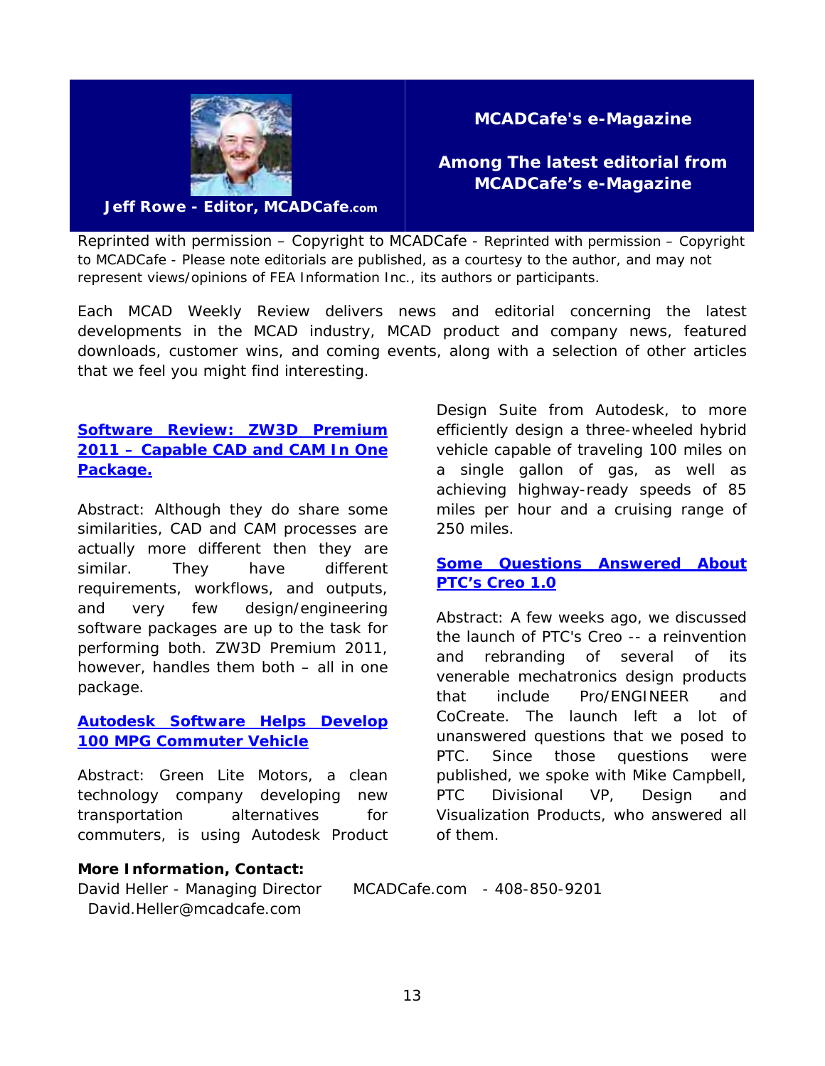Jeff Rowe - Editor, MCADCafe.com

**MCADCafe's e-Magazine**

**Among The latest editorial from MCADCafe's e-Magazine**

Reprinted with permission – Copyright to MCADCafe - Reprinted with permission – Copyright to MCADCafe - Please note editorials are published, as a courtesy to the author, and may not represent views/opinions of FEA Information Inc., its authors or participants.

Each MCAD Weekly Review delivers news and editorial concerning the latest developments in the MCAD industry, MCAD product and company news, featured downloads, customer wins, and coming events, along with a selection of other articles that we feel you might find interesting.

**Software Review: ZW3D Premium 2011 – Capable CAD and CAM In One Package.**

Abstract: Although they do share some similarities, CAD and CAM processes are actually more different then they are similar. They have different requirements, workflows, and outputs, and very few design/engineering software packages are up to the task for performing both. ZW3D Premium 2011, however, handles them both – all in one package.

**Autodesk Software Helps Develop 100 MPG Commuter Vehicle**

Abstract: Green Lite Motors, a clean technology company developing new transportation alternatives for commuters, is using Autodesk Product Design Suite from Autodesk, to more efficiently design a three-wheeled hybrid vehicle capable of traveling 100 miles on a single gallon of gas, as well as achieving highway-ready speeds of 85 miles per hour and a cruising range of 250 miles.

**Some Questions Answered About PTC's Creo 1.0**

Abstract: A few weeks ago, we discussed the launch of PTC's Creo -- a reinvention and rebranding of several of its venerable mechatronics design products that include Pro/ENGINEER and CoCreate. The launch left a lot of unanswered questions that we posed to PTC. Since those questions were published, we spoke with Mike Campbell, PTC Divisional VP, Design and Visualization Products, who answered all of them.

**More Information, Contact:**

David Heller - Managing Director MCADCafe.com - 408-850-9201
David.Heller@mcadcafe.com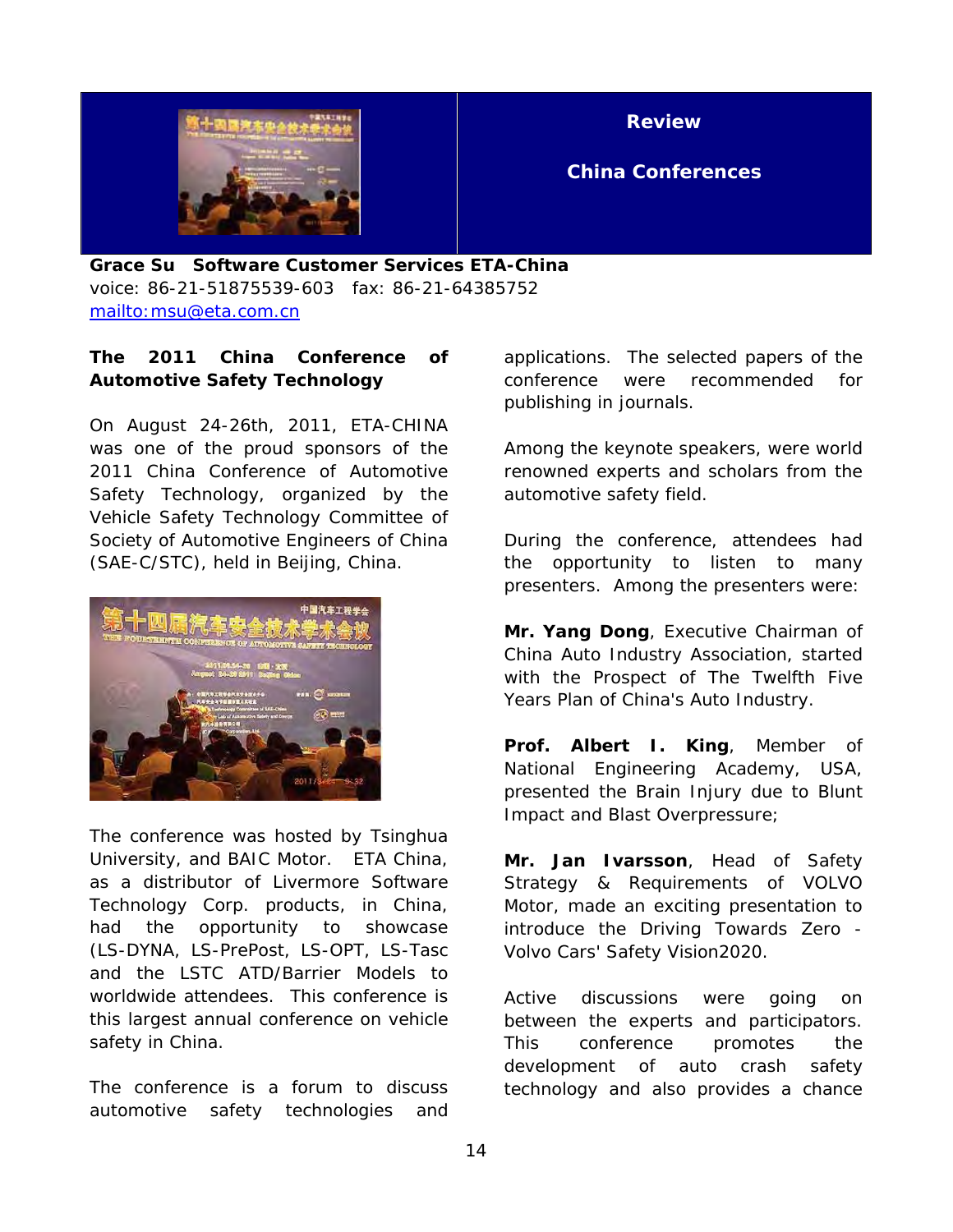**Review**

**China Conferences**

**Grace Su  Software Customer Services ETA-China**
voice: 86-21-51875539-603  fax: 86-21-64385752
mailto:msu@eta.com.cn

## The 2011 China Conference of Automotive Safety Technology

On August 24-26th, 2011, ETA-CHINA was one of the proud sponsors of the 2011 China Conference of Automotive Safety Technology, organized by the Vehicle Safety Technology Committee of Society of Automotive Engineers of China (SAE-C/STC), held in Beijing, China.

The conference was hosted by Tsinghua University, and BAIC Motor. ETA China, as a distributor of Livermore Software Technology Corp. products, in China, had the opportunity to showcase (LS-DYNA, LS-PrePost, LS-OPT, LS-Tasc and the LSTC ATD/Barrier Models to worldwide attendees. This conference is this largest annual conference on vehicle safety in China.

The conference is a forum to discuss automotive safety technologies and applications. The selected papers of the conference were recommended for publishing in journals.

Among the keynote speakers, were world renowned experts and scholars from the automotive safety field.

During the conference, attendees had the opportunity to listen to many presenters. Among the presenters were:

**Mr. Yang Dong**, Executive Chairman of China Auto Industry Association, started with the Prospect of The Twelfth Five Years Plan of China's Auto Industry.

**Prof. Albert I. King**, Member of National Engineering Academy, USA, presented the Brain Injury due to Blunt Impact and Blast Overpressure;

**Mr. Jan Ivarsson**, Head of Safety Strategy & Requirements of VOLVO Motor, made an exciting presentation to introduce the Driving Towards Zero - Volvo Cars' Safety Vision2020.

Active discussions were going on between the experts and participators. This conference promotes the development of auto crash safety technology and also provides a chance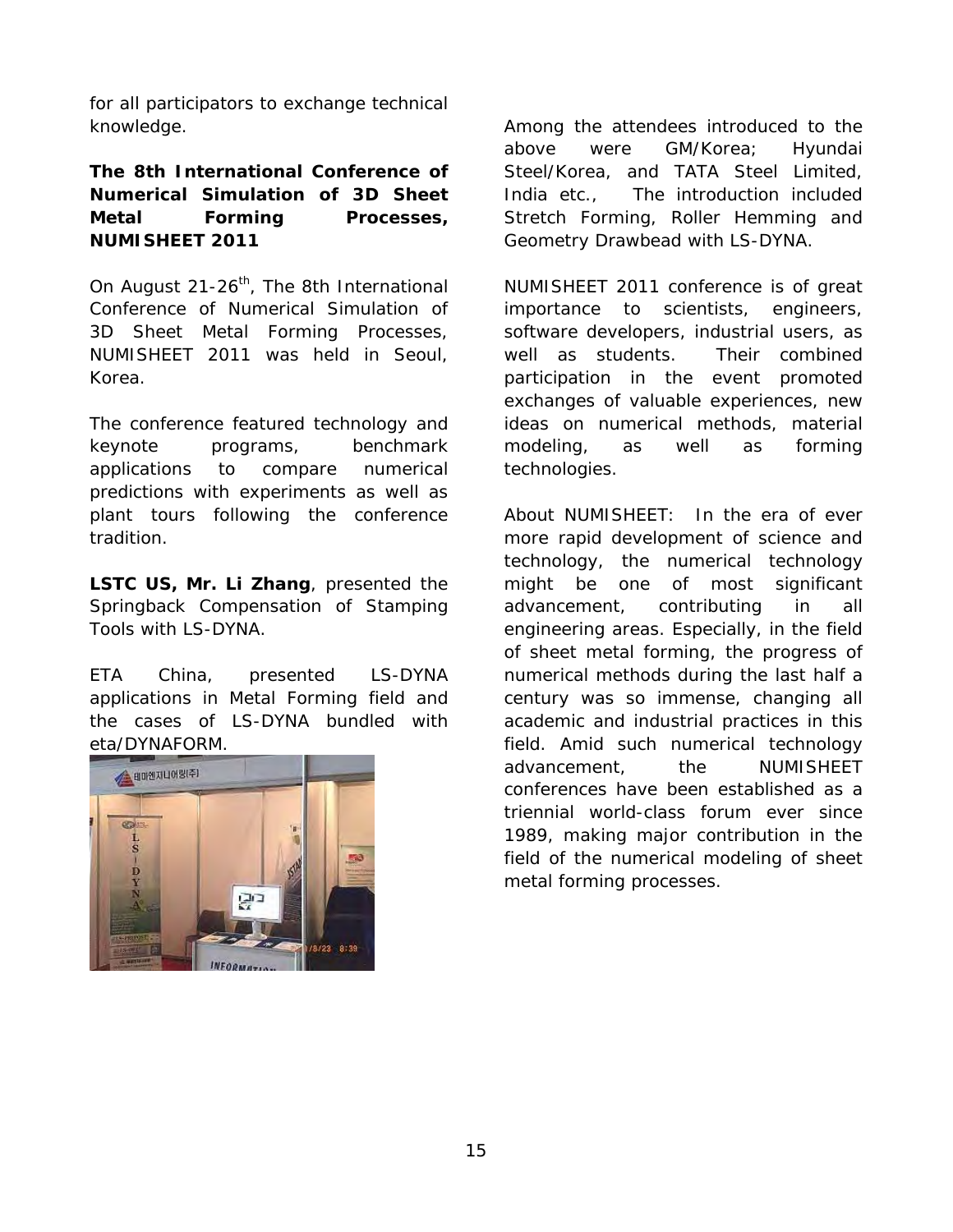for all participators to exchange technical knowledge.

**The 8th International Conference of Numerical Simulation of 3D Sheet Metal Forming Processes, NUMISHEET 2011**

On August 21-26th, The 8th International Conference of Numerical Simulation of 3D Sheet Metal Forming Processes, NUMISHEET 2011 was held in Seoul, Korea.

The conference featured technology and keynote programs, benchmark applications to compare numerical predictions with experiments as well as plant tours following the conference tradition.

**LSTC US, Mr. Li Zhang**, presented the Springback Compensation of Stamping Tools with LS-DYNA.

ETA China, presented LS-DYNA applications in Metal Forming field and the cases of LS-DYNA bundled with eta/DYNAFORM.

Among the attendees introduced to the above were GM/Korea; Hyundai Steel/Korea, and TATA Steel Limited, India etc., The introduction included Stretch Forming, Roller Hemming and Geometry Drawbead with LS-DYNA.

NUMISHEET 2011 conference is of great importance to scientists, engineers, software developers, industrial users, as well as students. Their combined participation in the event promoted exchanges of valuable experiences, new ideas on numerical methods, material modeling, as well as forming technologies.

About NUMISHEET: In the era of ever more rapid development of science and technology, the numerical technology might be one of most significant advancement, contributing in all engineering areas. Especially, in the field of sheet metal forming, the progress of numerical methods during the last half a century was so immense, changing all academic and industrial practices in this field. Amid such numerical technology advancement, the NUMISHEET conferences have been established as a triennial world-class forum ever since 1989, making major contribution in the field of the numerical modeling of sheet metal forming processes.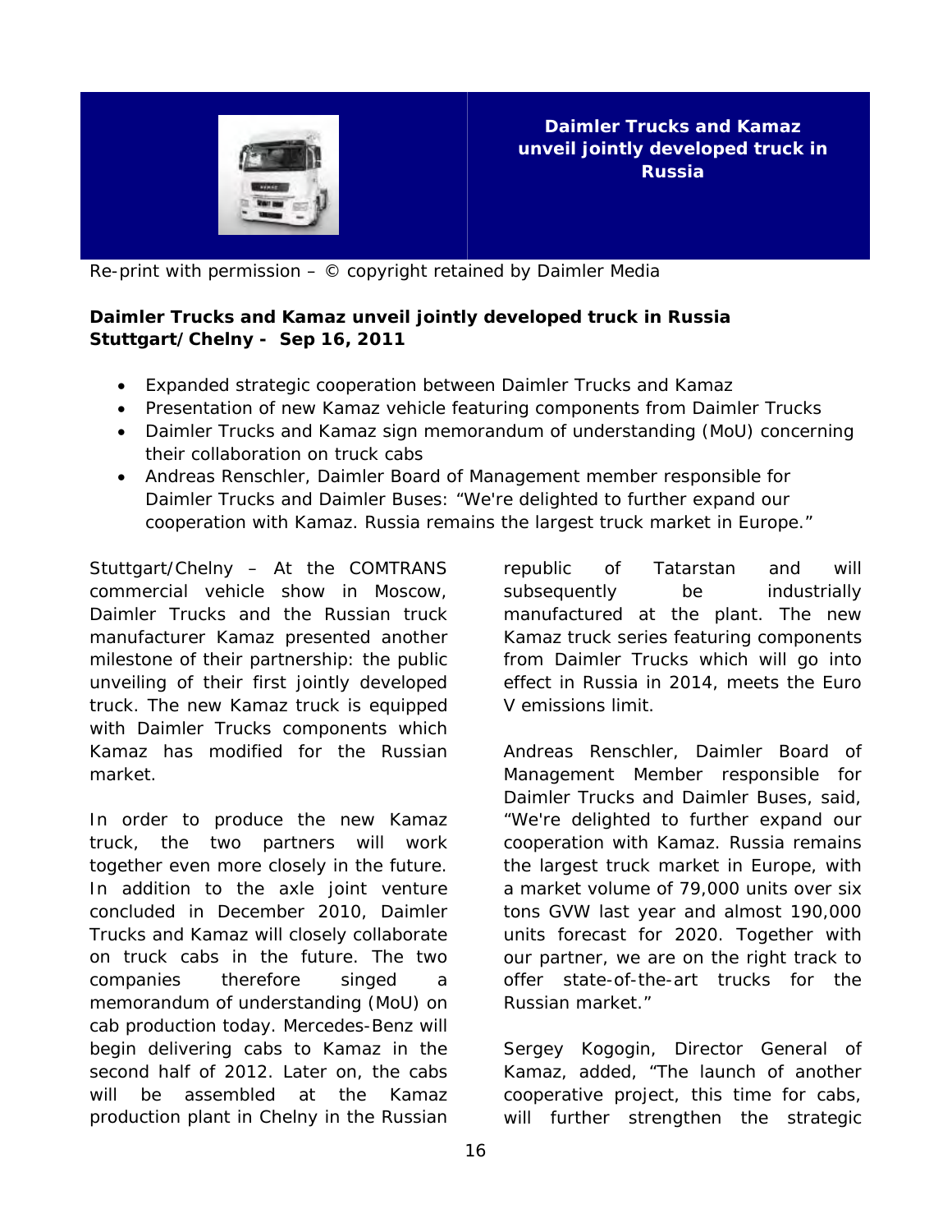**Daimler Trucks and Kamaz unveil jointly developed truck in Russia**

Re-print with permission – © copyright retained by Daimler Media

**Daimler Trucks and Kamaz unveil jointly developed truck in Russia**
**Stuttgart/Chelny - Sep 16, 2011**

- Expanded strategic cooperation between Daimler Trucks and Kamaz
- Presentation of new Kamaz vehicle featuring components from Daimler Trucks
- Daimler Trucks and Kamaz sign memorandum of understanding (MoU) concerning their collaboration on truck cabs
- Andreas Renschler, Daimler Board of Management member responsible for Daimler Trucks and Daimler Buses: "We're delighted to further expand our cooperation with Kamaz. Russia remains the largest truck market in Europe."

Stuttgart/Chelny – At the COMTRANS commercial vehicle show in Moscow, Daimler Trucks and the Russian truck manufacturer Kamaz presented another milestone of their partnership: the public unveiling of their first jointly developed truck. The new Kamaz truck is equipped with Daimler Trucks components which Kamaz has modified for the Russian market.

In order to produce the new Kamaz truck, the two partners will work together even more closely in the future. In addition to the axle joint venture concluded in December 2010, Daimler Trucks and Kamaz will closely collaborate on truck cabs in the future. The two companies therefore singed a memorandum of understanding (MoU) on cab production today. Mercedes-Benz will begin delivering cabs to Kamaz in the second half of 2012. Later on, the cabs will be assembled at the Kamaz production plant in Chelny in the Russian republic of Tatarstan and will subsequently be industrially manufactured at the plant. The new Kamaz truck series featuring components from Daimler Trucks which will go into effect in Russia in 2014, meets the Euro V emissions limit.

Andreas Renschler, Daimler Board of Management Member responsible for Daimler Trucks and Daimler Buses, said, "We're delighted to further expand our cooperation with Kamaz. Russia remains the largest truck market in Europe, with a market volume of 79,000 units over six tons GVW last year and almost 190,000 units forecast for 2020. Together with our partner, we are on the right track to offer state-of-the-art trucks for the Russian market."

Sergey Kogogin, Director General of Kamaz, added, "The launch of another cooperative project, this time for cabs, will further strengthen the strategic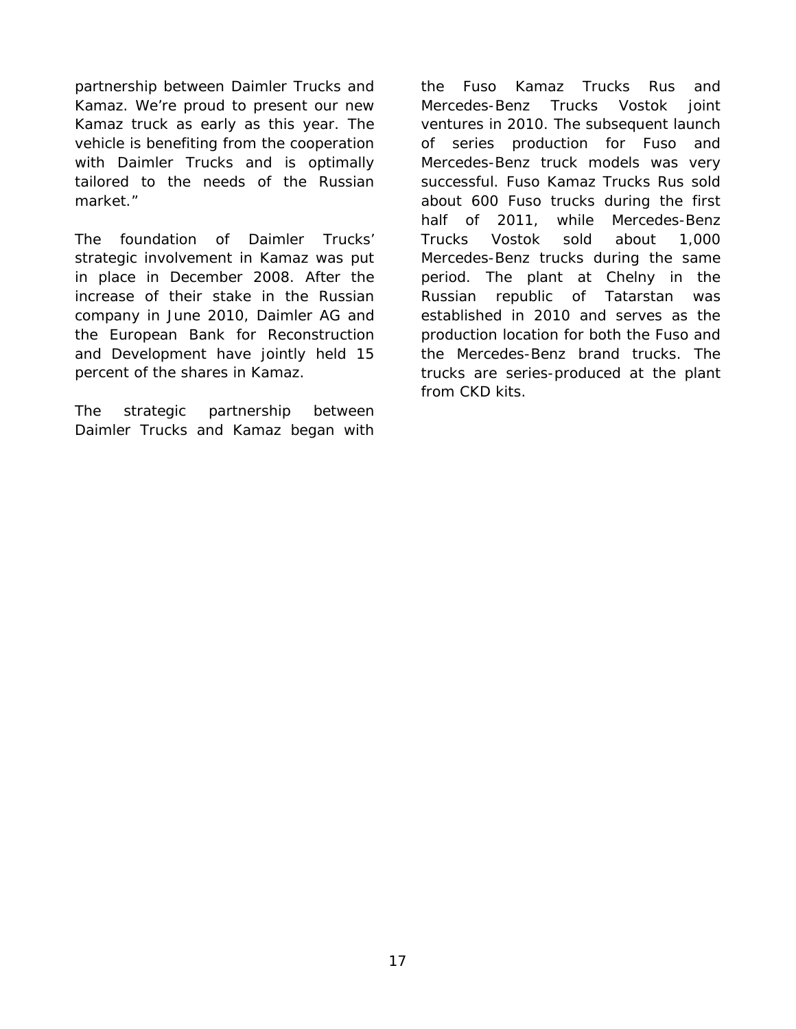partnership between Daimler Trucks and Kamaz. We're proud to present our new Kamaz truck as early as this year. The vehicle is benefiting from the cooperation with Daimler Trucks and is optimally tailored to the needs of the Russian market."

The foundation of Daimler Trucks' strategic involvement in Kamaz was put in place in December 2008. After the increase of their stake in the Russian company in June 2010, Daimler AG and the European Bank for Reconstruction and Development have jointly held 15 percent of the shares in Kamaz.

The strategic partnership between Daimler Trucks and Kamaz began with the Fuso Kamaz Trucks Rus and Mercedes-Benz Trucks Vostok joint ventures in 2010. The subsequent launch of series production for Fuso and Mercedes-Benz truck models was very successful. Fuso Kamaz Trucks Rus sold about 600 Fuso trucks during the first half of 2011, while Mercedes-Benz Trucks Vostok sold about 1,000 Mercedes-Benz trucks during the same period. The plant at Chelny in the Russian republic of Tatarstan was established in 2010 and serves as the production location for both the Fuso and the Mercedes-Benz brand trucks. The trucks are series-produced at the plant from CKD kits.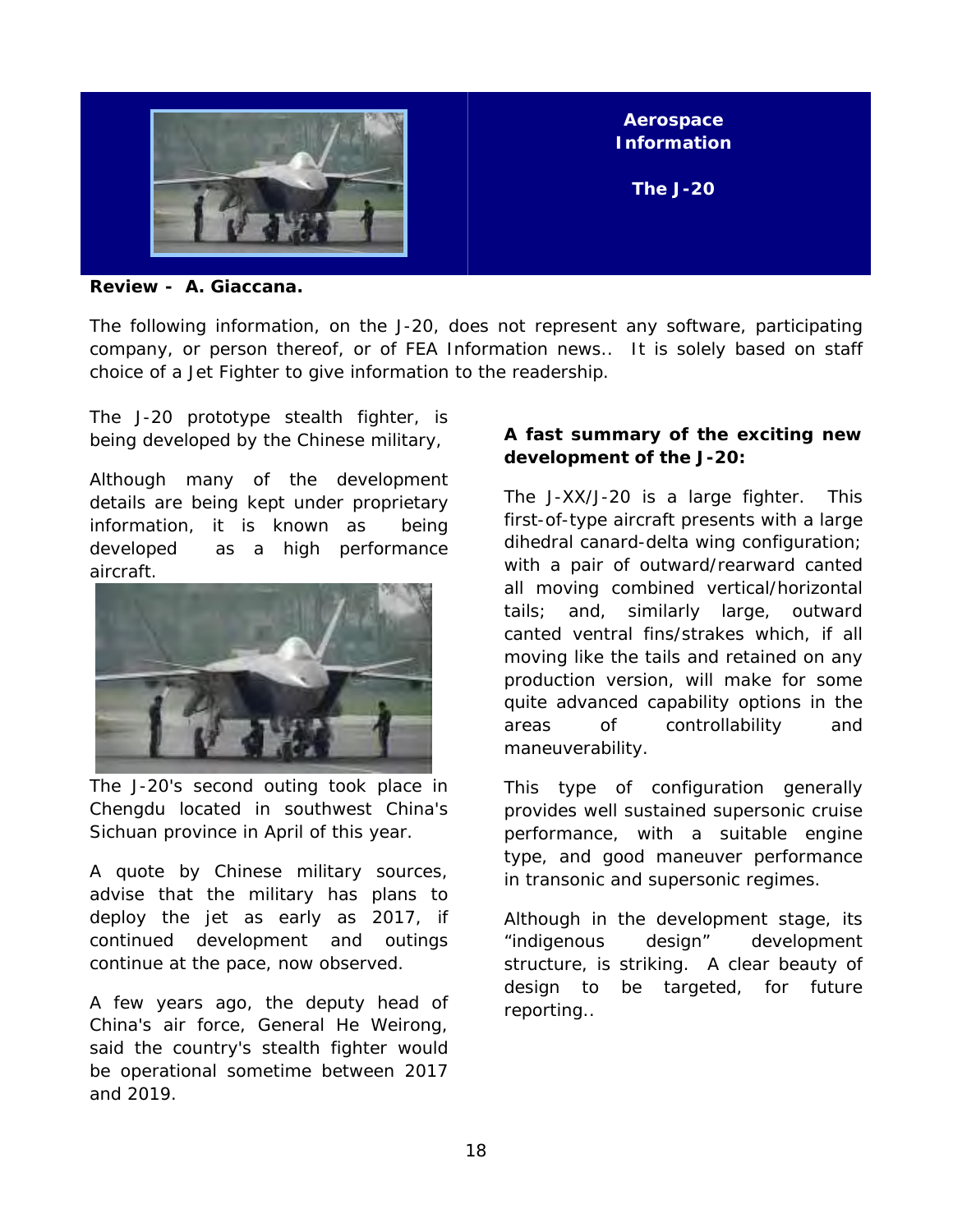**Aerospace Information**

**The J-20**

**Review - A. Giaccana.**

The following information, on the J-20, does not represent any software, participating company, or person thereof, or of FEA Information news.. It is solely based on staff choice of a Jet Fighter to give information to the readership.

The J-20 prototype stealth fighter, is being developed by the Chinese military,

Although many of the development details are being kept under proprietary information, it is known as being developed as a high performance aircraft.

The J-20's second outing took place in Chengdu located in southwest China's Sichuan province in April of this year.

A quote by Chinese military sources, advise that the military has plans to deploy the jet as early as 2017, if continued development and outings continue at the pace, now observed.

A few years ago, the deputy head of China's air force, General He Weirong, said the country's stealth fighter would be operational sometime between 2017 and 2019.

**A fast summary of the exciting new development of the J-20:**

The J-XX/J-20 is a large fighter. This first-of-type aircraft presents with a large dihedral canard-delta wing configuration; with a pair of outward/rearward canted all moving combined vertical/horizontal tails; and, similarly large, outward canted ventral fins/strakes which, if all moving like the tails and retained on any production version, will make for some quite advanced capability options in the areas of controllability and maneuverability.

This type of configuration generally provides well sustained supersonic cruise performance, with a suitable engine type, and good maneuver performance in transonic and supersonic regimes.

Although in the development stage, its "indigenous design" development structure, is striking. A clear beauty of design to be targeted, for future reporting..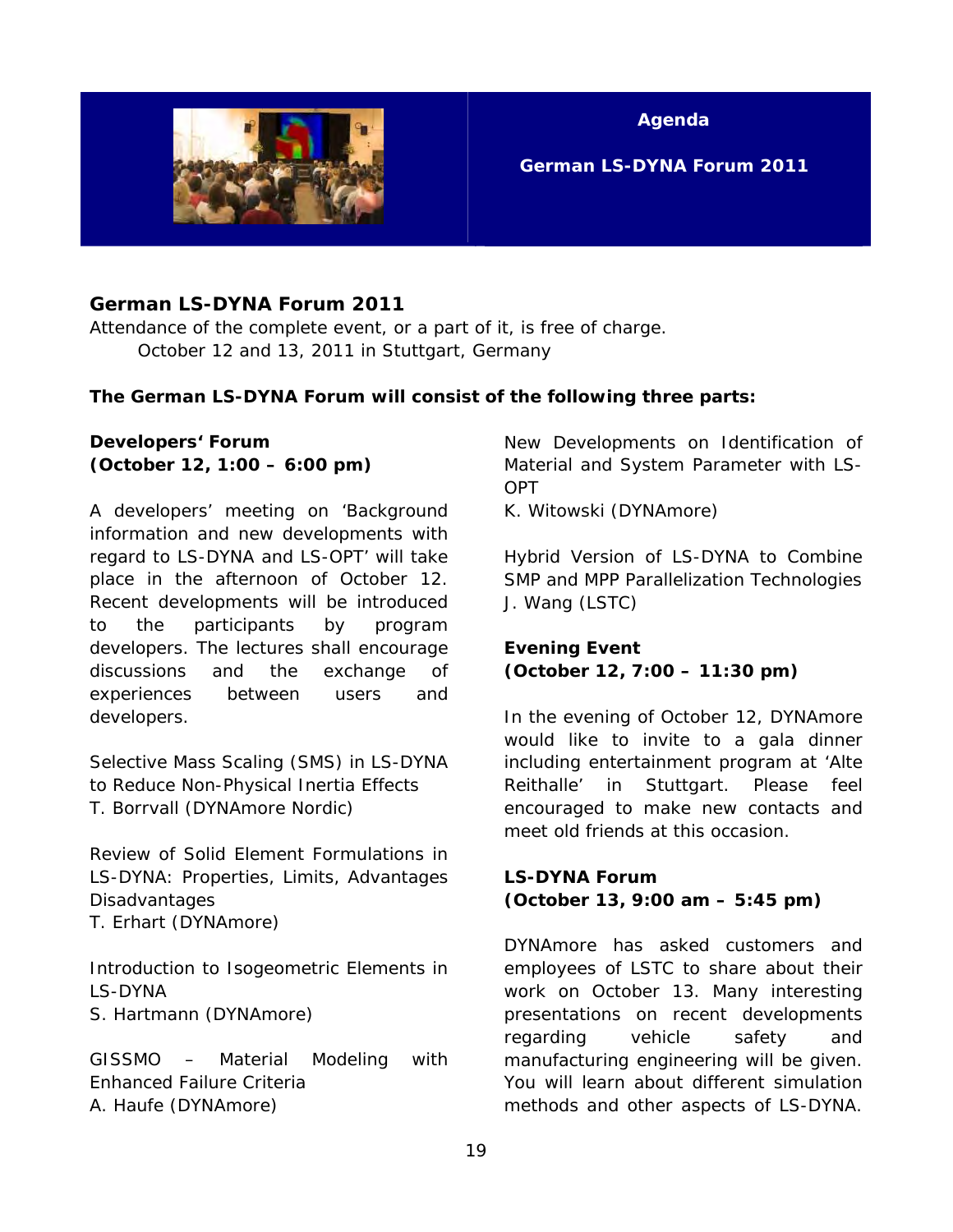**Agenda**

**German LS-DYNA Forum 2011**

## German LS-DYNA Forum 2011

Attendance of the complete event, or a part of it, is free of charge.
October 12 and 13, 2011 in Stuttgart, Germany

**The German LS-DYNA Forum will consist of the following three parts:**

### Developers' Forum (October 12, 1:00 – 6:00 pm)

A developers' meeting on 'Background information and new developments with regard to LS-DYNA and LS-OPT' will take place in the afternoon of October 12. Recent developments will be introduced to the participants by program developers. The lectures shall encourage discussions and the exchange of experiences between users and developers.

Selective Mass Scaling (SMS) in LS-DYNA to Reduce Non-Physical Inertia Effects
T. Borrvall (DYNAmore Nordic)

Review of Solid Element Formulations in LS-DYNA: Properties, Limits, Advantages Disadvantages
T. Erhart (DYNAmore)

Introduction to Isogeometric Elements in LS-DYNA
S. Hartmann (DYNAmore)

GISSMO – Material Modeling with Enhanced Failure Criteria
A. Haufe (DYNAmore)

New Developments on Identification of Material and System Parameter with LS-OPT
K. Witowski (DYNAmore)

Hybrid Version of LS-DYNA to Combine SMP and MPP Parallelization Technologies
J. Wang (LSTC)

### Evening Event (October 12, 7:00 – 11:30 pm)

In the evening of October 12, DYNAmore would like to invite to a gala dinner including entertainment program at 'Alte Reithalle' in Stuttgart. Please feel encouraged to make new contacts and meet old friends at this occasion.

### LS-DYNA Forum (October 13, 9:00 am – 5:45 pm)

DYNAmore has asked customers and employees of LSTC to share about their work on October 13. Many interesting presentations on recent developments regarding vehicle safety and manufacturing engineering will be given. You will learn about different simulation methods and other aspects of LS-DYNA.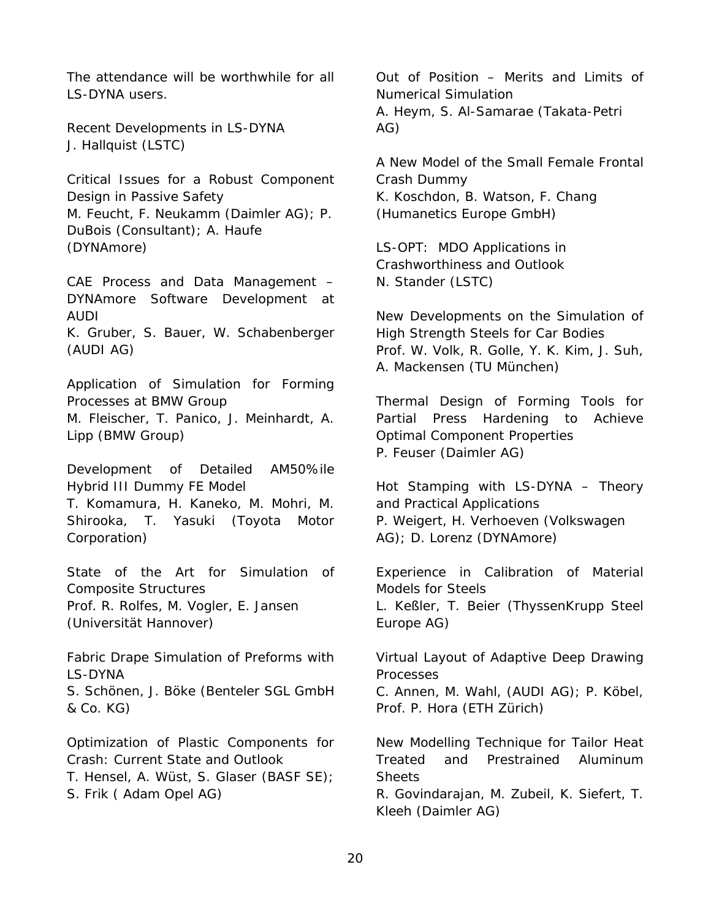The attendance will be worthwhile for all LS-DYNA users.

Recent Developments in LS-DYNA
J. Hallquist (LSTC)

Critical Issues for a Robust Component Design in Passive Safety
M. Feucht, F. Neukamm (Daimler AG); P. DuBois (Consultant); A. Haufe (DYNAmore)

CAE Process and Data Management – DYNAmore Software Development at AUDI
K. Gruber, S. Bauer, W. Schabenberger (AUDI AG)

Application of Simulation for Forming Processes at BMW Group
M. Fleischer, T. Panico, J. Meinhardt, A. Lipp (BMW Group)

Development of Detailed AM50%ile Hybrid III Dummy FE Model
T. Komamura, H. Kaneko, M. Mohri, M. Shirooka, T. Yasuki (Toyota Motor Corporation)

State of the Art for Simulation of Composite Structures
Prof. R. Rolfes, M. Vogler, E. Jansen (Universität Hannover)

Fabric Drape Simulation of Preforms with LS-DYNA
S. Schönen, J. Böke (Benteler SGL GmbH & Co. KG)

Optimization of Plastic Components for Crash: Current State and Outlook
T. Hensel, A. Wüst, S. Glaser (BASF SE); S. Frik ( Adam Opel AG)

Out of Position – Merits and Limits of Numerical Simulation
A. Heym, S. Al-Samarae (Takata-Petri AG)

A New Model of the Small Female Frontal Crash Dummy
K. Koschdon, B. Watson, F. Chang (Humanetics Europe GmbH)

LS-OPT: MDO Applications in Crashworthiness and Outlook
N. Stander (LSTC)

New Developments on the Simulation of High Strength Steels for Car Bodies
Prof. W. Volk, R. Golle, Y. K. Kim, J. Suh, A. Mackensen (TU München)

Thermal Design of Forming Tools for Partial Press Hardening to Achieve Optimal Component Properties
P. Feuser (Daimler AG)

Hot Stamping with LS-DYNA – Theory and Practical Applications
P. Weigert, H. Verhoeven (Volkswagen AG); D. Lorenz (DYNAmore)

Experience in Calibration of Material Models for Steels
L. Keßler, T. Beier (ThyssenKrupp Steel Europe AG)

Virtual Layout of Adaptive Deep Drawing Processes
C. Annen, M. Wahl, (AUDI AG); P. Köbel, Prof. P. Hora (ETH Zürich)

New Modelling Technique for Tailor Heat Treated and Prestrained Aluminum Sheets
R. Govindarajan, M. Zubeil, K. Siefert, T. Kleeh (Daimler AG)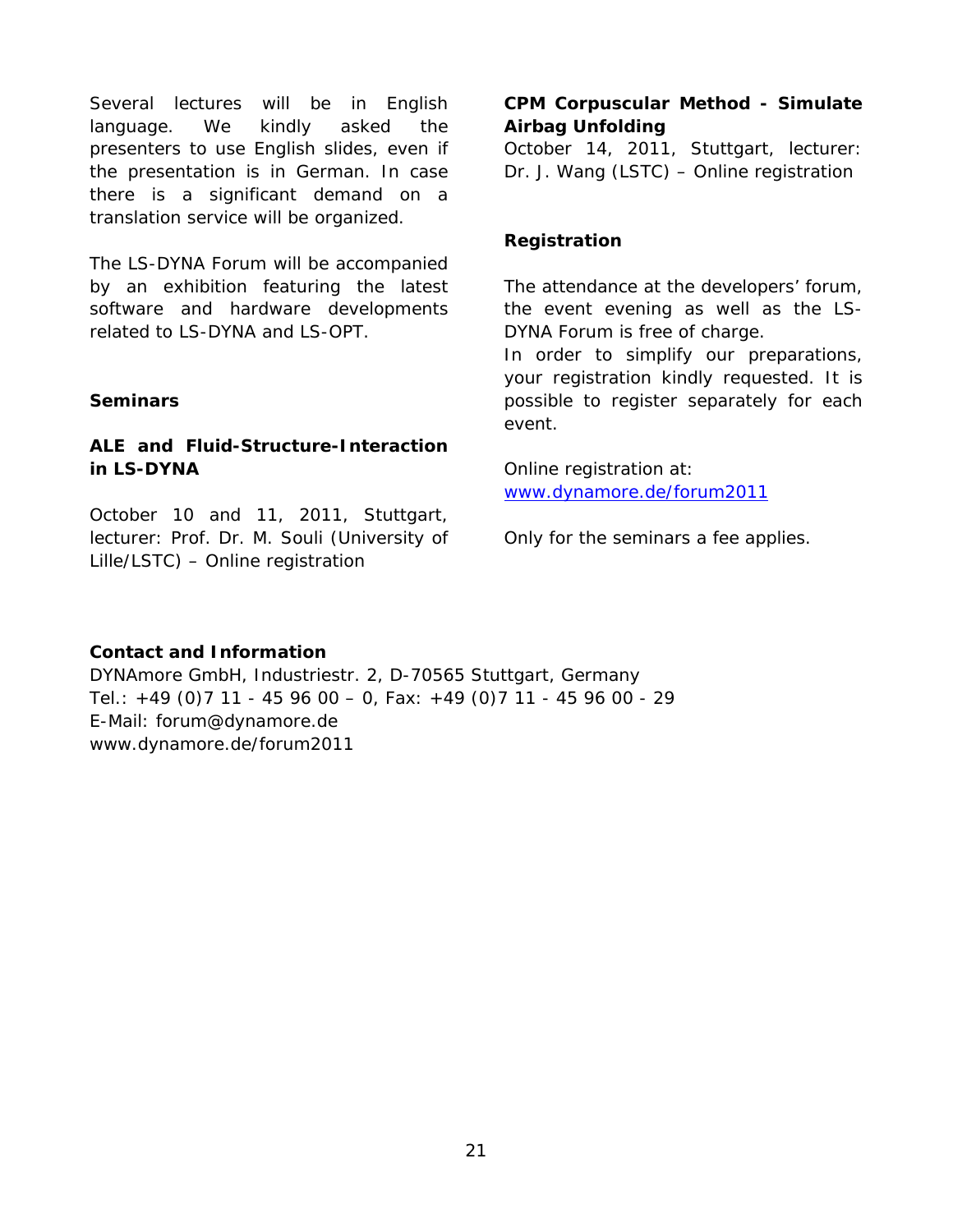Several lectures will be in English language. We kindly asked the presenters to use English slides, even if the presentation is in German. In case there is a significant demand on a translation service will be organized.

The LS-DYNA Forum will be accompanied by an exhibition featuring the latest software and hardware developments related to LS-DYNA and LS-OPT.

**Seminars**

**ALE and Fluid-Structure-Interaction in LS-DYNA**

October 10 and 11, 2011, Stuttgart, lecturer: Prof. Dr. M. Souli (University of Lille/LSTC) – Online registration

**CPM Corpuscular Method - Simulate Airbag Unfolding**

October 14, 2011, Stuttgart, lecturer: Dr. J. Wang (LSTC) – Online registration

**Registration**

The attendance at the developers' forum, the event evening as well as the LS-DYNA Forum is free of charge.
In order to simplify our preparations, your registration kindly requested. It is possible to register separately for each event.

Online registration at:
www.dynamore.de/forum2011

Only for the seminars a fee applies.

**Contact and Information**

DYNAmore GmbH, Industriestr. 2, D-70565 Stuttgart, Germany
Tel.: +49 (0)7 11 - 45 96 00 – 0, Fax: +49 (0)7 11 - 45 96 00 - 29
E-Mail: forum@dynamore.de
www.dynamore.de/forum2011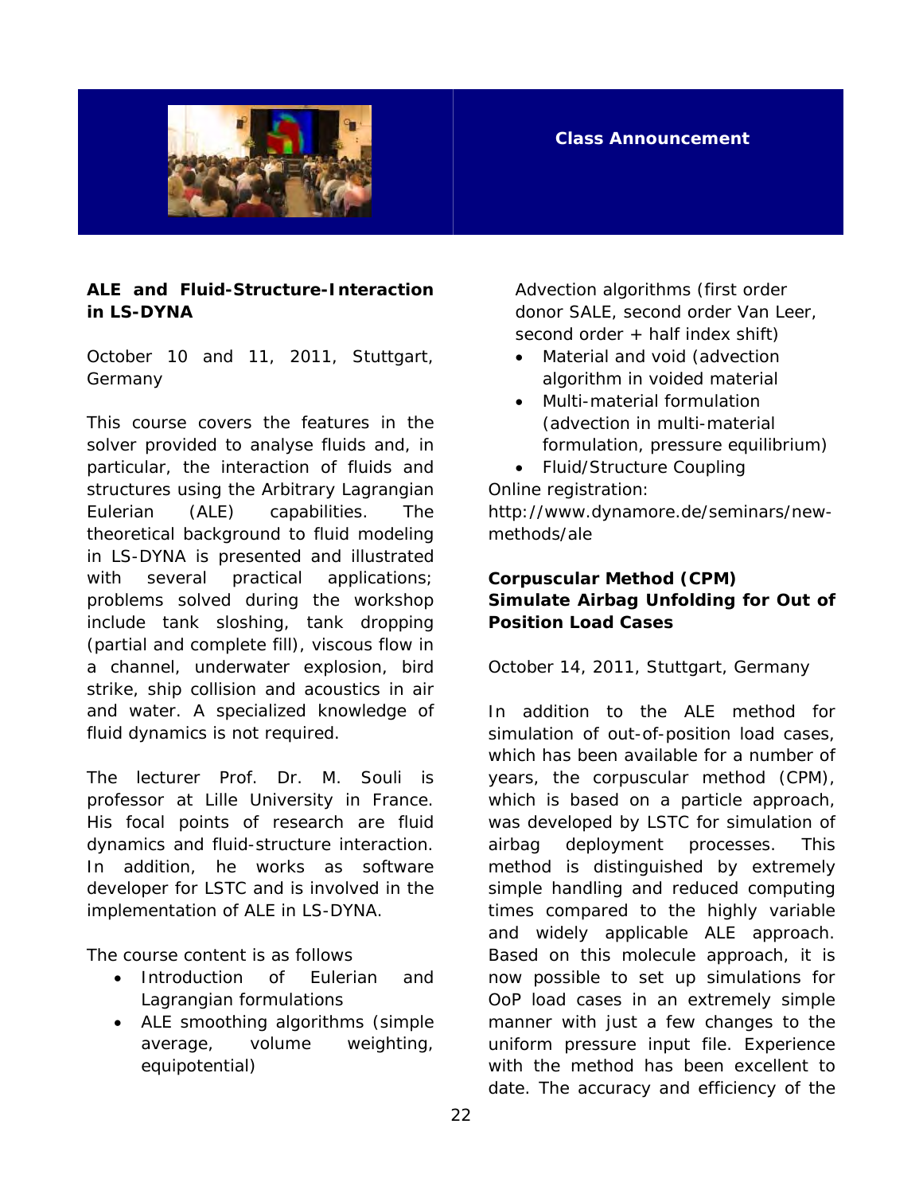**Class Announcement**

## ALE and Fluid-Structure-Interaction in LS-DYNA

October 10 and 11, 2011, Stuttgart, Germany

This course covers the features in the solver provided to analyse fluids and, in particular, the interaction of fluids and structures using the Arbitrary Lagrangian Eulerian (ALE) capabilities. The theoretical background to fluid modeling in LS-DYNA is presented and illustrated with several practical applications; problems solved during the workshop include tank sloshing, tank dropping (partial and complete fill), viscous flow in a channel, underwater explosion, bird strike, ship collision and acoustics in air and water. A specialized knowledge of fluid dynamics is not required.

The lecturer Prof. Dr. M. Souli is professor at Lille University in France. His focal points of research are fluid dynamics and fluid-structure interaction. In addition, he works as software developer for LSTC and is involved in the implementation of ALE in LS-DYNA.

The course content is as follows

- Introduction of Eulerian and Lagrangian formulations
- ALE smoothing algorithms (simple average, volume weighting, equipotential)
  Advection algorithms (first order donor SALE, second order Van Leer, second order + half index shift)
- Material and void (advection algorithm in voided material
- Multi-material formulation (advection in multi-material formulation, pressure equilibrium)
- Fluid/Structure Coupling

Online registration:
http://www.dynamore.de/seminars/new-methods/ale

## Corpuscular Method (CPM) Simulate Airbag Unfolding for Out of Position Load Cases

October 14, 2011, Stuttgart, Germany

In addition to the ALE method for simulation of out-of-position load cases, which has been available for a number of years, the corpuscular method (CPM), which is based on a particle approach, was developed by LSTC for simulation of airbag deployment processes. This method is distinguished by extremely simple handling and reduced computing times compared to the highly variable and widely applicable ALE approach. Based on this molecule approach, it is now possible to set up simulations for OoP load cases in an extremely simple manner with just a few changes to the uniform pressure input file. Experience with the method has been excellent to date. The accuracy and efficiency of the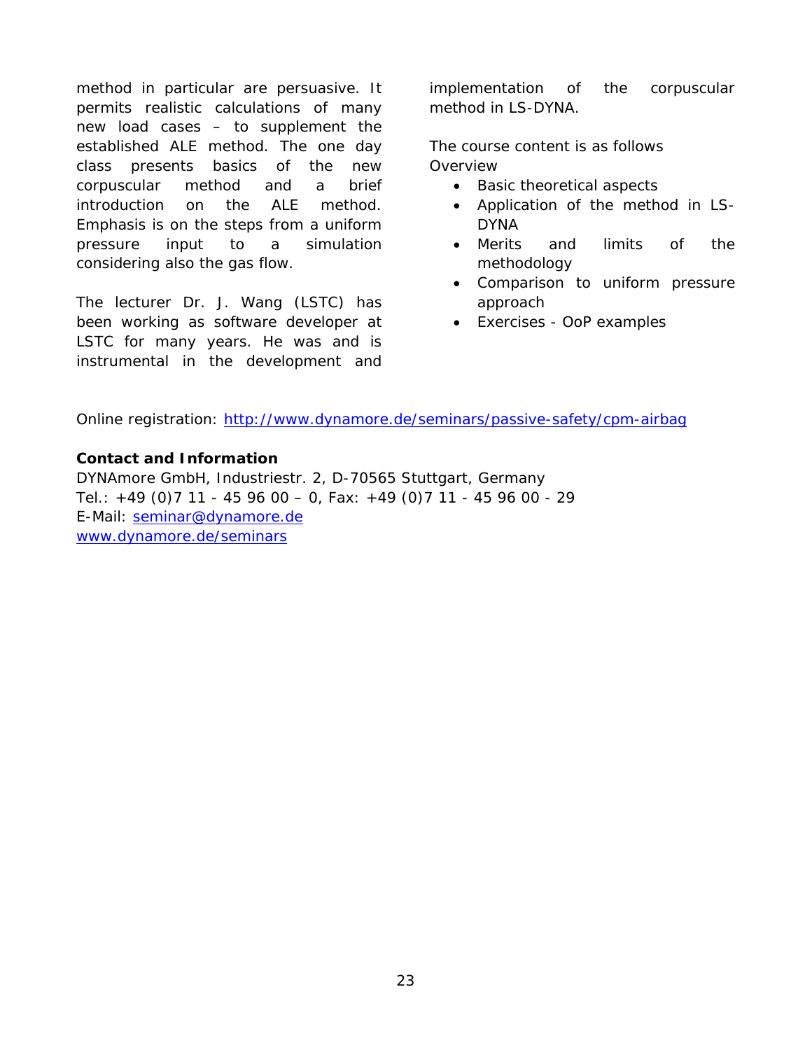method in particular are persuasive. It permits realistic calculations of many new load cases – to supplement the established ALE method. The one day class presents basics of the new corpuscular method and a brief introduction on the ALE method. Emphasis is on the steps from a uniform pressure input to a simulation considering also the gas flow.

The lecturer Dr. J. Wang (LSTC) has been working as software developer at LSTC for many years. He was and is instrumental in the development and implementation of the corpuscular method in LS-DYNA.

The course content is as follows
Overview

- Basic theoretical aspects
- Application of the method in LS-DYNA
- Merits and limits of the methodology
- Comparison to uniform pressure approach
- Exercises - OoP examples

Online registration: http://www.dynamore.de/seminars/passive-safety/cpm-airbag

**Contact and Information**
DYNAmore GmbH, Industriestr. 2, D-70565 Stuttgart, Germany
Tel.: +49 (0)7 11 - 45 96 00 – 0, Fax: +49 (0)7 11 - 45 96 00 - 29
E-Mail: seminar@dynamore.de
www.dynamore.de/seminars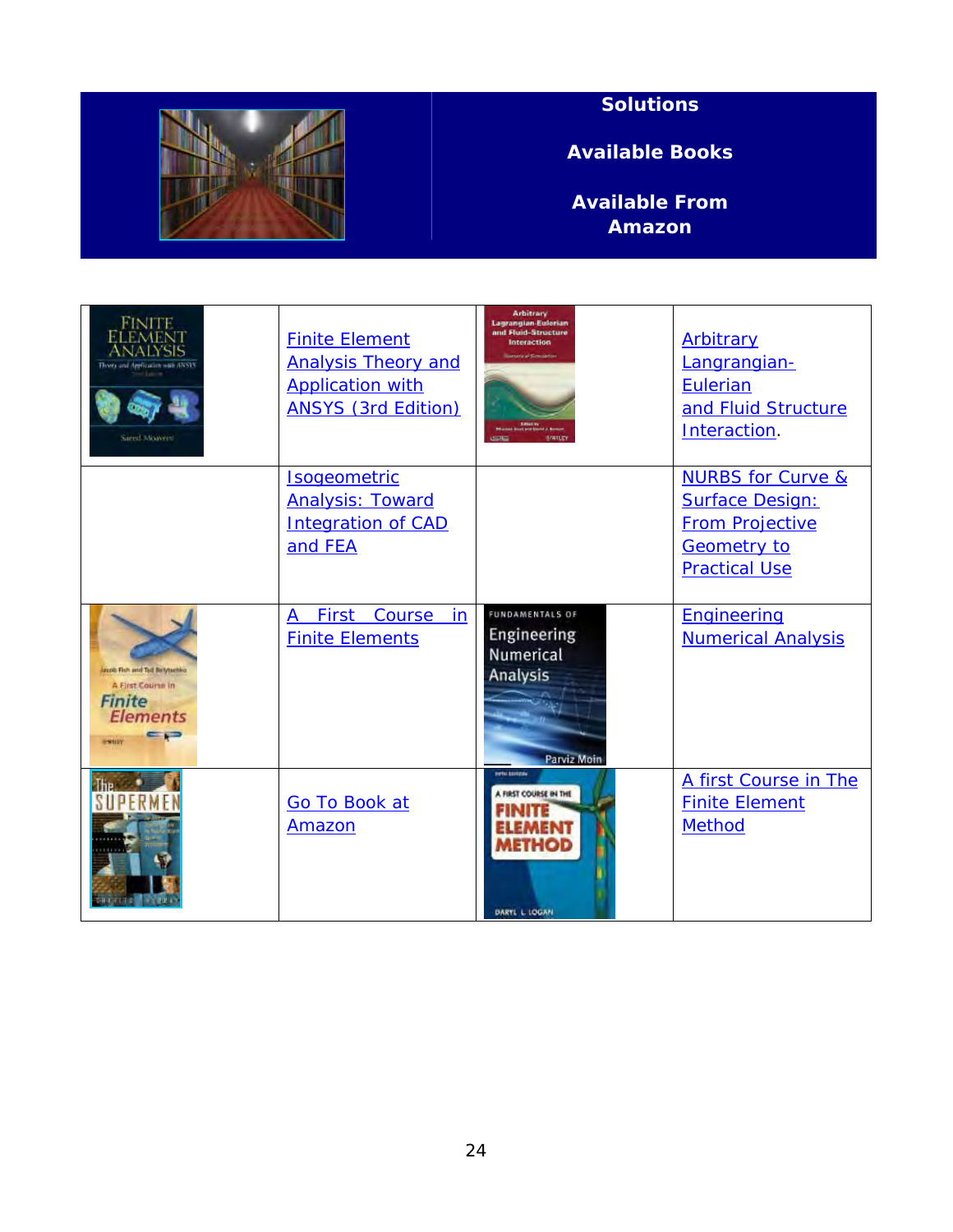**Solutions**

**Available Books**

**Available From Amazon**

| | | | |
|---|---|---|---|
| | Finite Element Analysis Theory and Application with ANSYS (3rd Edition) | | Arbitrary Langrangian-Eulerian and Fluid Structure Interaction. |
| | Isogeometric Analysis: Toward Integration of CAD and FEA | | NURBS for Curve & Surface Design: From Projective Geometry to Practical Use |
| | A First Course in Finite Elements | | Engineering Numerical Analysis |
| | Go To Book at Amazon | | A first Course in The Finite Element Method |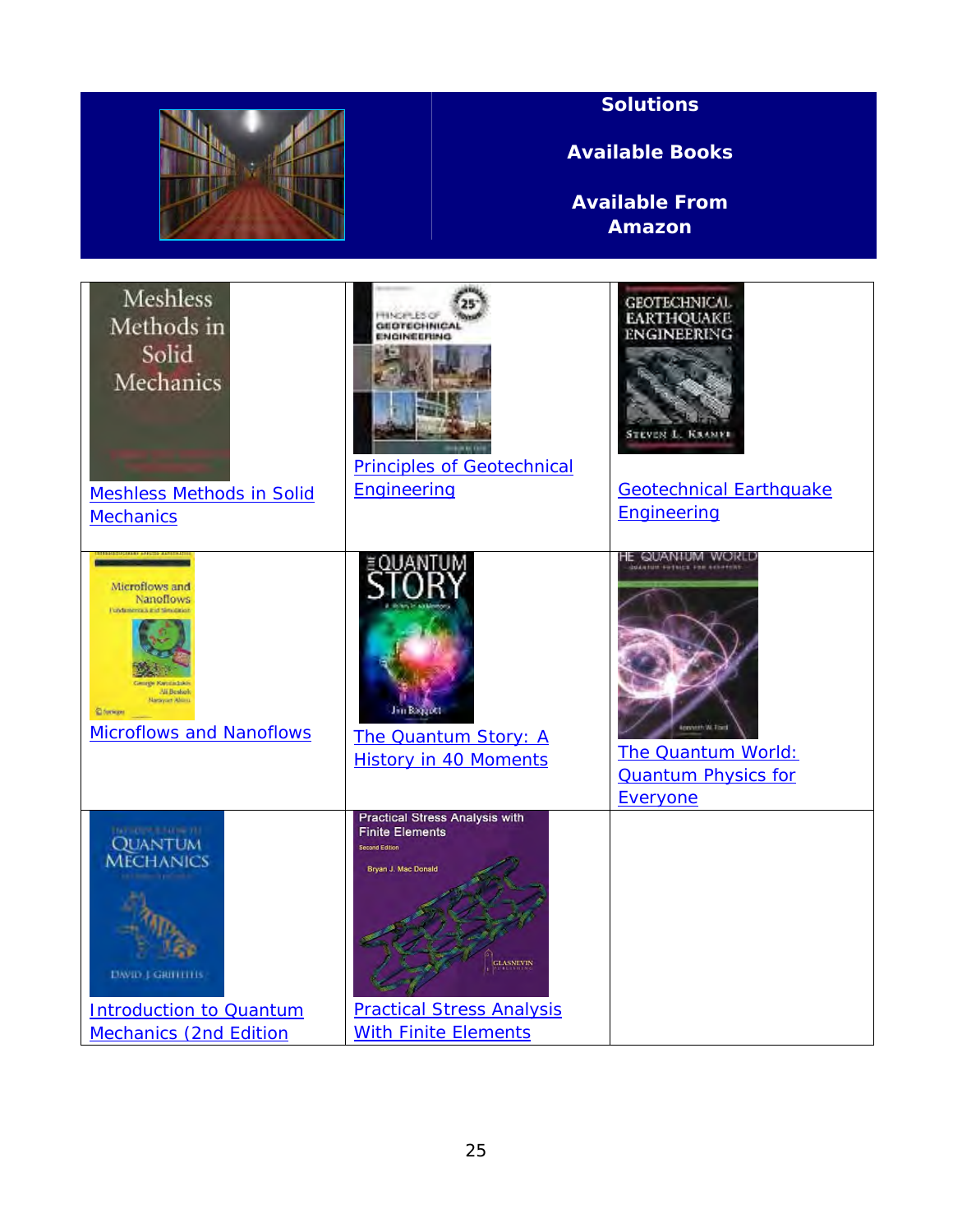**Solutions**

**Available Books**

**Available From Amazon**

| | | |
|---|---|---|
| Meshless Methods in Solid Mechanics | Principles of Geotechnical Engineering | Geotechnical Earthquake Engineering |
| Microflows and Nanoflows | The Quantum Story: A History in 40 Moments | The Quantum World: Quantum Physics for Everyone |
| Introduction to Quantum Mechanics (2nd Edition | Practical Stress Analysis With Finite Elements | |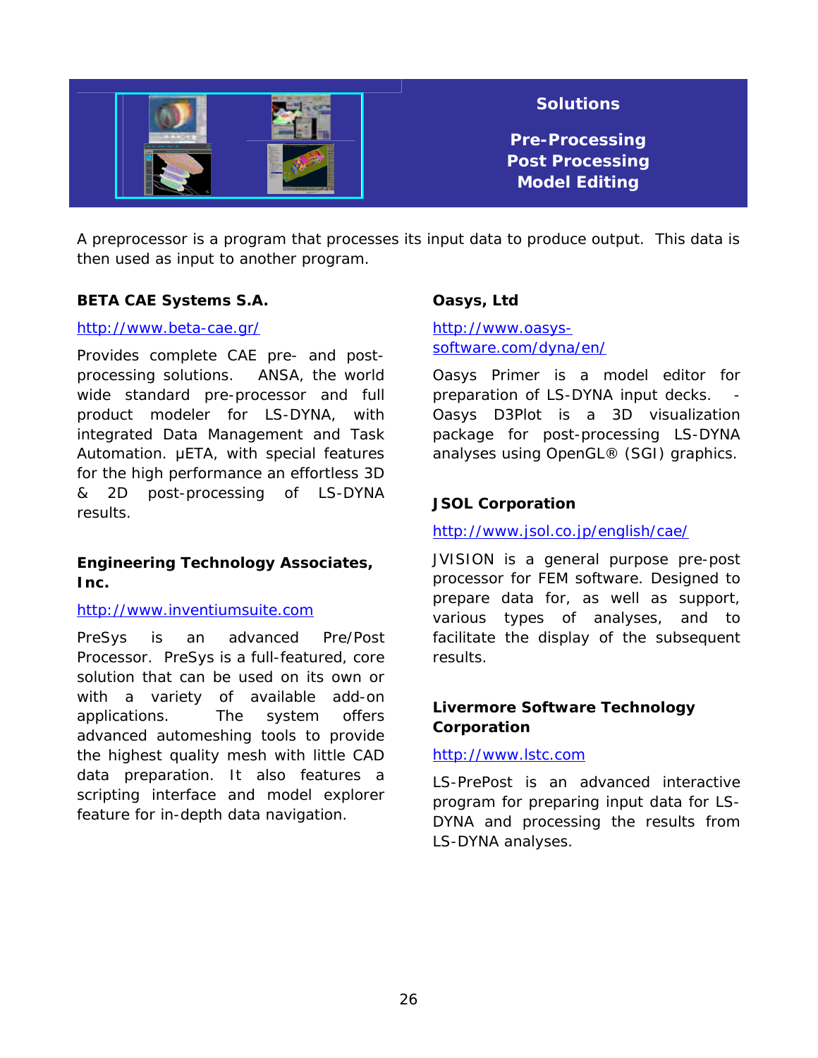## Solutions

### Pre-Processing
### Post Processing
### Model Editing

A preprocessor is a program that processes its input data to produce output. This data is then used as input to another program.

**BETA CAE Systems S.A.**

http://www.beta-cae.gr/

Provides complete CAE pre- and post-processing solutions. ANSA, the world wide standard pre-processor and full product modeler for LS-DYNA, with integrated Data Management and Task Automation. μETA, with special features for the high performance an effortless 3D & 2D post-processing of LS-DYNA results.

**Engineering Technology Associates, Inc.**

http://www.inventiumsuite.com

PreSys is an advanced Pre/Post Processor. PreSys is a full-featured, core solution that can be used on its own or with a variety of available add-on applications. The system offers advanced automeshing tools to provide the highest quality mesh with little CAD data preparation. It also features a scripting interface and model explorer feature for in-depth data navigation.

**Oasys, Ltd**

http://www.oasys-software.com/dyna/en/

Oasys Primer is a model editor for preparation of LS-DYNA input decks. - Oasys D3Plot is a 3D visualization package for post-processing LS-DYNA analyses using OpenGL® (SGI) graphics.

**JSOL Corporation**

http://www.jsol.co.jp/english/cae/

JVISION is a general purpose pre-post processor for FEM software. Designed to prepare data for, as well as support, various types of analyses, and to facilitate the display of the subsequent results.

**Livermore Software Technology Corporation**

http://www.lstc.com

LS-PrePost is an advanced interactive program for preparing input data for LS-DYNA and processing the results from LS-DYNA analyses.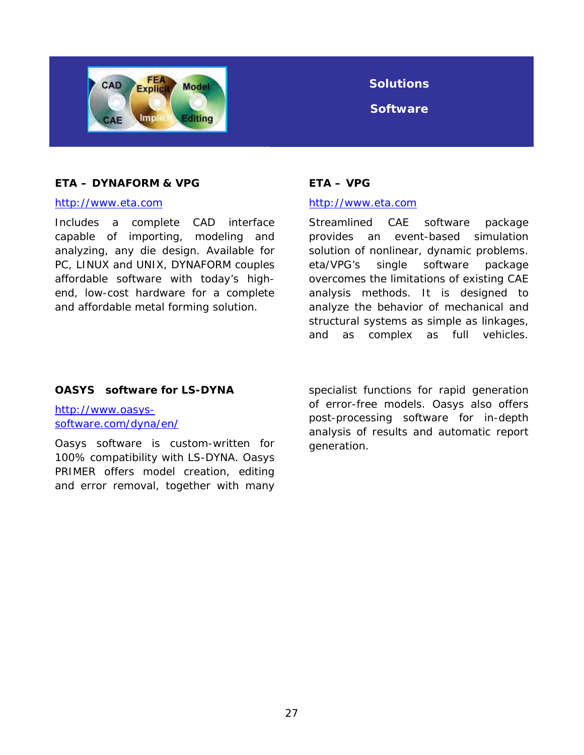## Solutions

## Software

### ETA – DYNAFORM & VPG

http://www.eta.com

Includes a complete CAD interface capable of importing, modeling and analyzing, any die design. Available for PC, LINUX and UNIX, DYNAFORM couples affordable software with today's high-end, low-cost hardware for a complete and affordable metal forming solution.

### ETA – VPG

http://www.eta.com

Streamlined CAE software package provides an event-based simulation solution of nonlinear, dynamic problems. eta/VPG's single software package overcomes the limitations of existing CAE analysis methods. It is designed to analyze the behavior of mechanical and structural systems as simple as linkages, and as complex as full vehicles.

### OASYS software for LS-DYNA

http://www.oasys-software.com/dyna/en/

Oasys software is custom-written for 100% compatibility with LS-DYNA. Oasys PRIMER offers model creation, editing and error removal, together with many specialist functions for rapid generation of error-free models. Oasys also offers post-processing software for in-depth analysis of results and automatic report generation.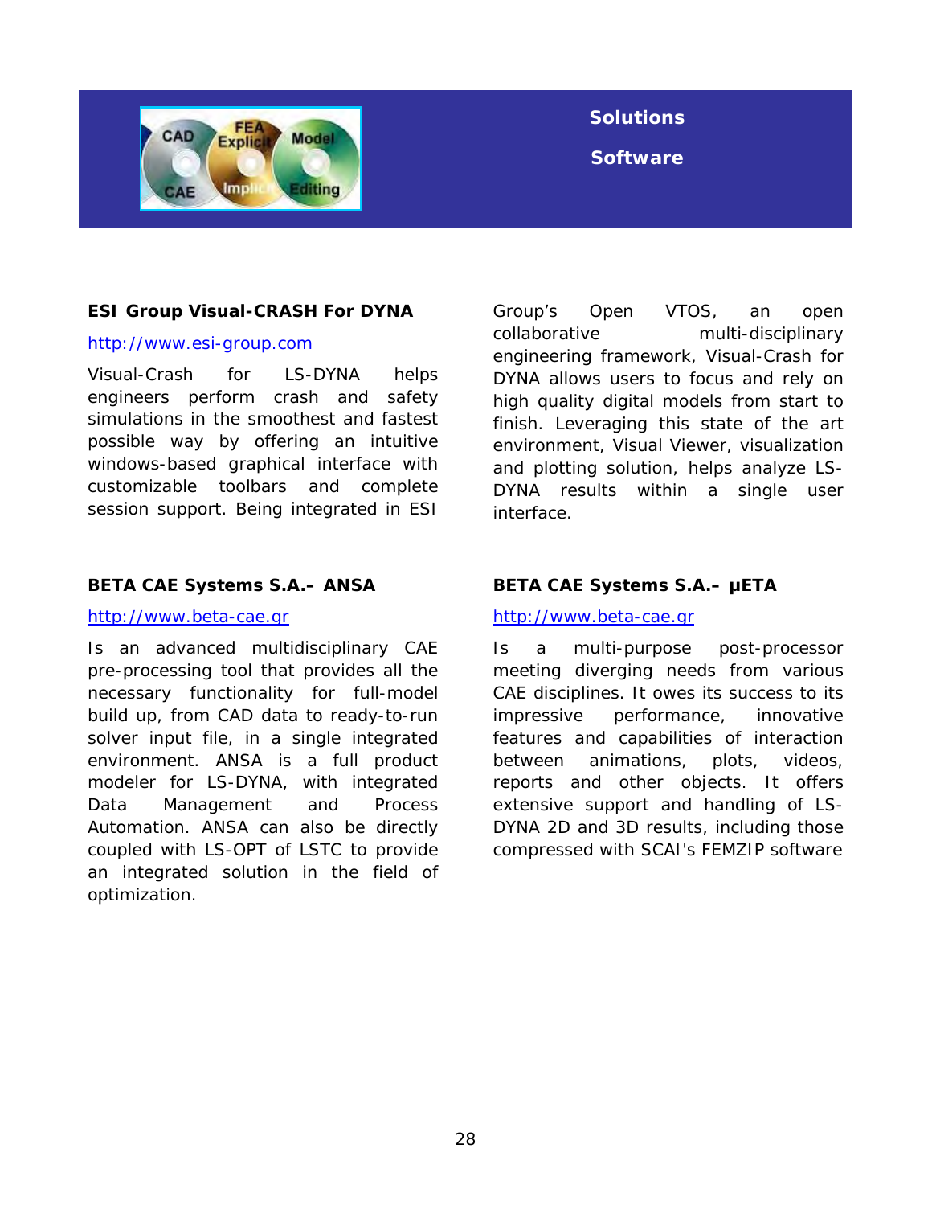**Solutions**

**Software**

### ESI Group Visual-CRASH For DYNA

http://www.esi-group.com

Visual-Crash for LS-DYNA helps engineers perform crash and safety simulations in the smoothest and fastest possible way by offering an intuitive windows-based graphical interface with customizable toolbars and complete session support. Being integrated in ESI Group's Open VTOS, an open collaborative multi-disciplinary engineering framework, Visual-Crash for DYNA allows users to focus and rely on high quality digital models from start to finish. Leveraging this state of the art environment, Visual Viewer, visualization and plotting solution, helps analyze LS-DYNA results within a single user interface.

### BETA CAE Systems S.A.– ANSA

http://www.beta-cae.gr

Is an advanced multidisciplinary CAE pre-processing tool that provides all the necessary functionality for full-model build up, from CAD data to ready-to-run solver input file, in a single integrated environment. ANSA is a full product modeler for LS-DYNA, with integrated Data Management and Process Automation. ANSA can also be directly coupled with LS-OPT of LSTC to provide an integrated solution in the field of optimization.

### BETA CAE Systems S.A.– μETA

http://www.beta-cae.gr

Is a multi-purpose post-processor meeting diverging needs from various CAE disciplines. It owes its success to its impressive performance, innovative features and capabilities of interaction between animations, plots, videos, reports and other objects. It offers extensive support and handling of LS-DYNA 2D and 3D results, including those compressed with SCAI's FEMZIP software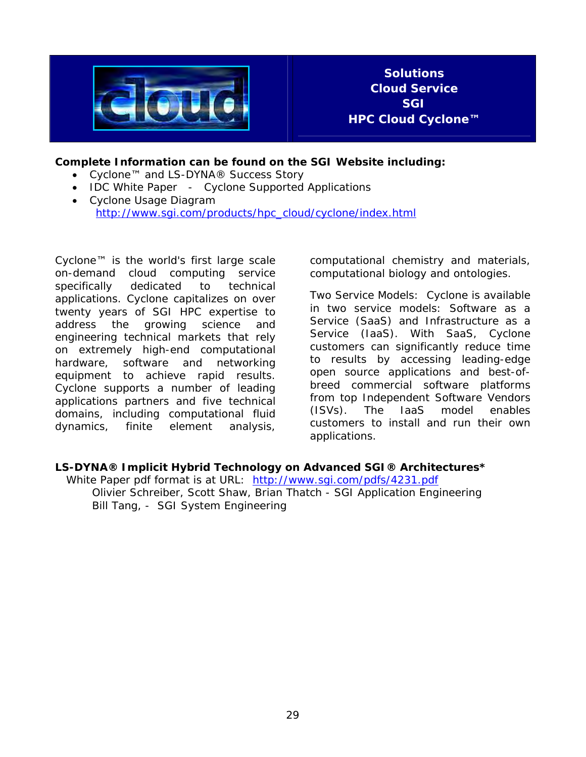**Solutions**
**Cloud Service**
**SGI**
**HPC Cloud Cyclone™**

**Complete Information can be found on the SGI Website including:**

- Cyclone™ and LS-DYNA® Success Story
- IDC White Paper - Cyclone Supported Applications
- Cyclone Usage Diagram
  http://www.sgi.com/products/hpc_cloud/cyclone/index.html

Cyclone™ is the world's first large scale on-demand cloud computing service specifically dedicated to technical applications. Cyclone capitalizes on over twenty years of SGI HPC expertise to address the growing science and engineering technical markets that rely on extremely high-end computational hardware, software and networking equipment to achieve rapid results. Cyclone supports a number of leading applications partners and five technical domains, including computational fluid dynamics, finite element analysis, computational chemistry and materials, computational biology and ontologies.

Two Service Models: Cyclone is available in two service models: Software as a Service (SaaS) and Infrastructure as a Service (IaaS). With SaaS, Cyclone customers can significantly reduce time to results by accessing leading-edge open source applications and best-of-breed commercial software platforms from top Independent Software Vendors (ISVs). The IaaS model enables customers to install and run their own applications.

**LS-DYNA® Implicit Hybrid Technology on Advanced SGI® Architectures***

White Paper pdf format is at URL: http://www.sgi.com/pdfs/4231.pdf

Olivier Schreiber, Scott Shaw, Brian Thatch - SGI Application Engineering

Bill Tang, - SGI System Engineering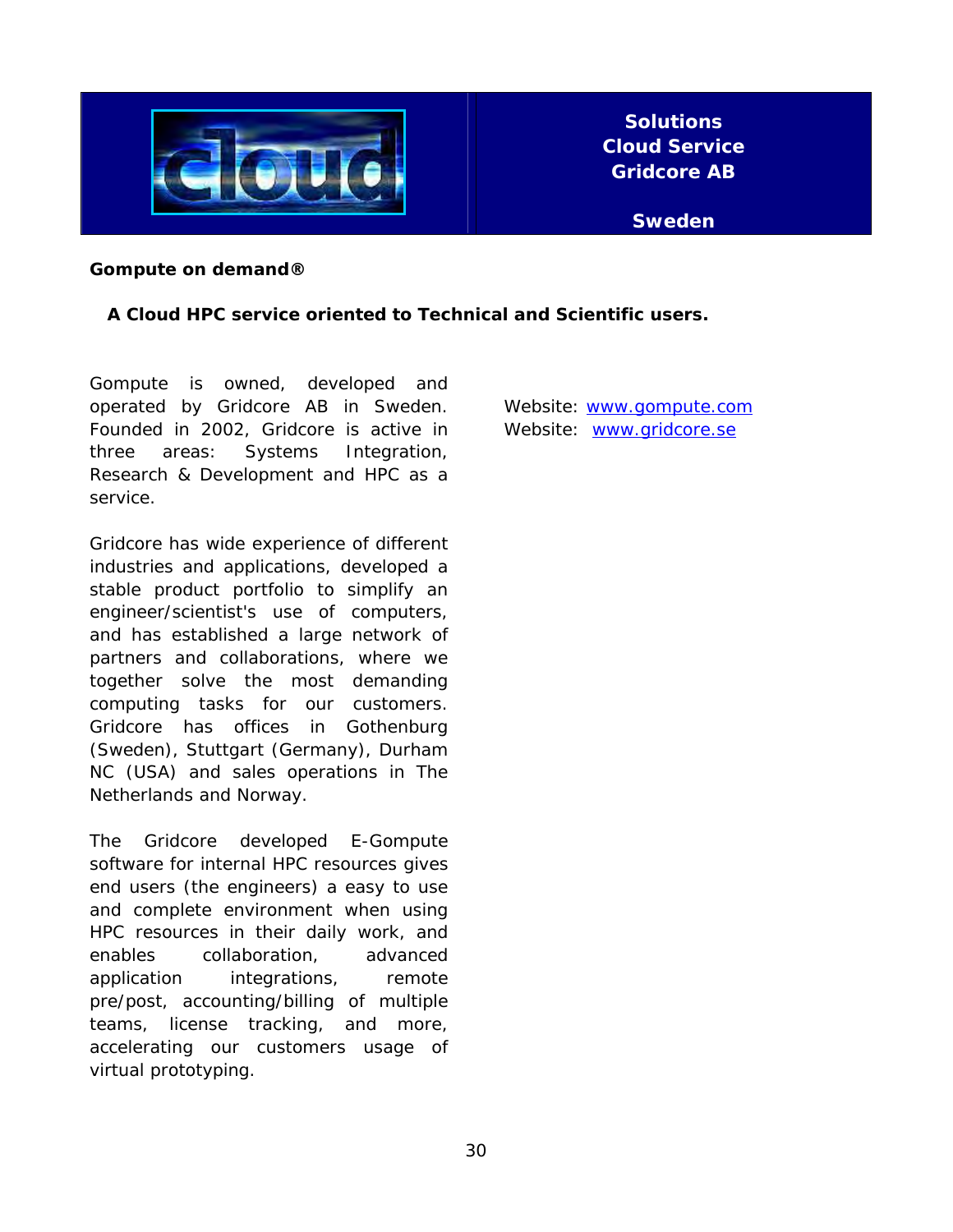**Solutions**
**Cloud Service**
**Gridcore AB**

**Sweden**

**Gompute on demand®**

**A Cloud HPC service oriented to Technical and Scientific users.**

Gompute is owned, developed and operated by Gridcore AB in Sweden. Founded in 2002, Gridcore is active in three areas: Systems Integration, Research & Development and HPC as a service.

Gridcore has wide experience of different industries and applications, developed a stable product portfolio to simplify an engineer/scientist's use of computers, and has established a large network of partners and collaborations, where we together solve the most demanding computing tasks for our customers. Gridcore has offices in Gothenburg (Sweden), Stuttgart (Germany), Durham NC (USA) and sales operations in The Netherlands and Norway.

The Gridcore developed E-Gompute software for internal HPC resources gives end users (the engineers) a easy to use and complete environment when using HPC resources in their daily work, and enables collaboration, advanced application integrations, remote pre/post, accounting/billing of multiple teams, license tracking, and more, accelerating our customers usage of virtual prototyping.

Website: www.gompute.com
Website: www.gridcore.se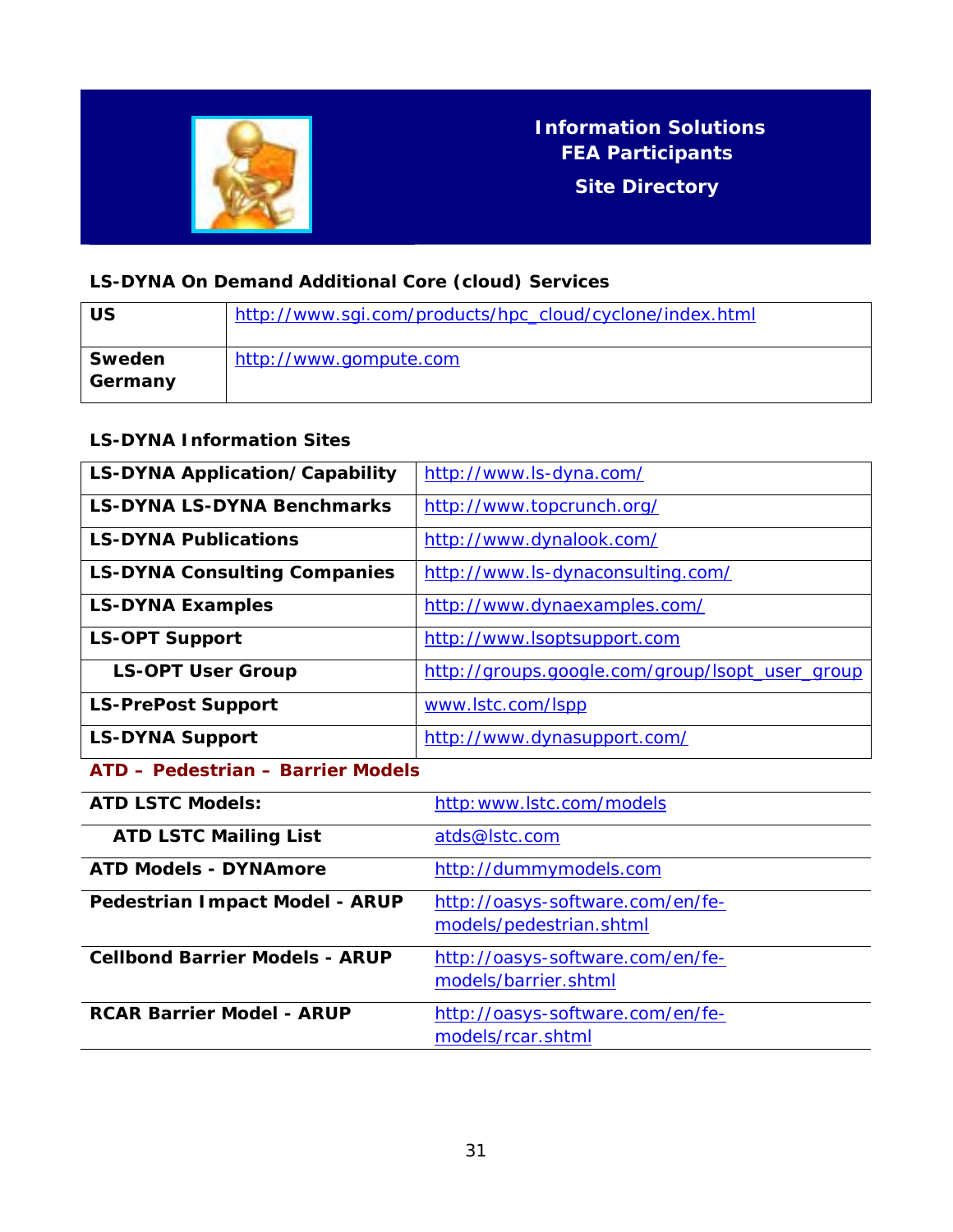# Information Solutions
## FEA Participants
## Site Directory

### LS-DYNA On Demand Additional Core (cloud) Services

| | |
|---|---|
| **US** | http://www.sgi.com/products/hpc_cloud/cyclone/index.html |
| **Sweden Germany** | http://www.gompute.com |

### LS-DYNA Information Sites

| | |
|---|---|
| **LS-DYNA Application/Capability** | http://www.ls-dyna.com/ |
| **LS-DYNA LS-DYNA Benchmarks** | http://www.topcrunch.org/ |
| **LS-DYNA Publications** | http://www.dynalook.com/ |
| **LS-DYNA Consulting Companies** | http://www.ls-dynaconsulting.com/ |
| **LS-DYNA Examples** | http://www.dynaexamples.com/ |
| **LS-OPT Support** | http://www.lsoptsupport.com |
| **LS-OPT User Group** | http://groups.google.com/group/lsopt_user_group |
| **LS-PrePost Support** | www.lstc.com/lspp |
| **LS-DYNA Support** | http://www.dynasupport.com/ |

### ATD – Pedestrian – Barrier Models

| | |
|---|---|
| **ATD LSTC Models:** | http:www.lstc.com/models |
| **ATD LSTC Mailing List** | atds@lstc.com |
| **ATD Models - DYNAmore** | http://dummymodels.com |
| **Pedestrian Impact Model - ARUP** | http://oasys-software.com/en/fe-models/pedestrian.shtml |
| **Cellbond Barrier Models - ARUP** | http://oasys-software.com/en/fe-models/barrier.shtml |
| **RCAR Barrier Model - ARUP** | http://oasys-software.com/en/fe-models/rcar.shtml |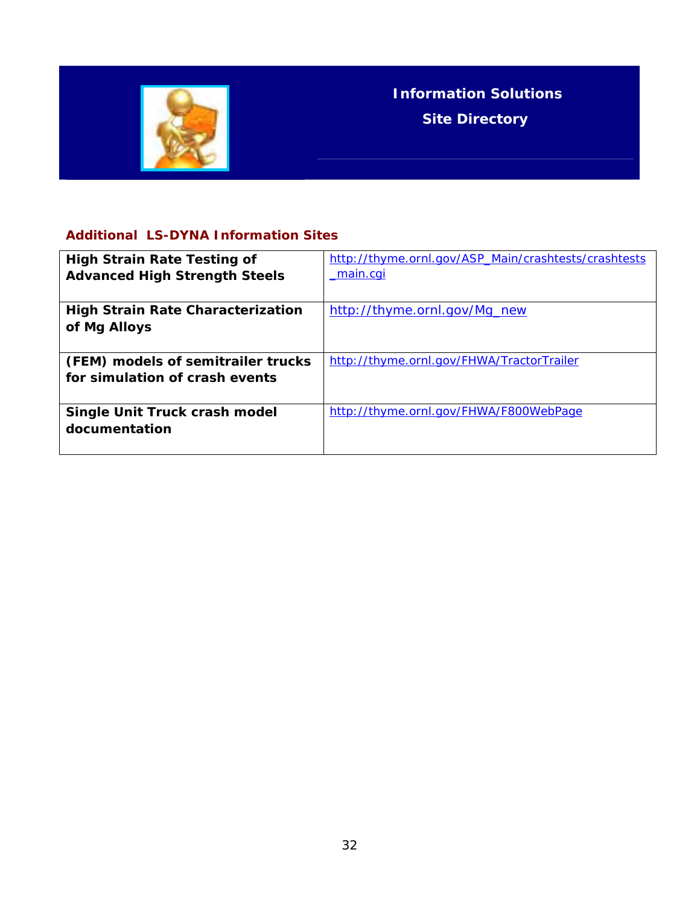**Information Solutions**

**Site Directory**

## Additional LS-DYNA Information Sites

| | |
|---|---|
| **High Strain Rate Testing of Advanced High Strength Steels** | http://thyme.ornl.gov/ASP_Main/crashtests/crashtests_main.cgi |
| **High Strain Rate Characterization of Mg Alloys** | http://thyme.ornl.gov/Mg_new |
| **(FEM) models of semitrailer trucks for simulation of crash events** | http://thyme.ornl.gov/FHWA/TractorTrailer |
| **Single Unit Truck crash model documentation** | http://thyme.ornl.gov/FHWA/F800WebPage |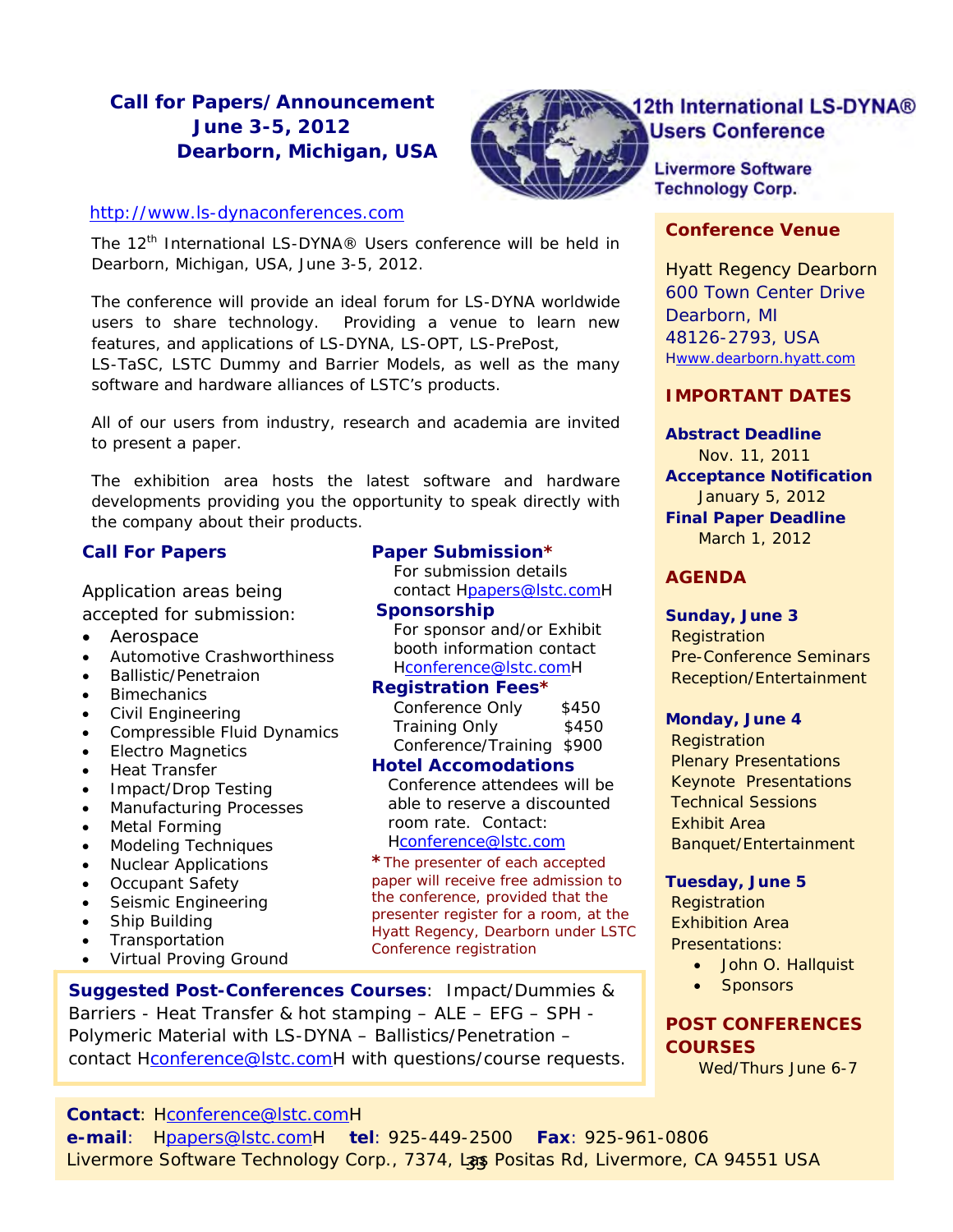# Call for Papers/Announcement
## June 3-5, 2012
## Dearborn, Michigan, USA

**12th International LS-DYNA® Users Conference**

**Livermore Software Technology Corp.**

http://www.ls-dynaconferences.com

The 12th International LS-DYNA® Users conference will be held in Dearborn, Michigan, USA, June 3-5, 2012.

The conference will provide an ideal forum for LS-DYNA worldwide users to share technology. Providing a venue to learn new features, and applications of LS-DYNA, LS-OPT, LS-PrePost, LS-TaSC, LSTC Dummy and Barrier Models, as well as the many software and hardware alliances of LSTC's products.

All of our users from industry, research and academia are invited to present a paper.

The exhibition area hosts the latest software and hardware developments providing you the opportunity to speak directly with the company about their products.

### Call For Papers

Application areas being accepted for submission:

- Aerospace
- Automotive Crashworthiness
- Ballistic/Penetraion
- Bimechanics
- Civil Engineering
- Compressible Fluid Dynamics
- Electro Magnetics
- Heat Transfer
- Impact/Drop Testing
- Manufacturing Processes
- Metal Forming
- Modeling Techniques
- Nuclear Applications
- Occupant Safety
- Seismic Engineering
- Ship Building
- Transportation
- Virtual Proving Ground

### Paper Submission*

For submission details contact papers@lstc.com

### Sponsorship

For sponsor and/or Exhibit booth information contact conference@lstc.com

### Registration Fees*

| | |
|---|---|
| Conference Only | $450 |
| Training Only | $450 |
| Conference/Training | $900 |

### Hotel Accomodations

Conference attendees will be able to reserve a discounted room rate. Contact: conference@lstc.com

*The presenter of each accepted paper will receive free admission to the conference, provided that the presenter register for a room, at the Hyatt Regency, Dearborn under LSTC Conference registration

**Suggested Post-Conferences Courses**: Impact/Dummies & Barriers - Heat Transfer & hot stamping – ALE – EFG – SPH - Polymeric Material with LS-DYNA – Ballistics/Penetration – contact conference@lstc.com with questions/course requests.

### Conference Venue

Hyatt Regency Dearborn
600 Town Center Drive
Dearborn, MI
48126-2793, USA
www.dearborn.hyatt.com

### IMPORTANT DATES

**Abstract Deadline**
Nov. 11, 2011

**Acceptance Notification**
January 5, 2012

**Final Paper Deadline**
March 1, 2012

### AGENDA

**Sunday, June 3**
Registration
Pre-Conference Seminars
Reception/Entertainment

**Monday, June 4**
Registration
Plenary Presentations
Keynote Presentations
Technical Sessions
Exhibit Area
Banquet/Entertainment

**Tuesday, June 5**
Registration
Exhibition Area
Presentations:

- John O. Hallquist
- Sponsors

### POST CONFERENCES COURSES

Wed/Thurs June 6-7

**Contact**: conference@lstc.com
**e-mail**: papers@lstc.com **tel**: 925-449-2500 **Fax**: 925-961-0806
Livermore Software Technology Corp., 7374, Las Positas Rd, Livermore, CA 94551 USA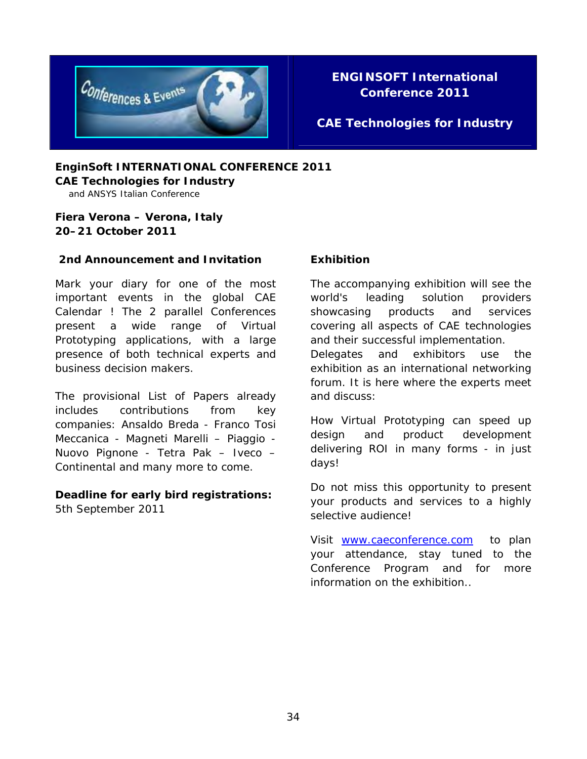**ENGINSOFT International Conference 2011**

**CAE Technologies for Industry**

**EnginSoft INTERNATIONAL CONFERENCE 2011**
**CAE Technologies for Industry**
and ANSYS Italian Conference

**Fiera Verona – Verona, Italy**
**20–21 October 2011**

**2nd Announcement and Invitation**

Mark your diary for one of the most important events in the global CAE Calendar ! The 2 parallel Conferences present a wide range of Virtual Prototyping applications, with a large presence of both technical experts and business decision makers.

The provisional List of Papers already includes contributions from key companies: Ansaldo Breda - Franco Tosi Meccanica - Magneti Marelli – Piaggio - Nuovo Pignone - Tetra Pak – Iveco – Continental and many more to come.

**Deadline for early bird registrations:**
5th September 2011

**Exhibition**

The accompanying exhibition will see the world's leading solution providers showcasing products and services covering all aspects of CAE technologies and their successful implementation.
Delegates and exhibitors use the exhibition as an international networking forum. It is here where the experts meet and discuss:

How Virtual Prototyping can speed up design and product development delivering ROI in many forms - in just days!

Do not miss this opportunity to present your products and services to a highly selective audience!

Visit www.caeconference.com to plan your attendance, stay tuned to the Conference Program and for more information on the exhibition..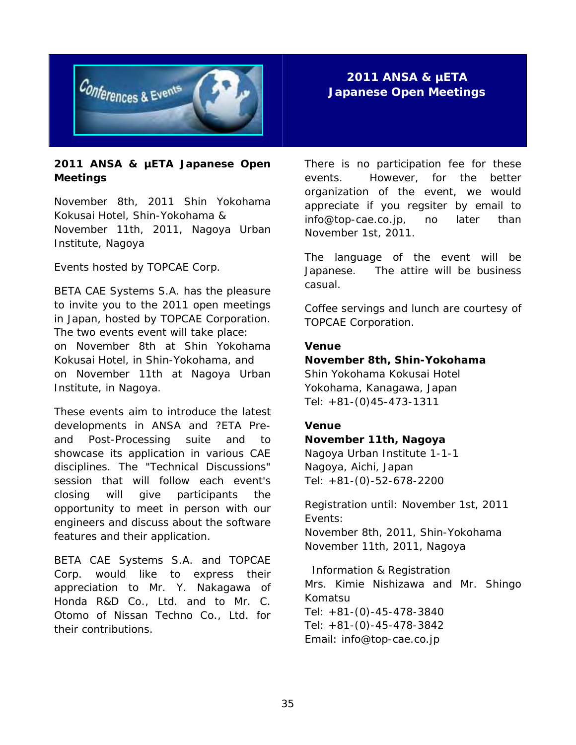# 2011 ANSA & μETA Japanese Open Meetings

**2011 ANSA & μETA Japanese Open Meetings**

November 8th, 2011 Shin Yokohama Kokusai Hotel, Shin-Yokohama &
November 11th, 2011, Nagoya Urban Institute, Nagoya

Events hosted by TOPCAE Corp.

BETA CAE Systems S.A. has the pleasure to invite you to the 2011 open meetings in Japan, hosted by TOPCAE Corporation.
The two events event will take place:
on November 8th at Shin Yokohama Kokusai Hotel, in Shin-Yokohama, and
on November 11th at Nagoya Urban Institute, in Nagoya.

These events aim to introduce the latest developments in ANSA and ?ETA Pre- and Post-Processing suite and to showcase its application in various CAE disciplines. The "Technical Discussions" session that will follow each event's closing will give participants the opportunity to meet in person with our engineers and discuss about the software features and their application.

BETA CAE Systems S.A. and TOPCAE Corp. would like to express their appreciation to Mr. Y. Nakagawa of Honda R&D Co., Ltd. and to Mr. C. Otomo of Nissan Techno Co., Ltd. for their contributions.

There is no participation fee for these events. However, for the better organization of the event, we would appreciate if you regsiter by email to info@top-cae.co.jp, no later than November 1st, 2011.

The language of the event will be Japanese. The attire will be business casual.

Coffee servings and lunch are courtesy of TOPCAE Corporation.

**Venue**
**November 8th, Shin-Yokohama**
Shin Yokohama Kokusai Hotel
Yokohama, Kanagawa, Japan
Tel: +81-(0)45-473-1311

**Venue**
**November 11th, Nagoya**
Nagoya Urban Institute 1-1-1
Nagoya, Aichi, Japan
Tel: +81-(0)-52-678-2200

Registration until: November 1st, 2011
Events:
November 8th, 2011, Shin-Yokohama
November 11th, 2011, Nagoya

Information & Registration
Mrs. Kimie Nishizawa and Mr. Shingo Komatsu
Tel: +81-(0)-45-478-3840
Tel: +81-(0)-45-478-3842
Email: info@top-cae.co.jp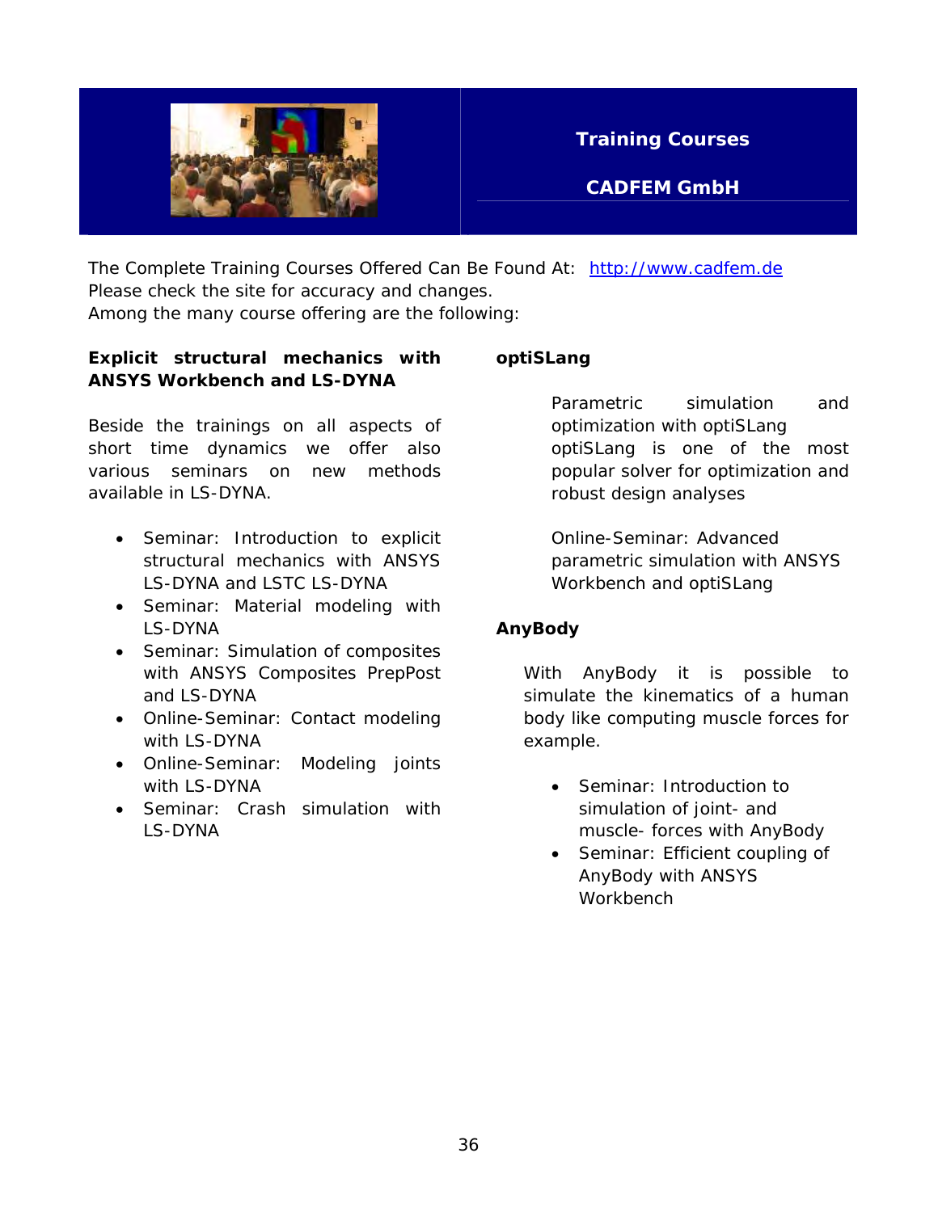# Training Courses

## CADFEM GmbH

The Complete Training Courses Offered Can Be Found At: http://www.cadfem.de
Please check the site for accuracy and changes.
Among the many course offering are the following:

**Explicit structural mechanics with ANSYS Workbench and LS-DYNA**

Beside the trainings on all aspects of short time dynamics we offer also various seminars on new methods available in LS-DYNA.

- Seminar: Introduction to explicit structural mechanics with ANSYS LS-DYNA and LSTC LS-DYNA
- Seminar: Material modeling with LS-DYNA
- Seminar: Simulation of composites with ANSYS Composites PrepPost and LS-DYNA
- Online-Seminar: Contact modeling with LS-DYNA
- Online-Seminar: Modeling joints with LS-DYNA
- Seminar: Crash simulation with LS-DYNA

**optiSLang**

Parametric simulation and optimization with optiSLang
optiSLang is one of the most popular solver for optimization and robust design analyses

Online-Seminar: Advanced parametric simulation with ANSYS Workbench and optiSLang

**AnyBody**

With AnyBody it is possible to simulate the kinematics of a human body like computing muscle forces for example.

- Seminar: Introduction to simulation of joint- and muscle- forces with AnyBody
- Seminar: Efficient coupling of AnyBody with ANSYS Workbench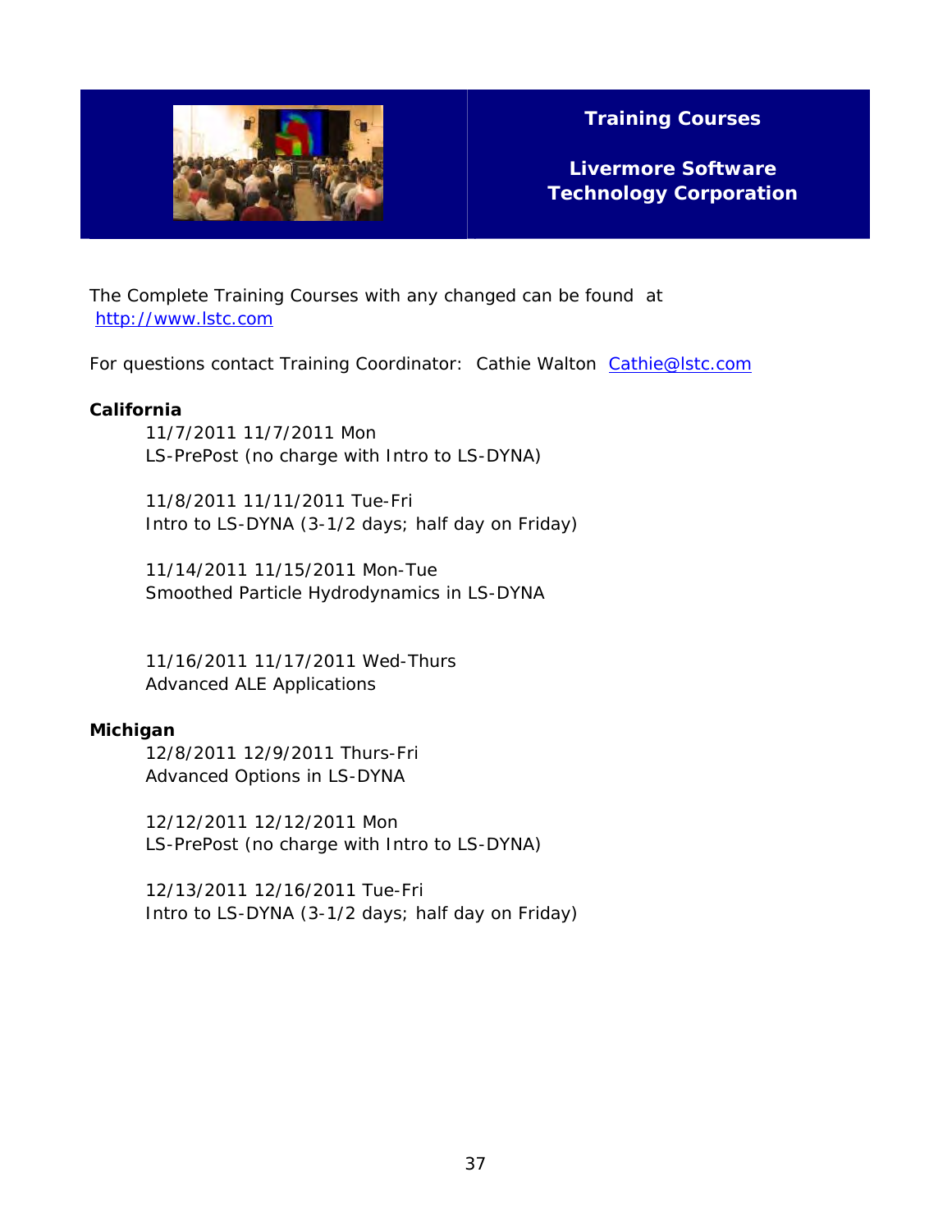# Training Courses

## Livermore Software Technology Corporation

The Complete Training Courses with any changed can be found at
http://www.lstc.com

For questions contact Training Coordinator: Cathie Walton Cathie@lstc.com

**California**

11/7/2011 11/7/2011 Mon
LS-PrePost (no charge with Intro to LS-DYNA)

11/8/2011 11/11/2011 Tue-Fri
Intro to LS-DYNA (3-1/2 days; half day on Friday)

11/14/2011 11/15/2011 Mon-Tue
Smoothed Particle Hydrodynamics in LS-DYNA

11/16/2011 11/17/2011 Wed-Thurs
Advanced ALE Applications

**Michigan**

12/8/2011 12/9/2011 Thurs-Fri
Advanced Options in LS-DYNA

12/12/2011 12/12/2011 Mon
LS-PrePost (no charge with Intro to LS-DYNA)

12/13/2011 12/16/2011 Tue-Fri
Intro to LS-DYNA (3-1/2 days; half day on Friday)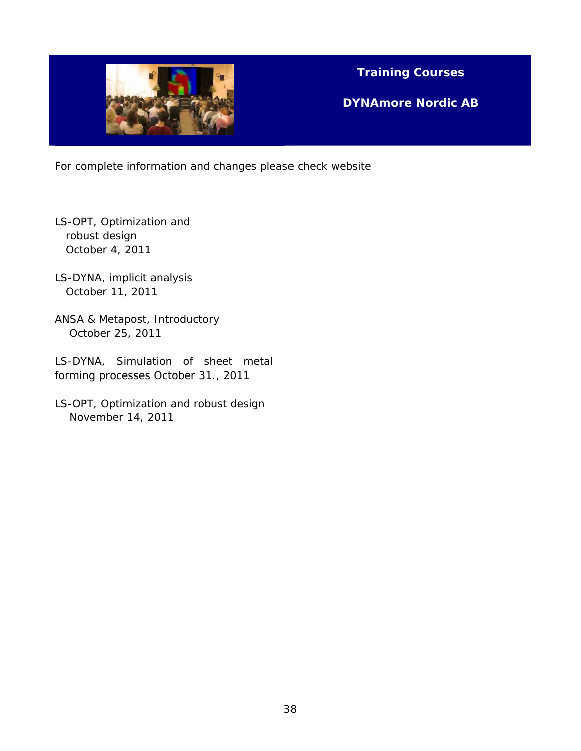## Training Courses

## DYNAmore Nordic AB

For complete information and changes please check website

LS-OPT, Optimization and robust design
October 4, 2011

LS-DYNA, implicit analysis
October 11, 2011

ANSA & Metapost, Introductory
October 25, 2011

LS-DYNA, Simulation of sheet metal forming processes October 31., 2011

LS-OPT, Optimization and robust design
November 14, 2011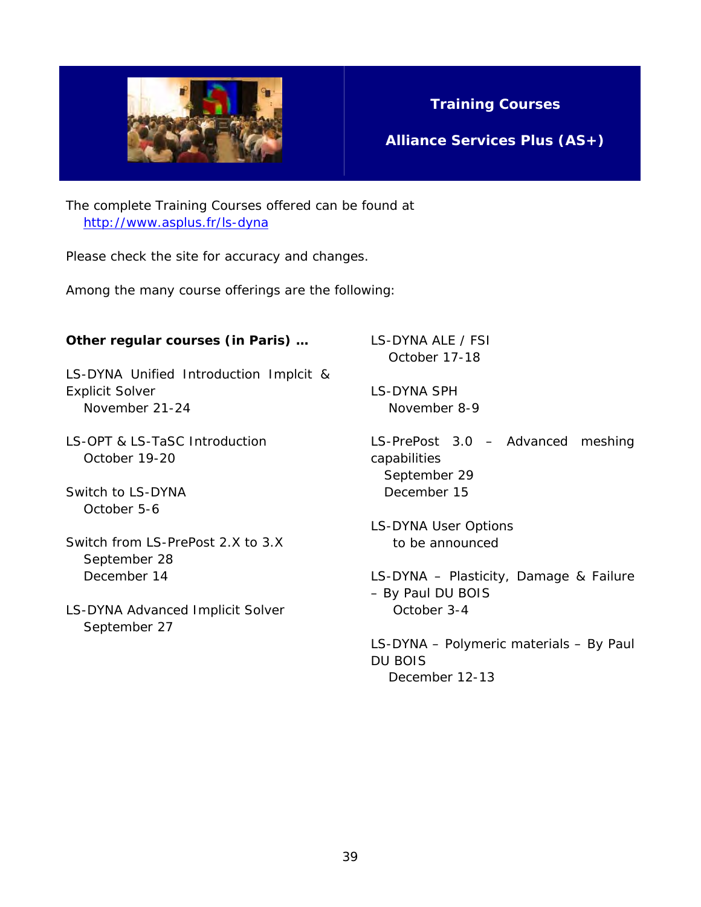## Training Courses

## Alliance Services Plus (AS+)

The complete Training Courses offered can be found at
http://www.asplus.fr/ls-dyna

Please check the site for accuracy and changes.

Among the many course offerings are the following:

**Other regular courses (in Paris) …**

LS-DYNA Unified Introduction Implcit & Explicit Solver
November 21-24

LS-OPT & LS-TaSC Introduction
October 19-20

Switch to LS-DYNA
October 5-6

Switch from LS-PrePost 2.X to 3.X
September 28
December 14

LS-DYNA Advanced Implicit Solver
September 27

LS-DYNA ALE / FSI
October 17-18

LS-DYNA SPH
November 8-9

LS-PrePost 3.0 – Advanced meshing capabilities
September 29
December 15

LS-DYNA User Options
to be announced

LS-DYNA – Plasticity, Damage & Failure – By Paul DU BOIS
October 3-4

LS-DYNA – Polymeric materials – By Paul DU BOIS
December 12-13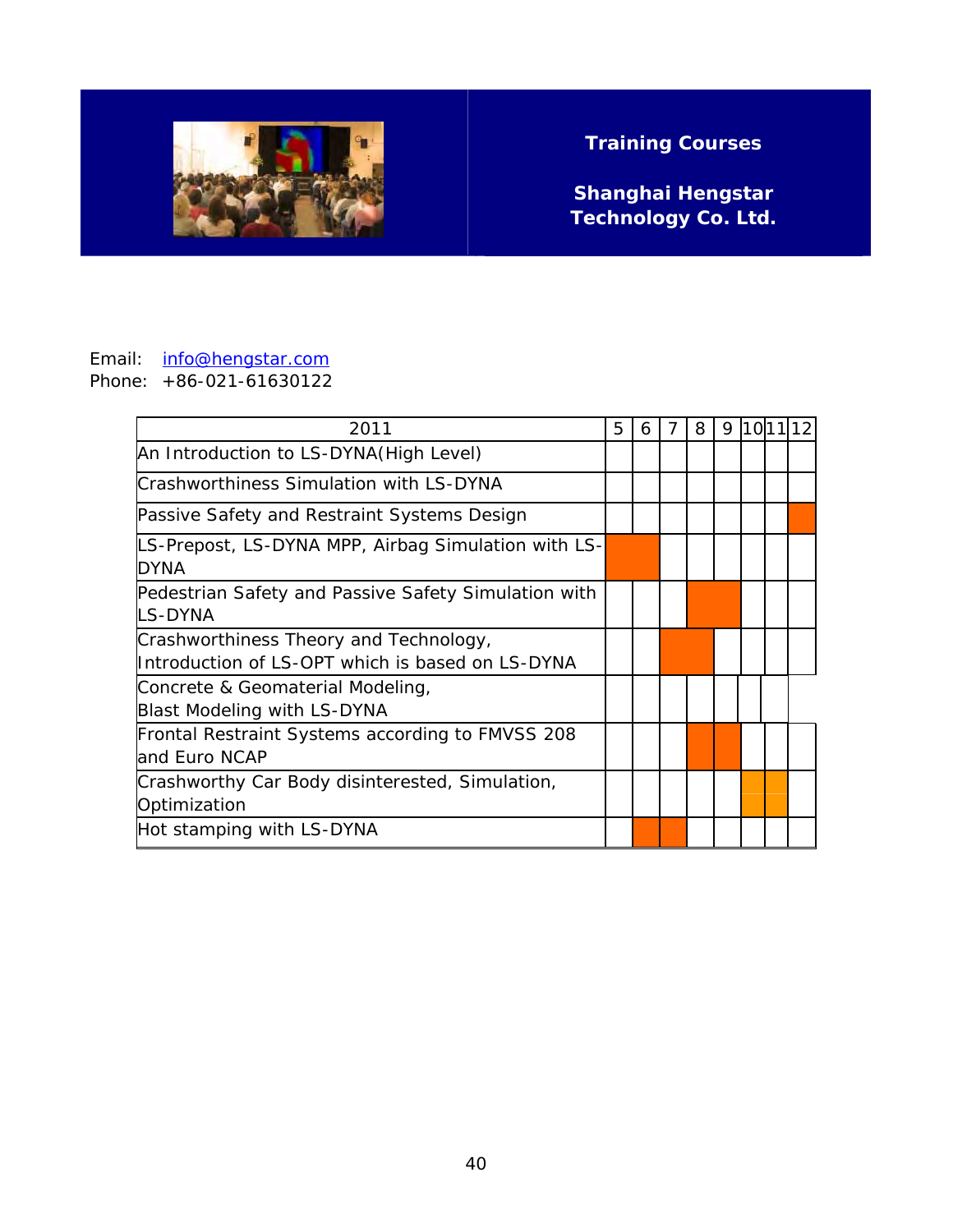**Training Courses**

**Shanghai Hengstar Technology Co. Ltd.**

Email: info@hengstar.com
Phone: +86-021-61630122

| 2011 | 5 | 6 | 7 | 8 | 9 | 10 | 11 | 12 |
|---|---|---|---|---|---|---|---|---|
| An Introduction to LS-DYNA(High Level) | | | | | | | | |
| Crashworthiness Simulation with LS-DYNA | | | | | | | | |
| Passive Safety and Restraint Systems Design | | | | | | | | ■ |
| LS-Prepost, LS-DYNA MPP, Airbag Simulation with LS-DYNA | ■ | ■ | | | | | | |
| Pedestrian Safety and Passive Safety Simulation with LS-DYNA | | | | ■ | ■ | | | |
| Crashworthiness Theory and Technology, Introduction of LS-OPT which is based on LS-DYNA | | | ■ | ■ | | | | |
| Concrete & Geomaterial Modeling, Blast Modeling with LS-DYNA | | | | | | | | |
| Frontal Restraint Systems according to FMVSS 208 and Euro NCAP | | | | ■ | ■ | | | |
| Crashworthy Car Body disinterested, Simulation, Optimization | | | | | | ■ | ■ | |
| Hot stamping with LS-DYNA | | ■ | ■ | | | | | |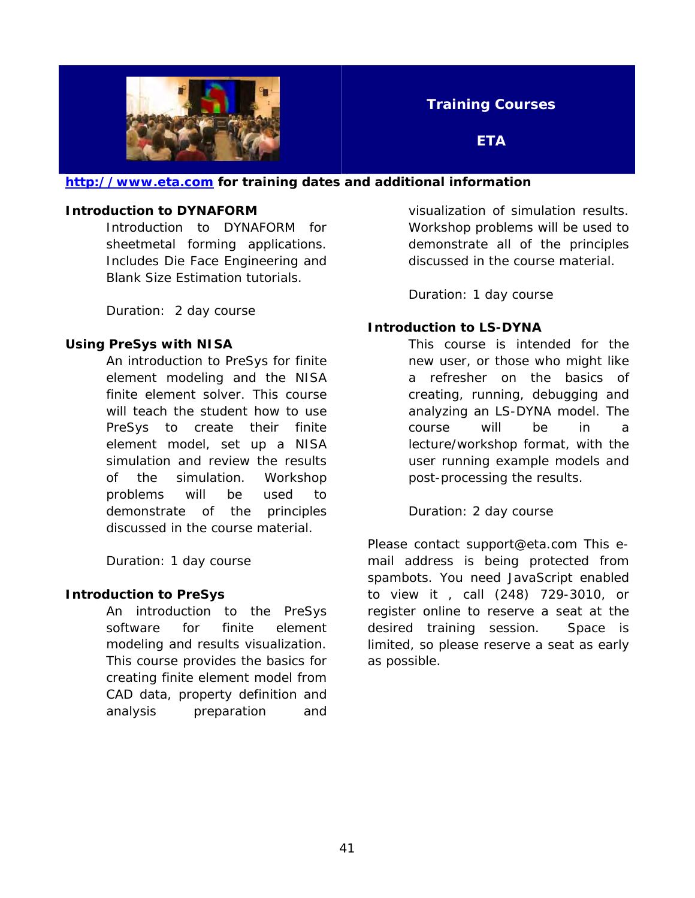# Training Courses

## ETA

http://www.eta.com **for training dates and additional information**

**Introduction to DYNAFORM**

Introduction to DYNAFORM for sheetmetal forming applications. Includes Die Face Engineering and Blank Size Estimation tutorials.

Duration: 2 day course

**Using PreSys with NISA**

An introduction to PreSys for finite element modeling and the NISA finite element solver. This course will teach the student how to use PreSys to create their finite element model, set up a NISA simulation and review the results of the simulation. Workshop problems will be used to demonstrate of the principles discussed in the course material.

Duration: 1 day course

**Introduction to PreSys**

An introduction to the PreSys software for finite element modeling and results visualization. This course provides the basics for creating finite element model from CAD data, property definition and analysis preparation and visualization of simulation results. Workshop problems will be used to demonstrate all of the principles discussed in the course material.

Duration: 1 day course

**Introduction to LS-DYNA**

This course is intended for the new user, or those who might like a refresher on the basics of creating, running, debugging and analyzing an LS-DYNA model. The course will be in a lecture/workshop format, with the user running example models and post-processing the results.

Duration: 2 day course

Please contact support@eta.com This e-mail address is being protected from spambots. You need JavaScript enabled to view it , call (248) 729-3010, or register online to reserve a seat at the desired training session. Space is limited, so please reserve a seat as early as possible.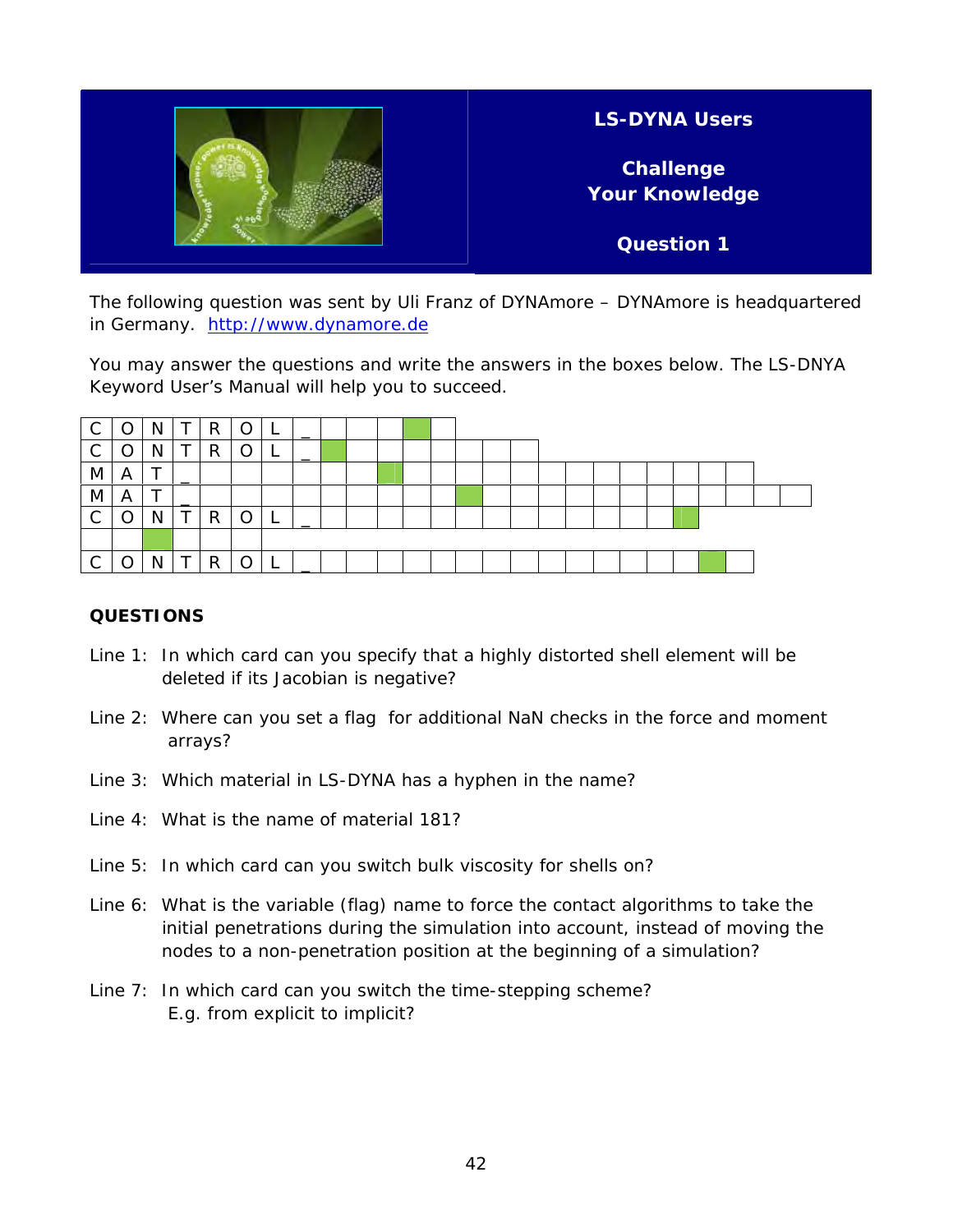**LS-DYNA Users**

**Challenge Your Knowledge**

**Question 1**

The following question was sent by Uli Franz of DYNAmore – DYNAmore is headquartered in Germany. http://www.dynamore.de

You may answer the questions and write the answers in the boxes below. The LS-DNYA Keyword User's Manual will help you to succeed.

| | | | | | | | | | | | | | | | | | | | | | | | | | |
|---|---|---|---|---|---|---|---|---|---|---|---|---|---|---|---|---|---|---|---|---|---|---|---|---|---|
| C | O | N | T | R | O | L | _ | | | | | | | | | | | | | | | | | | |
| C | O | N | T | R | O | L | _ | | | | | | | | | | | | | | | | | | |
| M | A | T | _ | | | | | | | | | | | | | | | | | | | | | | |
| M | A | T | _ | | | | | | | | | | | | | | | | | | | | | | |
| C | O | N | T | R | O | L | _ | | | | | | | | | | | | | | | | | | |
| | | | | | | | | | | | | | | | | | | | | | | | | | |
| C | O | N | T | R | O | L | _ | | | | | | | | | | | | | | | | | | |

**QUESTIONS**

Line 1: In which card can you specify that a highly distorted shell element will be deleted if its Jacobian is negative?

Line 2: Where can you set a flag for additional NaN checks in the force and moment arrays?

Line 3: Which material in LS-DYNA has a hyphen in the name?

Line 4: What is the name of material 181?

Line 5: In which card can you switch bulk viscosity for shells on?

Line 6: What is the variable (flag) name to force the contact algorithms to take the initial penetrations during the simulation into account, instead of moving the nodes to a non-penetration position at the beginning of a simulation?

Line 7: In which card can you switch the time-stepping scheme? E.g. from explicit to implicit?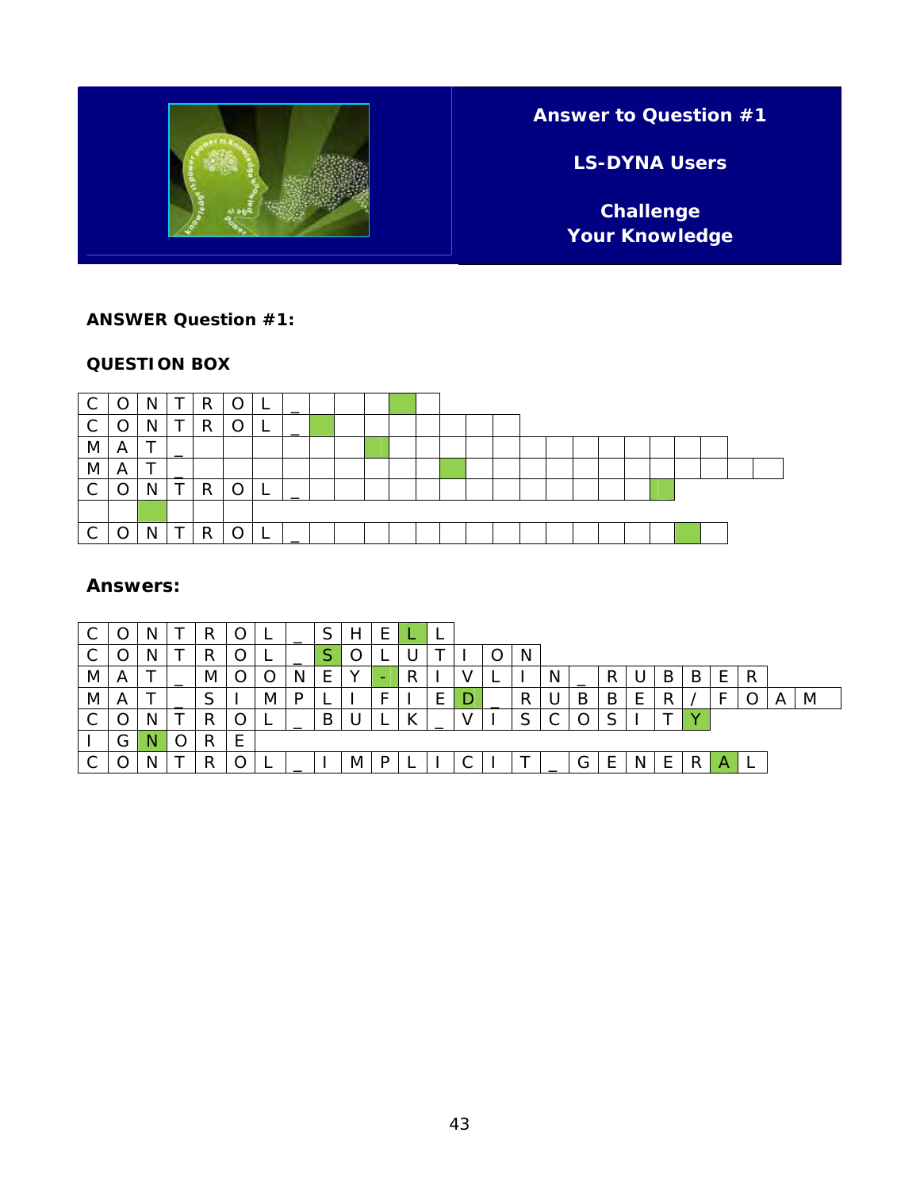**Answer to Question #1**

**LS-DYNA Users**

**Challenge Your Knowledge**

**ANSWER Question #1:**

**QUESTION BOX**

CONTROL_

CONTROL_

MAT_

MAT_

CONTROL_

CONTROL_

**Answers:**

CONTROL_SHELL

CONTROL_SOLUTION

MAT_MOONEY-RIVLIN_RUBBER

MAT_SIMPLIFIED_RUBBER/FOAM

CONTROL_BULK_VISCOSITY

IGNORE

CONTROL_IMPLICIT_GENERAL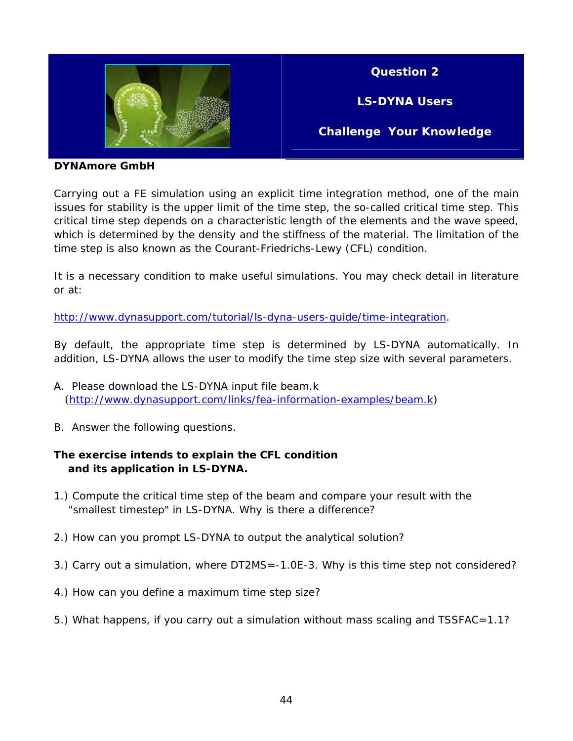**Question 2**

**LS-DYNA Users**

**Challenge Your Knowledge**

**DYNAmore GmbH**

Carrying out a FE simulation using an explicit time integration method, one of the main issues for stability is the upper limit of the time step, the so-called critical time step. This critical time step depends on a characteristic length of the elements and the wave speed, which is determined by the density and the stiffness of the material. The limitation of the time step is also known as the Courant-Friedrichs-Lewy (CFL) condition.

It is a necessary condition to make useful simulations. You may check detail in literature or at:

http://www.dynasupport.com/tutorial/ls-dyna-users-guide/time-integration.

By default, the appropriate time step is determined by LS-DYNA automatically. In addition, LS-DYNA allows the user to modify the time step size with several parameters.

A. Please download the LS-DYNA input file beam.k (http://www.dynasupport.com/links/fea-information-examples/beam.k)

B. Answer the following questions.

**The exercise intends to explain the CFL condition and its application in LS-DYNA.**

1.) Compute the critical time step of the beam and compare your result with the "smallest timestep" in LS-DYNA. Why is there a difference?

2.) How can you prompt LS-DYNA to output the analytical solution?

3.) Carry out a simulation, where DT2MS=-1.0E-3. Why is this time step not considered?

4.) How can you define a maximum time step size?

5.) What happens, if you carry out a simulation without mass scaling and TSSFAC=1.1?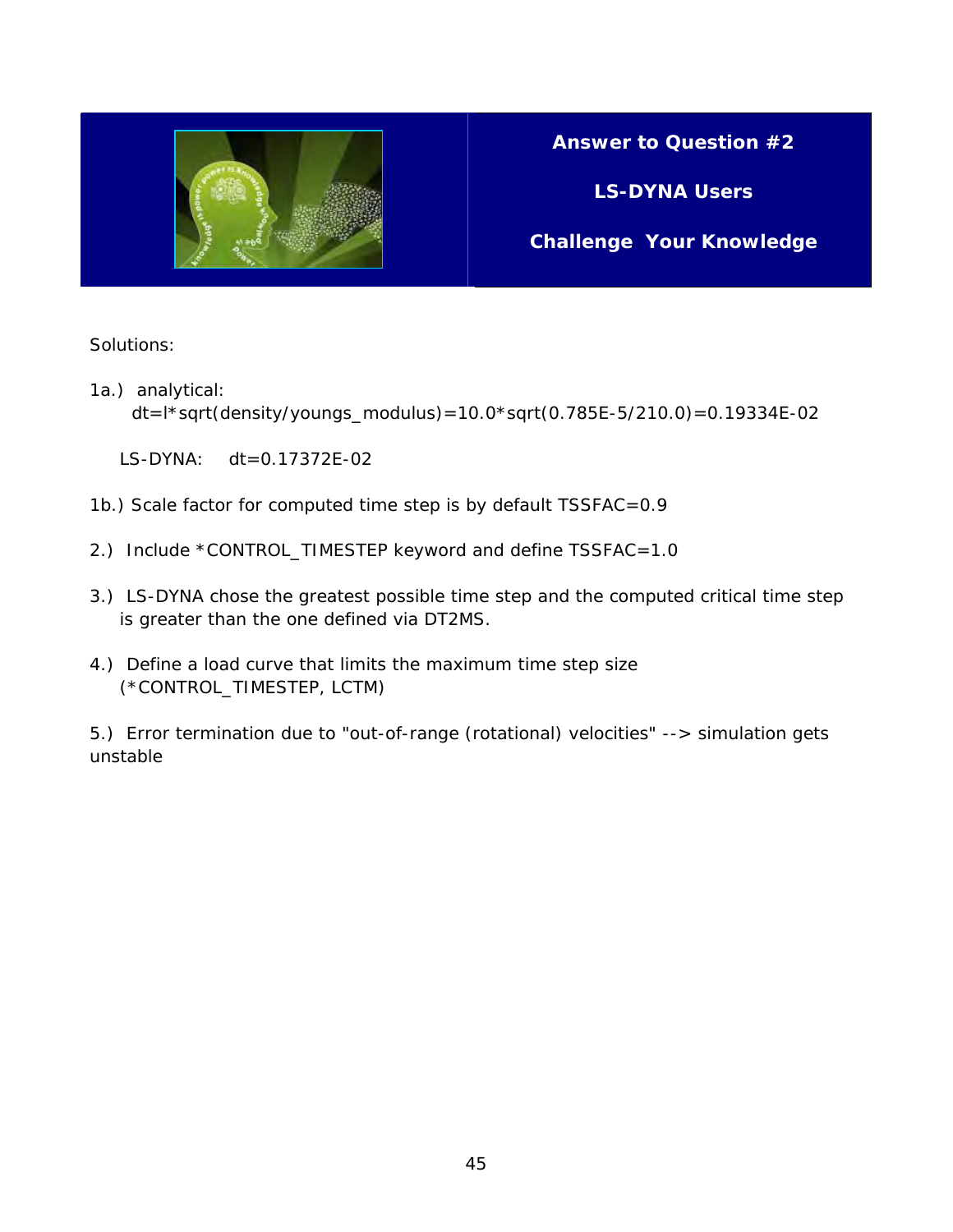## Answer to Question #2

## LS-DYNA Users

## Challenge Your Knowledge

Solutions:

1a.) analytical:
dt=l*sqrt(density/youngs_modulus)=10.0*sqrt(0.785E-5/210.0)=0.19334E-02

LS-DYNA: dt=0.17372E-02

1b.) Scale factor for computed time step is by default TSSFAC=0.9

2.) Include *CONTROL_TIMESTEP keyword and define TSSFAC=1.0

3.) LS-DYNA chose the greatest possible time step and the computed critical time step is greater than the one defined via DT2MS.

4.) Define a load curve that limits the maximum time step size (*CONTROL_TIMESTEP, LCTM)

5.) Error termination due to "out-of-range (rotational) velocities" --> simulation gets unstable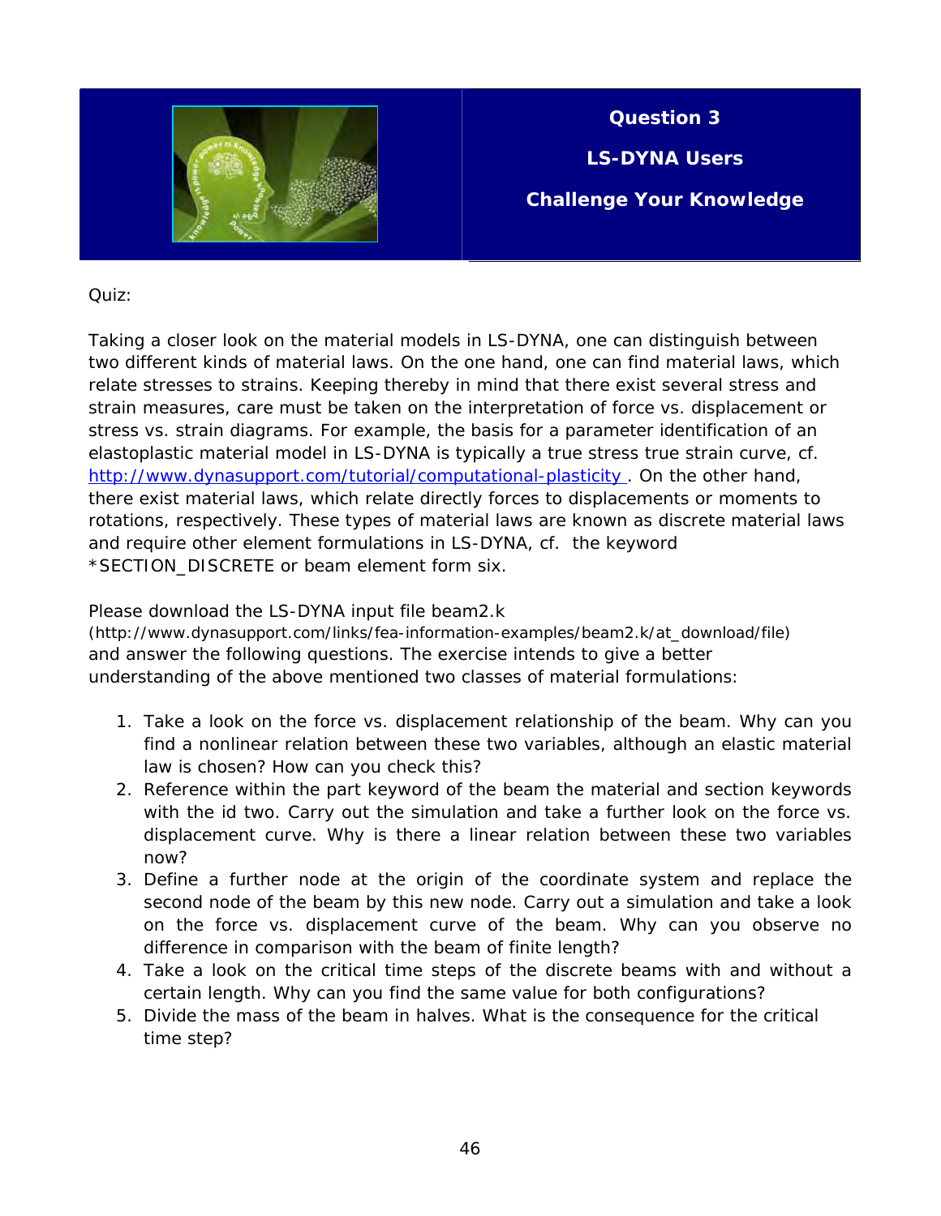## Question 3

## LS-DYNA Users

## Challenge Your Knowledge

Quiz:

Taking a closer look on the material models in LS-DYNA, one can distinguish between two different kinds of material laws. On the one hand, one can find material laws, which relate stresses to strains. Keeping thereby in mind that there exist several stress and strain measures, care must be taken on the interpretation of force vs. displacement or stress vs. strain diagrams. For example, the basis for a parameter identification of an elastoplastic material model in LS-DYNA is typically a true stress true strain curve, cf. http://www.dynasupport.com/tutorial/computational-plasticity . On the other hand, there exist material laws, which relate directly forces to displacements or moments to rotations, respectively. These types of material laws are known as discrete material laws and require other element formulations in LS-DYNA, cf. the keyword *SECTION_DISCRETE or beam element form six.

Please download the LS-DYNA input file beam2.k
(http://www.dynasupport.com/links/fea-information-examples/beam2.k/at_download/file)
and answer the following questions. The exercise intends to give a better understanding of the above mentioned two classes of material formulations:

1. Take a look on the force vs. displacement relationship of the beam. Why can you find a nonlinear relation between these two variables, although an elastic material law is chosen? How can you check this?
2. Reference within the part keyword of the beam the material and section keywords with the id two. Carry out the simulation and take a further look on the force vs. displacement curve. Why is there a linear relation between these two variables now?
3. Define a further node at the origin of the coordinate system and replace the second node of the beam by this new node. Carry out a simulation and take a look on the force vs. displacement curve of the beam. Why can you observe no difference in comparison with the beam of finite length?
4. Take a look on the critical time steps of the discrete beams with and without a certain length. Why can you find the same value for both configurations?
5. Divide the mass of the beam in halves. What is the consequence for the critical time step?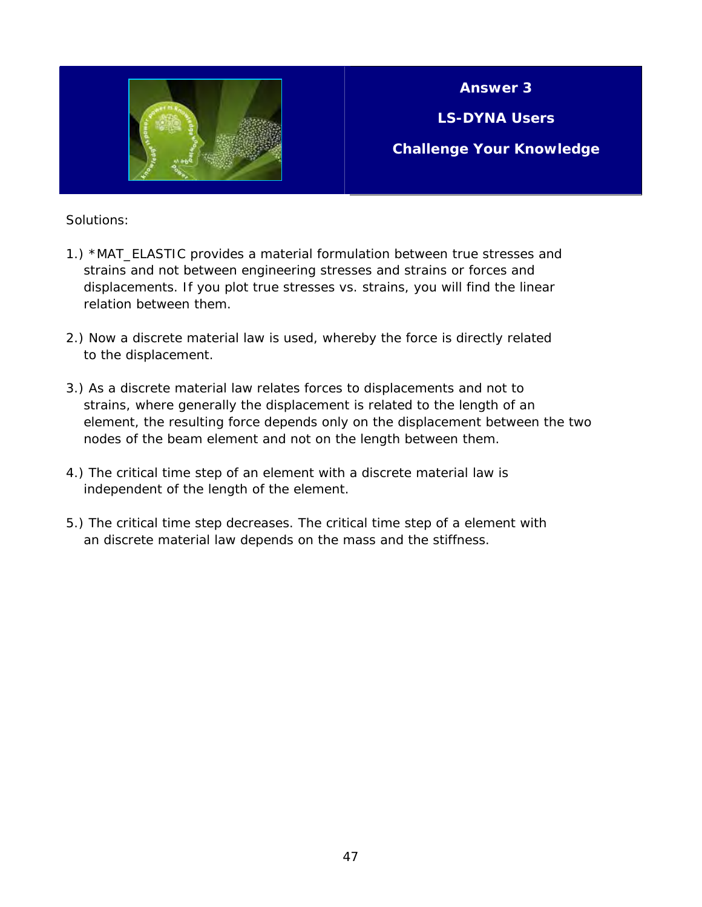# Answer 3

## LS-DYNA Users

## Challenge Your Knowledge

Solutions:

1.) *MAT_ELASTIC provides a material formulation between true stresses and strains and not between engineering stresses and strains or forces and displacements. If you plot true stresses vs. strains, you will find the linear relation between them.

2.) Now a discrete material law is used, whereby the force is directly related to the displacement.

3.) As a discrete material law relates forces to displacements and not to strains, where generally the displacement is related to the length of an element, the resulting force depends only on the displacement between the two nodes of the beam element and not on the length between them.

4.) The critical time step of an element with a discrete material law is independent of the length of the element.

5.) The critical time step decreases. The critical time step of a element with an discrete material law depends on the mass and the stiffness.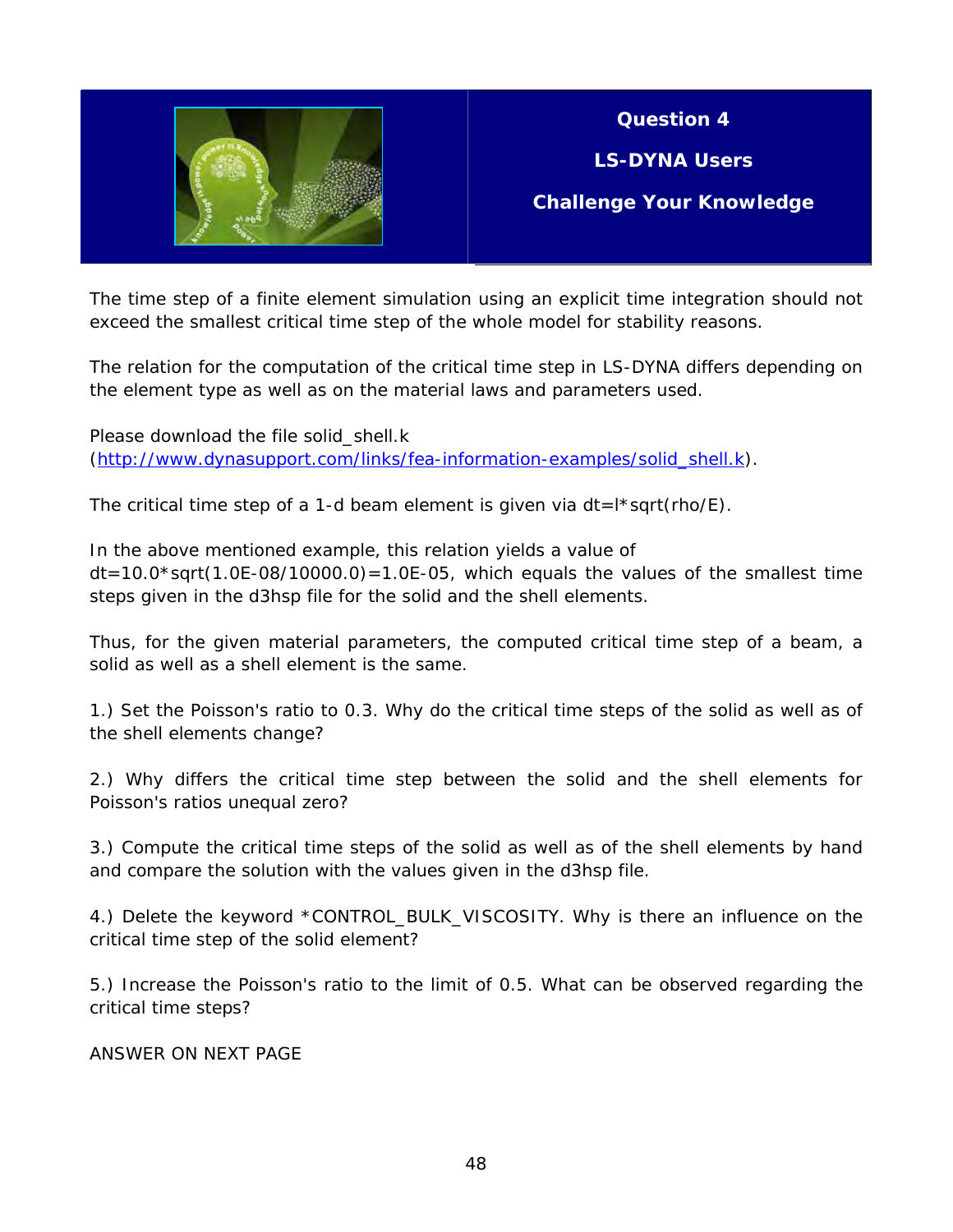## Question 4

## LS-DYNA Users

## Challenge Your Knowledge

The time step of a finite element simulation using an explicit time integration should not exceed the smallest critical time step of the whole model for stability reasons.

The relation for the computation of the critical time step in LS-DYNA differs depending on the element type as well as on the material laws and parameters used.

Please download the file solid_shell.k (http://www.dynasupport.com/links/fea-information-examples/solid_shell.k).

The critical time step of a 1-d beam element is given via dt=l*sqrt(rho/E).

In the above mentioned example, this relation yields a value of dt=10.0*sqrt(1.0E-08/10000.0)=1.0E-05, which equals the values of the smallest time steps given in the d3hsp file for the solid and the shell elements.

Thus, for the given material parameters, the computed critical time step of a beam, a solid as well as a shell element is the same.

1.) Set the Poisson's ratio to 0.3. Why do the critical time steps of the solid as well as of the shell elements change?

2.) Why differs the critical time step between the solid and the shell elements for Poisson's ratios unequal zero?

3.) Compute the critical time steps of the solid as well as of the shell elements by hand and compare the solution with the values given in the d3hsp file.

4.) Delete the keyword *CONTROL_BULK_VISCOSITY. Why is there an influence on the critical time step of the solid element?

5.) Increase the Poisson's ratio to the limit of 0.5. What can be observed regarding the critical time steps?

ANSWER ON NEXT PAGE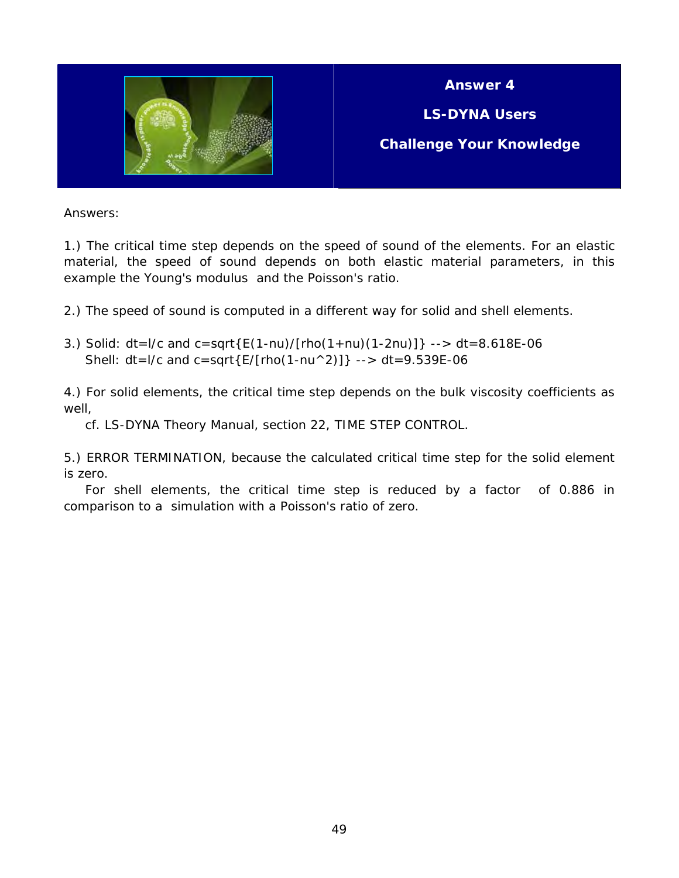# Answer 4

## LS-DYNA Users

## Challenge Your Knowledge

Answers:

1.) The critical time step depends on the speed of sound of the elements. For an elastic material, the speed of sound depends on both elastic material parameters, in this example the Young's modulus and the Poisson's ratio.

2.) The speed of sound is computed in a different way for solid and shell elements.

3.) Solid: dt=l/c and c=sqrt{E(1-nu)/[rho(1+nu)(1-2nu)]} --> dt=8.618E-06
Shell: dt=l/c and c=sqrt{E/[rho(1-nu^2)]} --> dt=9.539E-06

4.) For solid elements, the critical time step depends on the bulk viscosity coefficients as well,
cf. LS-DYNA Theory Manual, section 22, TIME STEP CONTROL.

5.) ERROR TERMINATION, because the calculated critical time step for the solid element is zero.
For shell elements, the critical time step is reduced by a factor of 0.886 in comparison to a simulation with a Poisson's ratio of zero.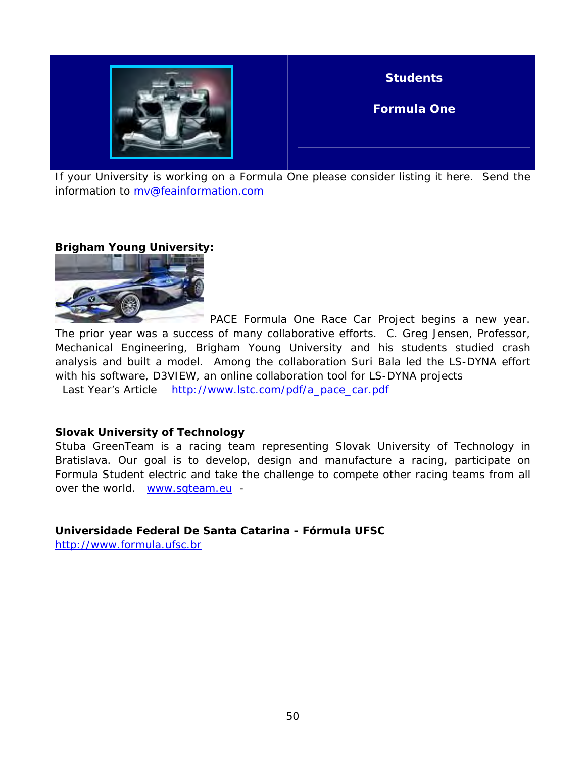**Students**

**Formula One**

If your University is working on a Formula One please consider listing it here. Send the information to mv@feainformation.com

**Brigham Young University:**

PACE Formula One Race Car Project begins a new year. The prior year was a success of many collaborative efforts. C. Greg Jensen, Professor, Mechanical Engineering, Brigham Young University and his students studied crash analysis and built a model. Among the collaboration Suri Bala led the LS-DYNA effort with his software, D3VIEW, an online collaboration tool for LS-DYNA projects

Last Year's Article http://www.lstc.com/pdf/a_pace_car.pdf

**Slovak University of Technology**

Stuba GreenTeam is a racing team representing Slovak University of Technology in Bratislava. Our goal is to develop, design and manufacture a racing, participate on Formula Student electric and take the challenge to compete other racing teams from all over the world. www.sgteam.eu -

**Universidade Federal De Santa Catarina - Fórmula UFSC**

http://www.formula.ufsc.br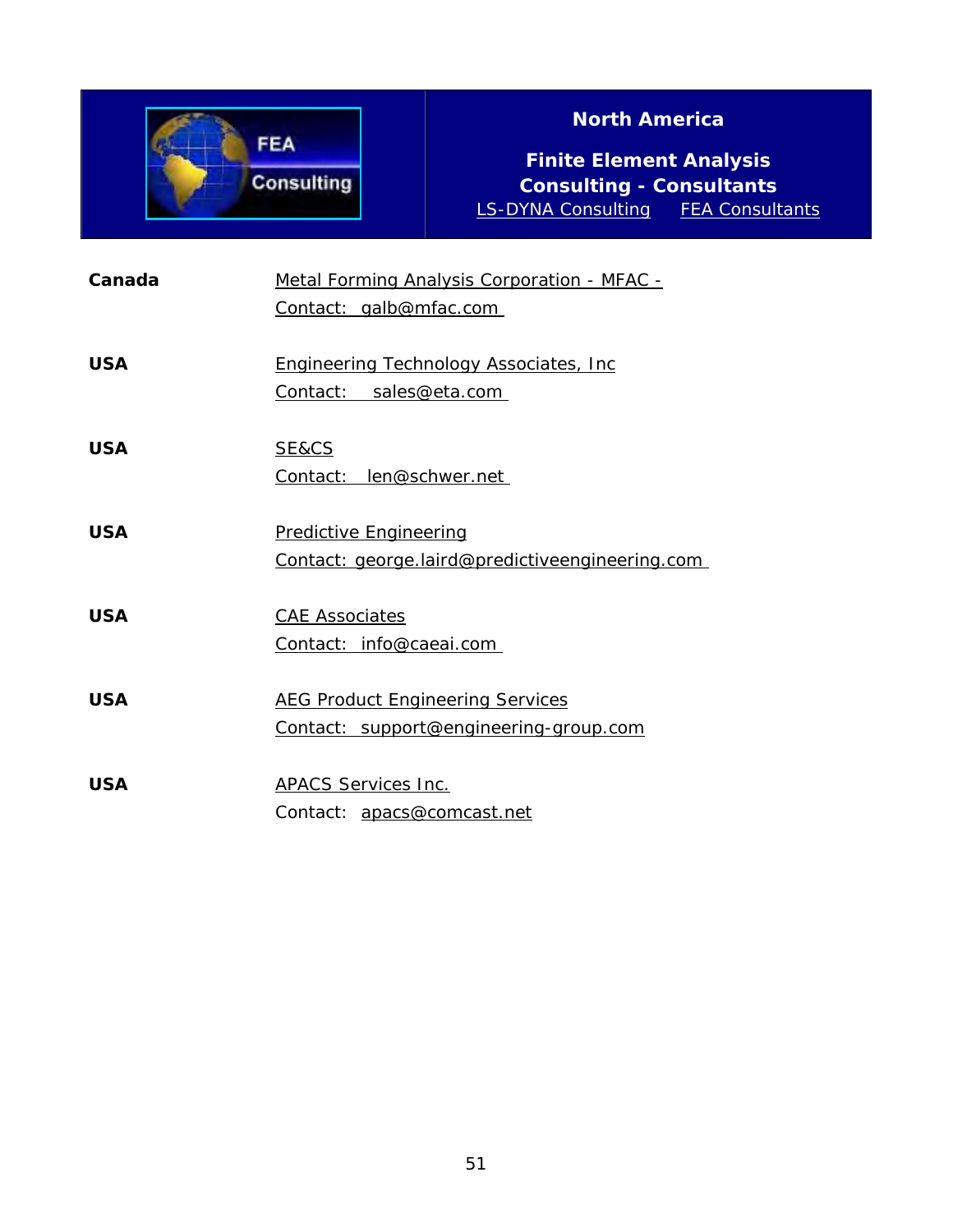**FEA Consulting**

## North America

### Finite Element Analysis Consulting - Consultants

LS-DYNA Consulting    FEA Consultants

| | |
|---|---|
| **Canada** | Metal Forming Analysis Corporation - MFAC -<br>Contact: galb@mfac.com |
| **USA** | Engineering Technology Associates, Inc<br>Contact: sales@eta.com |
| **USA** | SE&CS<br>Contact: len@schwer.net |
| **USA** | Predictive Engineering<br>Contact: george.laird@predictiveengineering.com |
| **USA** | CAE Associates<br>Contact: info@caeai.com |
| **USA** | AEG Product Engineering Services<br>Contact: support@engineering-group.com |
| **USA** | APACS Services Inc.<br>Contact: apacs@comcast.net |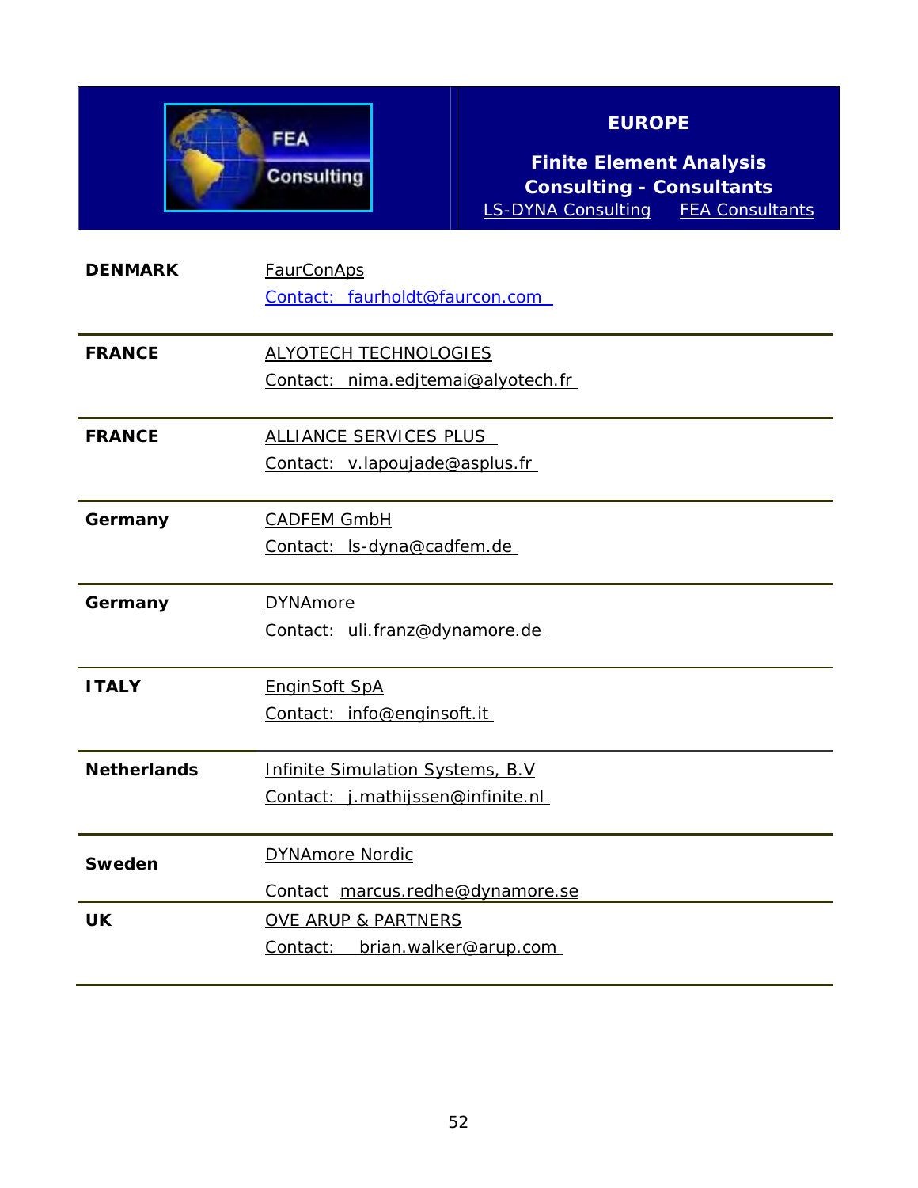FEA Consulting

# EUROPE

## Finite Element Analysis Consulting - Consultants

LS-DYNA Consulting     FEA Consultants

| | |
|---|---|
| **DENMARK** | FaurConAps<br>Contact: faurholdt@faurcon.com |
| **FRANCE** | ALYOTECH TECHNOLOGIES<br>Contact: nima.edjtemai@alyotech.fr |
| **FRANCE** | ALLIANCE SERVICES PLUS<br>Contact: v.lapoujade@asplus.fr |
| **Germany** | CADFEM GmbH<br>Contact: ls-dyna@cadfem.de |
| **Germany** | DYNAmore<br>Contact: uli.franz@dynamore.de |
| **ITALY** | EnginSoft SpA<br>Contact: info@enginsoft.it |
| **Netherlands** | Infinite Simulation Systems, B.V<br>Contact: j.mathijssen@infinite.nl |
| **Sweden** | DYNAmore Nordic<br>Contact marcus.redhe@dynamore.se |
| **UK** | OVE ARUP & PARTNERS<br>Contact: brian.walker@arup.com |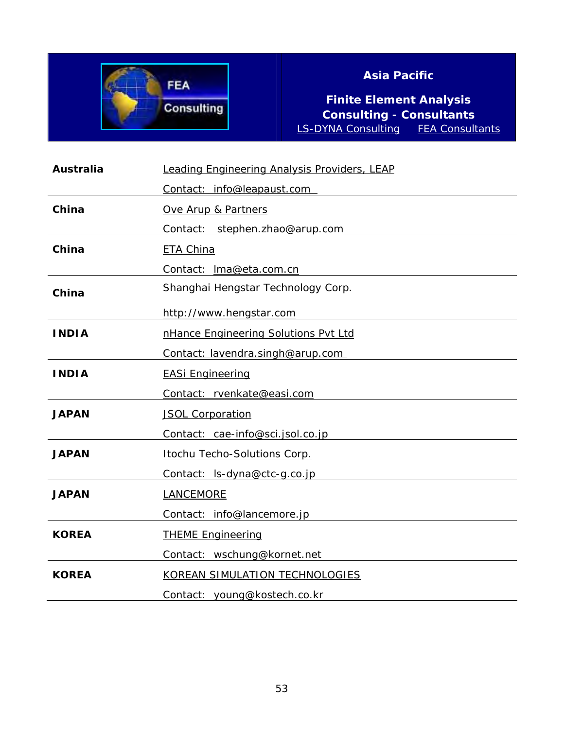**Asia Pacific**

**Finite Element Analysis Consulting - Consultants**

LS-DYNA Consulting FEA Consultants

| | |
|---|---|
| **Australia** | Leading Engineering Analysis Providers, LEAP<br>Contact: info@leapaust.com |
| **China** | Ove Arup & Partners<br>Contact: stephen.zhao@arup.com |
| **China** | ETA China<br>Contact: lma@eta.com.cn |
| **China** | Shanghai Hengstar Technology Corp.<br>http://www.hengstar.com |
| **INDIA** | nHance Engineering Solutions Pvt Ltd<br>Contact: lavendra.singh@arup.com |
| **INDIA** | EASi Engineering<br>Contact: rvenkate@easi.com |
| **JAPAN** | JSOL Corporation<br>Contact: cae-info@sci.jsol.co.jp |
| **JAPAN** | Itochu Techo-Solutions Corp.<br>Contact: ls-dyna@ctc-g.co.jp |
| **JAPAN** | LANCEMORE<br>Contact: info@lancemore.jp |
| **KOREA** | THEME Engineering<br>Contact: wschung@kornet.net |
| **KOREA** | KOREAN SIMULATION TECHNOLOGIES<br>Contact: young@kostech.co.kr |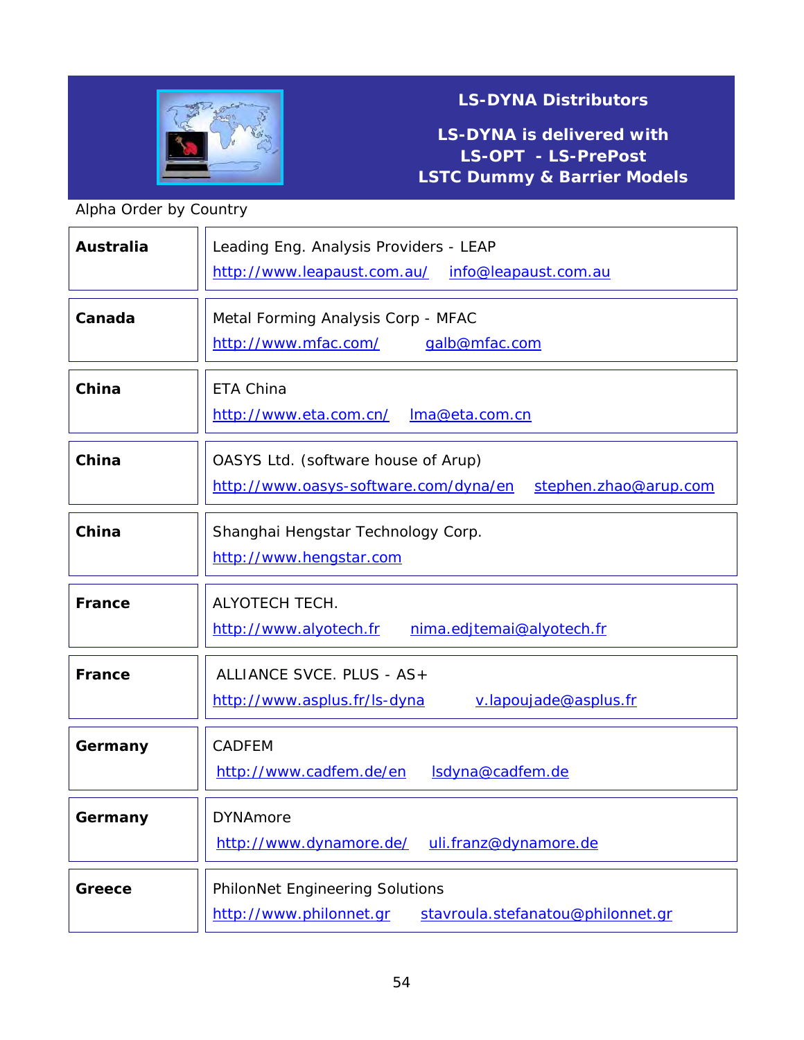## LS-DYNA Distributors

**LS-DYNA is delivered with**
**LS-OPT - LS-PrePost**
**LSTC Dummy & Barrier Models**

Alpha Order by Country

| Country | Distributor |
|---|---|
| **Australia** | Leading Eng. Analysis Providers - LEAP<br>http://www.leapaust.com.au/ info@leapaust.com.au |
| **Canada** | Metal Forming Analysis Corp - MFAC<br>http://www.mfac.com/ galb@mfac.com |
| **China** | ETA China<br>http://www.eta.com.cn/ lma@eta.com.cn |
| **China** | OASYS Ltd. (software house of Arup)<br>http://www.oasys-software.com/dyna/en stephen.zhao@arup.com |
| **China** | Shanghai Hengstar Technology Corp.<br>http://www.hengstar.com |
| **France** | ALYOTECH TECH.<br>http://www.alyotech.fr nima.edjtemai@alyotech.fr |
| **France** | ALLIANCE SVCE. PLUS - AS+<br>http://www.asplus.fr/ls-dyna v.lapoujade@asplus.fr |
| **Germany** | CADFEM<br>http://www.cadfem.de/en lsdyna@cadfem.de |
| **Germany** | DYNAmore<br>http://www.dynamore.de/ uli.franz@dynamore.de |
| **Greece** | PhilonNet Engineering Solutions<br>http://www.philonnet.gr stavroula.stefanatou@philonnet.gr |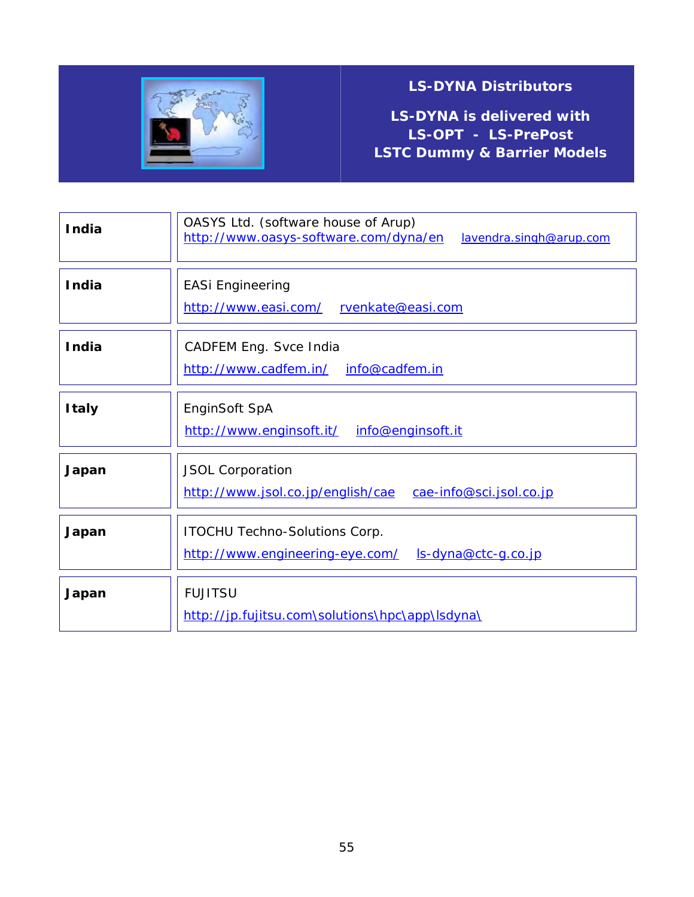## LS-DYNA Distributors

**LS-DYNA is delivered with**
**LS-OPT - LS-PrePost**
**LSTC Dummy & Barrier Models**

| | |
|---|---|
| **India** | OASYS Ltd. (software house of Arup)<br>http://www.oasys-software.com/dyna/en lavendra.singh@arup.com |
| **India** | EASi Engineering<br>http://www.easi.com/ rvenkate@easi.com |
| **India** | CADFEM Eng. Svce India<br>http://www.cadfem.in/ info@cadfem.in |
| **Italy** | EnginSoft SpA<br>http://www.enginsoft.it/ info@enginsoft.it |
| **Japan** | JSOL Corporation<br>http://www.jsol.co.jp/english/cae cae-info@sci.jsol.co.jp |
| **Japan** | ITOCHU Techno-Solutions Corp.<br>http://www.engineering-eye.com/ ls-dyna@ctc-g.co.jp |
| **Japan** | FUJITSU<br>http://jp.fujitsu.com\solutions\hpc\app\lsdyna\ |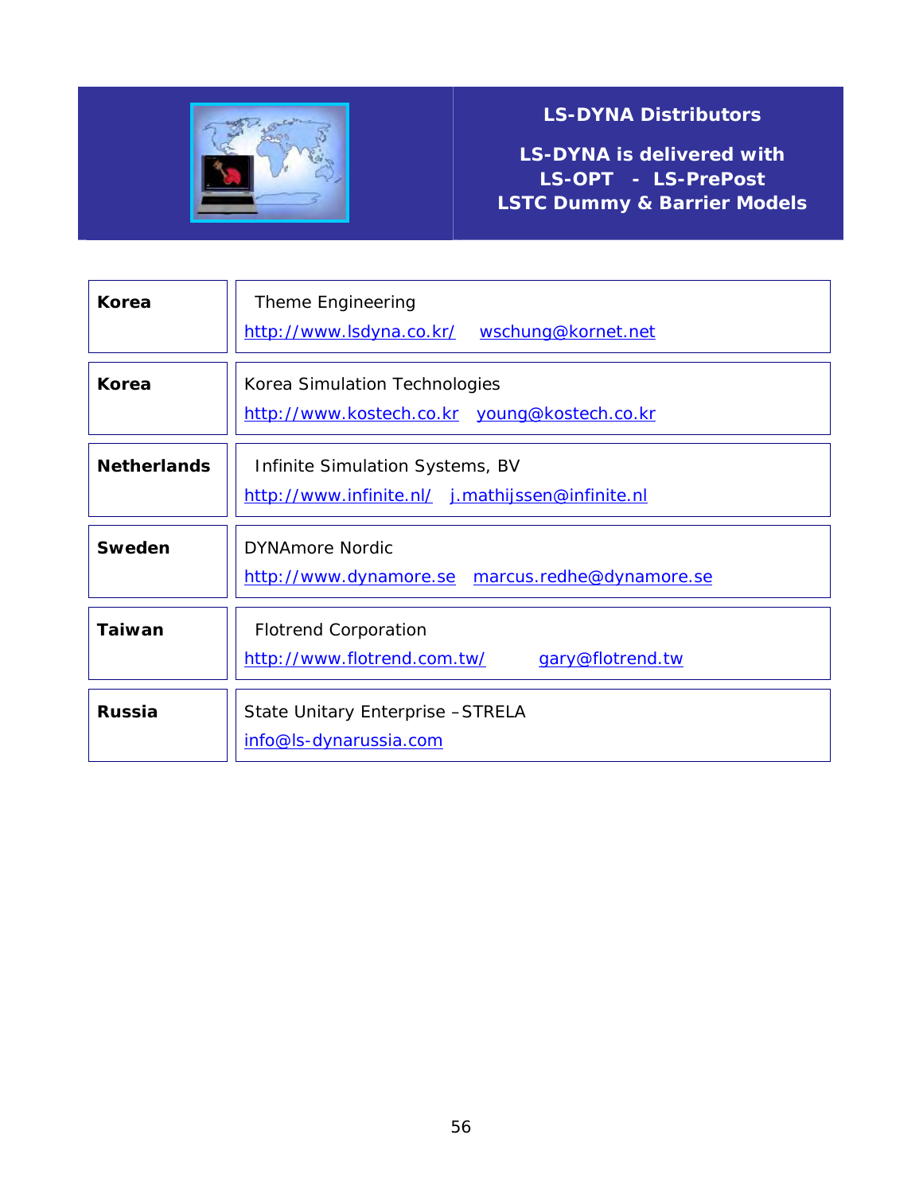## LS-DYNA Distributors

**LS-DYNA is delivered with LS-OPT - LS-PrePost LSTC Dummy & Barrier Models**

| | |
|---|---|
| **Korea** | Theme Engineering<br>http://www.lsdyna.co.kr/ wschung@kornet.net |
| **Korea** | Korea Simulation Technologies<br>http://www.kostech.co.kr young@kostech.co.kr |
| **Netherlands** | Infinite Simulation Systems, BV<br>http://www.infinite.nl/ j.mathijssen@infinite.nl |
| **Sweden** | DYNAmore Nordic<br>http://www.dynamore.se marcus.redhe@dynamore.se |
| **Taiwan** | Flotrend Corporation<br>http://www.flotrend.com.tw/ gary@flotrend.tw |
| **Russia** | State Unitary Enterprise –STRELA<br>info@ls-dynarussia.com |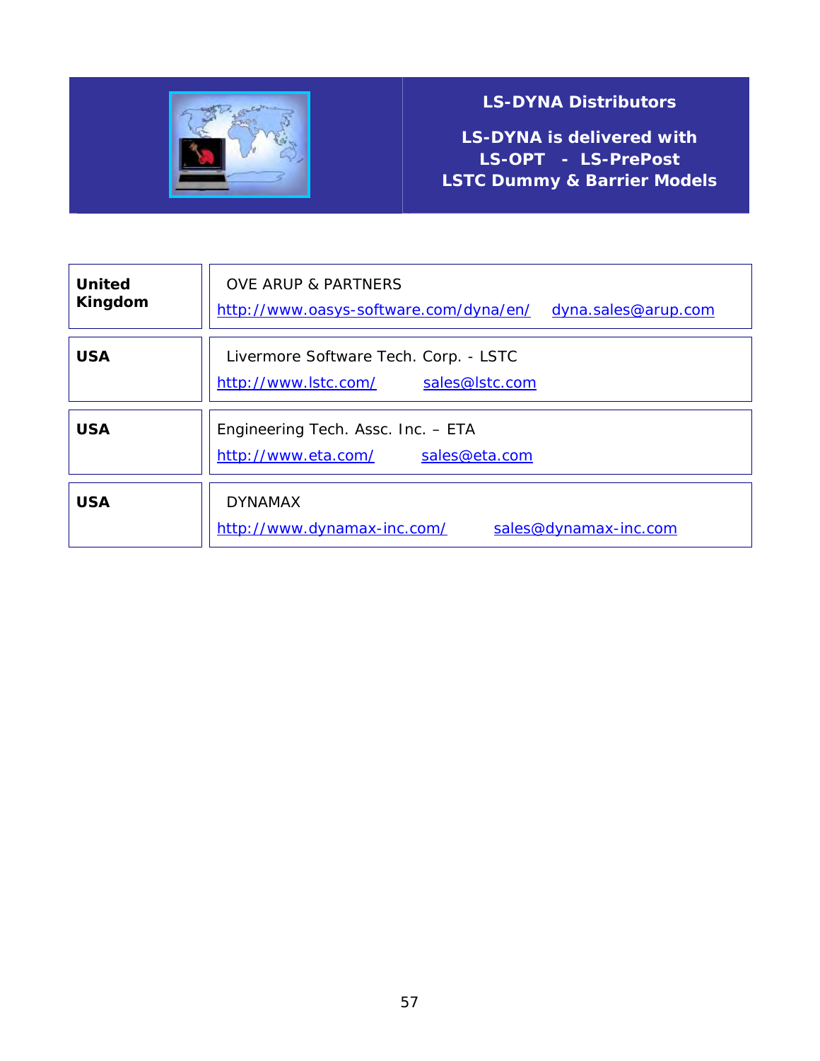## LS-DYNA Distributors

**LS-DYNA is delivered with**
**LS-OPT - LS-PrePost**
**LSTC Dummy & Barrier Models**

| Country | Distributor |
|---|---|
| **United Kingdom** | OVE ARUP & PARTNERS<br>http://www.oasys-software.com/dyna/en/ dyna.sales@arup.com |
| **USA** | Livermore Software Tech. Corp. - LSTC<br>http://www.lstc.com/ sales@lstc.com |
| **USA** | Engineering Tech. Assc. Inc. – ETA<br>http://www.eta.com/ sales@eta.com |
| **USA** | DYNAMAX<br>http://www.dynamax-inc.com/ sales@dynamax-inc.com |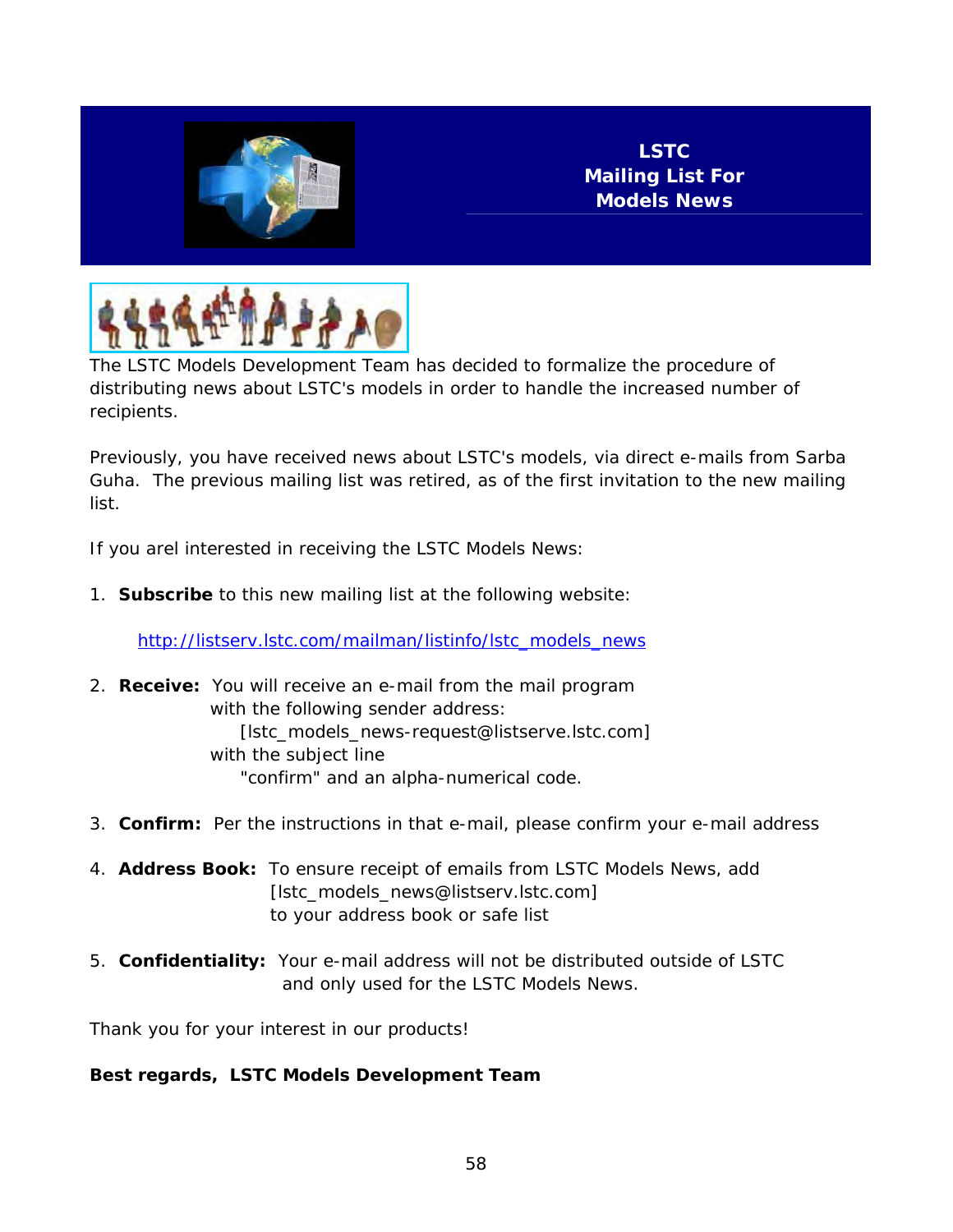# LSTC Mailing List For Models News

The LSTC Models Development Team has decided to formalize the procedure of distributing news about LSTC's models in order to handle the increased number of recipients.

Previously, you have received news about LSTC's models, via direct e-mails from Sarba Guha. The previous mailing list was retired, as of the first invitation to the new mailing list.

If you arel interested in receiving the LSTC Models News:

1. **Subscribe** to this new mailing list at the following website:

   http://listserv.lstc.com/mailman/listinfo/lstc_models_news

2. **Receive:** You will receive an e-mail from the mail program with the following sender address:
   [lstc_models_news-request@listserve.lstc.com]
   with the subject line
   "confirm" and an alpha-numerical code.

3. **Confirm:** Per the instructions in that e-mail, please confirm your e-mail address

4. **Address Book:** To ensure receipt of emails from LSTC Models News, add
   [lstc_models_news@listserv.lstc.com]
   to your address book or safe list

5. **Confidentiality:** Your e-mail address will not be distributed outside of LSTC and only used for the LSTC Models News.

Thank you for your interest in our products!

**Best regards, LSTC Models Development Team**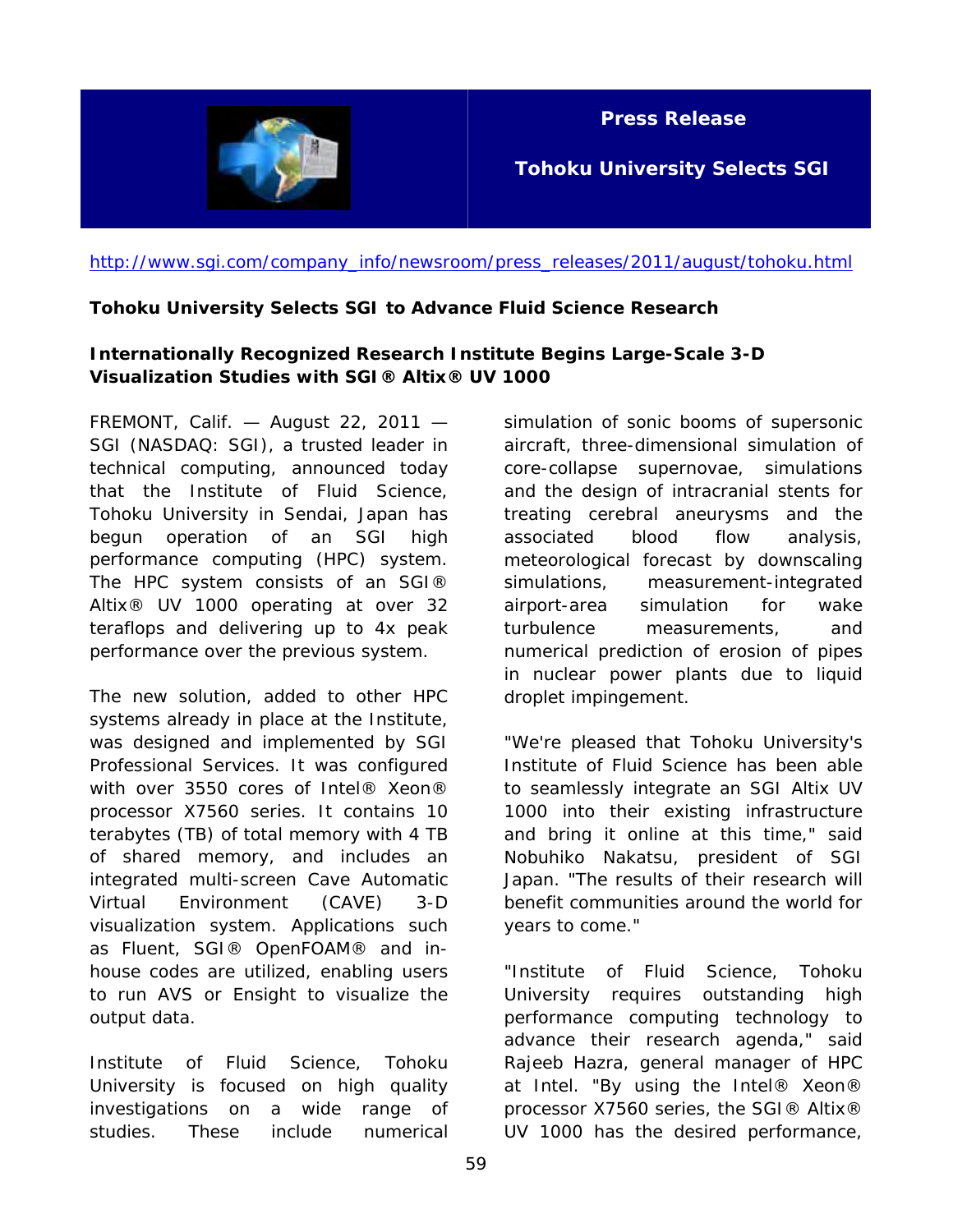**Press Release**

**Tohoku University Selects SGI**

http://www.sgi.com/company_info/newsroom/press_releases/2011/august/tohoku.html

**Tohoku University Selects SGI to Advance Fluid Science Research**

**Internationally Recognized Research Institute Begins Large-Scale 3-D Visualization Studies with SGI® Altix® UV 1000**

FREMONT, Calif. — August 22, 2011 — SGI (NASDAQ: SGI), a trusted leader in technical computing, announced today that the Institute of Fluid Science, Tohoku University in Sendai, Japan has begun operation of an SGI high performance computing (HPC) system. The HPC system consists of an SGI® Altix® UV 1000 operating at over 32 teraflops and delivering up to 4x peak performance over the previous system.

The new solution, added to other HPC systems already in place at the Institute, was designed and implemented by SGI Professional Services. It was configured with over 3550 cores of Intel® Xeon® processor X7560 series. It contains 10 terabytes (TB) of total memory with 4 TB of shared memory, and includes an integrated multi-screen Cave Automatic Virtual Environment (CAVE) 3-D visualization system. Applications such as Fluent, SGI® OpenFOAM® and in-house codes are utilized, enabling users to run AVS or Ensight to visualize the output data.

Institute of Fluid Science, Tohoku University is focused on high quality investigations on a wide range of studies. These include numerical simulation of sonic booms of supersonic aircraft, three-dimensional simulation of core-collapse supernovae, simulations and the design of intracranial stents for treating cerebral aneurysms and the associated blood flow analysis, meteorological forecast by downscaling simulations, measurement-integrated airport-area simulation for wake turbulence measurements, and numerical prediction of erosion of pipes in nuclear power plants due to liquid droplet impingement.

"We're pleased that Tohoku University's Institute of Fluid Science has been able to seamlessly integrate an SGI Altix UV 1000 into their existing infrastructure and bring it online at this time," said Nobuhiko Nakatsu, president of SGI Japan. "The results of their research will benefit communities around the world for years to come."

"Institute of Fluid Science, Tohoku University requires outstanding high performance computing technology to advance their research agenda," said Rajeeb Hazra, general manager of HPC at Intel. "By using the Intel® Xeon® processor X7560 series, the SGI® Altix® UV 1000 has the desired performance,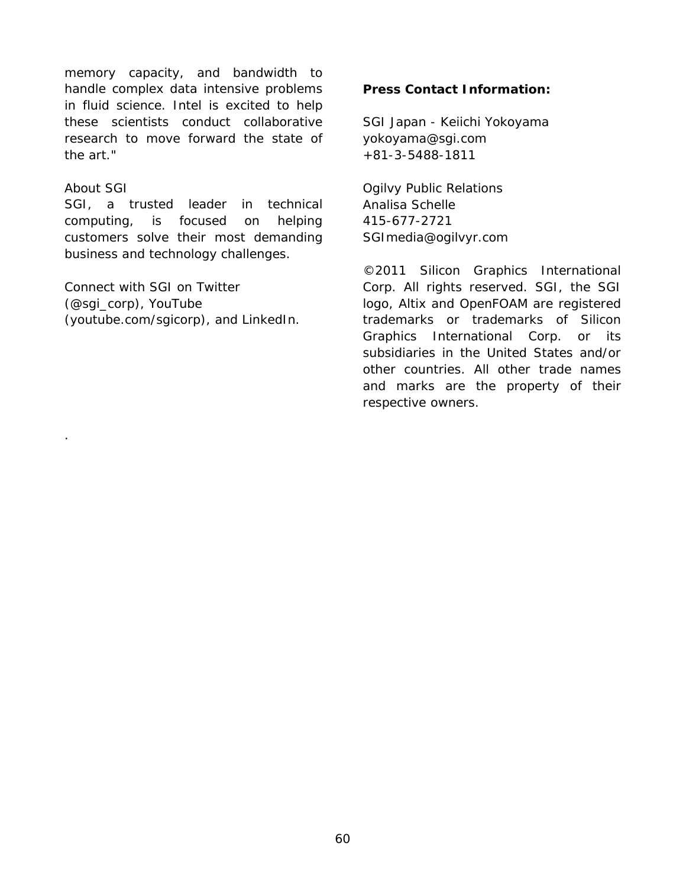memory capacity, and bandwidth to handle complex data intensive problems in fluid science. Intel is excited to help these scientists conduct collaborative research to move forward the state of the art."

About SGI

SGI, a trusted leader in technical computing, is focused on helping customers solve their most demanding business and technology challenges.

Connect with SGI on Twitter (@sgi_corp), YouTube (youtube.com/sgicorp), and LinkedIn.

.

**Press Contact Information:**

SGI Japan - Keiichi Yokoyama
yokoyama@sgi.com
+81-3-5488-1811

Ogilvy Public Relations
Analisa Schelle
415-677-2721
SGImedia@ogilvyr.com

©2011 Silicon Graphics International Corp. All rights reserved. SGI, the SGI logo, Altix and OpenFOAM are registered trademarks or trademarks of Silicon Graphics International Corp. or its subsidiaries in the United States and/or other countries. All other trade names and marks are the property of their respective owners.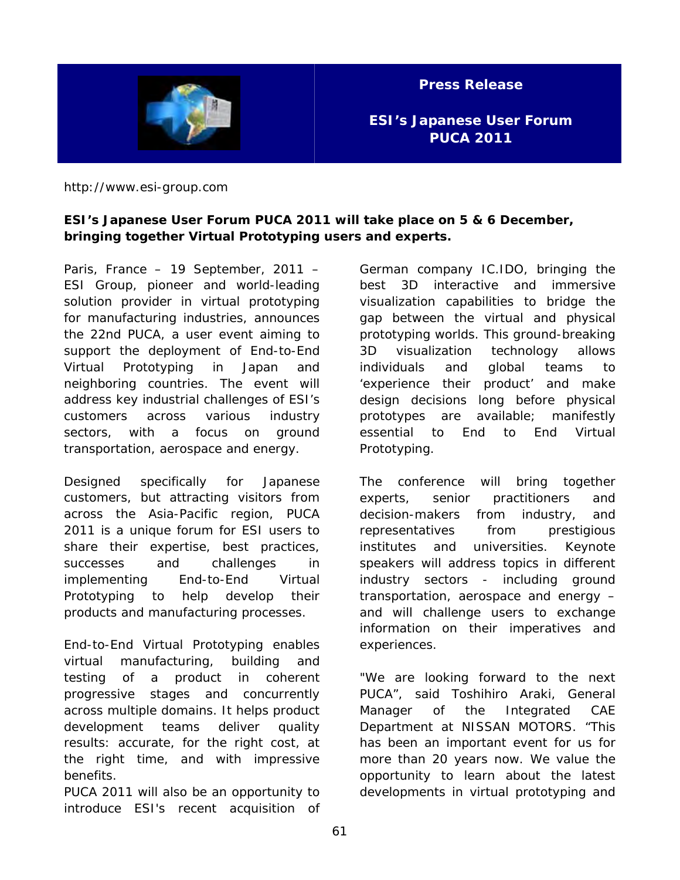**Press Release**

**ESI's Japanese User Forum PUCA 2011**

http://www.esi-group.com

**ESI's Japanese User Forum PUCA 2011 will take place on 5 & 6 December, bringing together Virtual Prototyping users and experts.**

Paris, France – 19 September, 2011 – ESI Group, pioneer and world-leading solution provider in virtual prototyping for manufacturing industries, announces the 22nd PUCA, a user event aiming to support the deployment of End-to-End Virtual Prototyping in Japan and neighboring countries. The event will address key industrial challenges of ESI's customers across various industry sectors, with a focus on ground transportation, aerospace and energy.

Designed specifically for Japanese customers, but attracting visitors from across the Asia-Pacific region, PUCA 2011 is a unique forum for ESI users to share their expertise, best practices, successes and challenges in implementing End-to-End Virtual Prototyping to help develop their products and manufacturing processes.

End-to-End Virtual Prototyping enables virtual manufacturing, building and testing of a product in coherent progressive stages and concurrently across multiple domains. It helps product development teams deliver quality results: accurate, for the right cost, at the right time, and with impressive benefits.

PUCA 2011 will also be an opportunity to introduce ESI's recent acquisition of German company IC.IDO, bringing the best 3D interactive and immersive visualization capabilities to bridge the gap between the virtual and physical prototyping worlds. This ground-breaking 3D visualization technology allows individuals and global teams to 'experience their product' and make design decisions long before physical prototypes are available; manifestly essential to End to End Virtual Prototyping.

The conference will bring together experts, senior practitioners and decision-makers from industry, and representatives from prestigious institutes and universities. Keynote speakers will address topics in different industry sectors - including ground transportation, aerospace and energy – and will challenge users to exchange information on their imperatives and experiences.

"We are looking forward to the next PUCA", said Toshihiro Araki, General Manager of the Integrated CAE Department at NISSAN MOTORS. "This has been an important event for us for more than 20 years now. We value the opportunity to learn about the latest developments in virtual prototyping and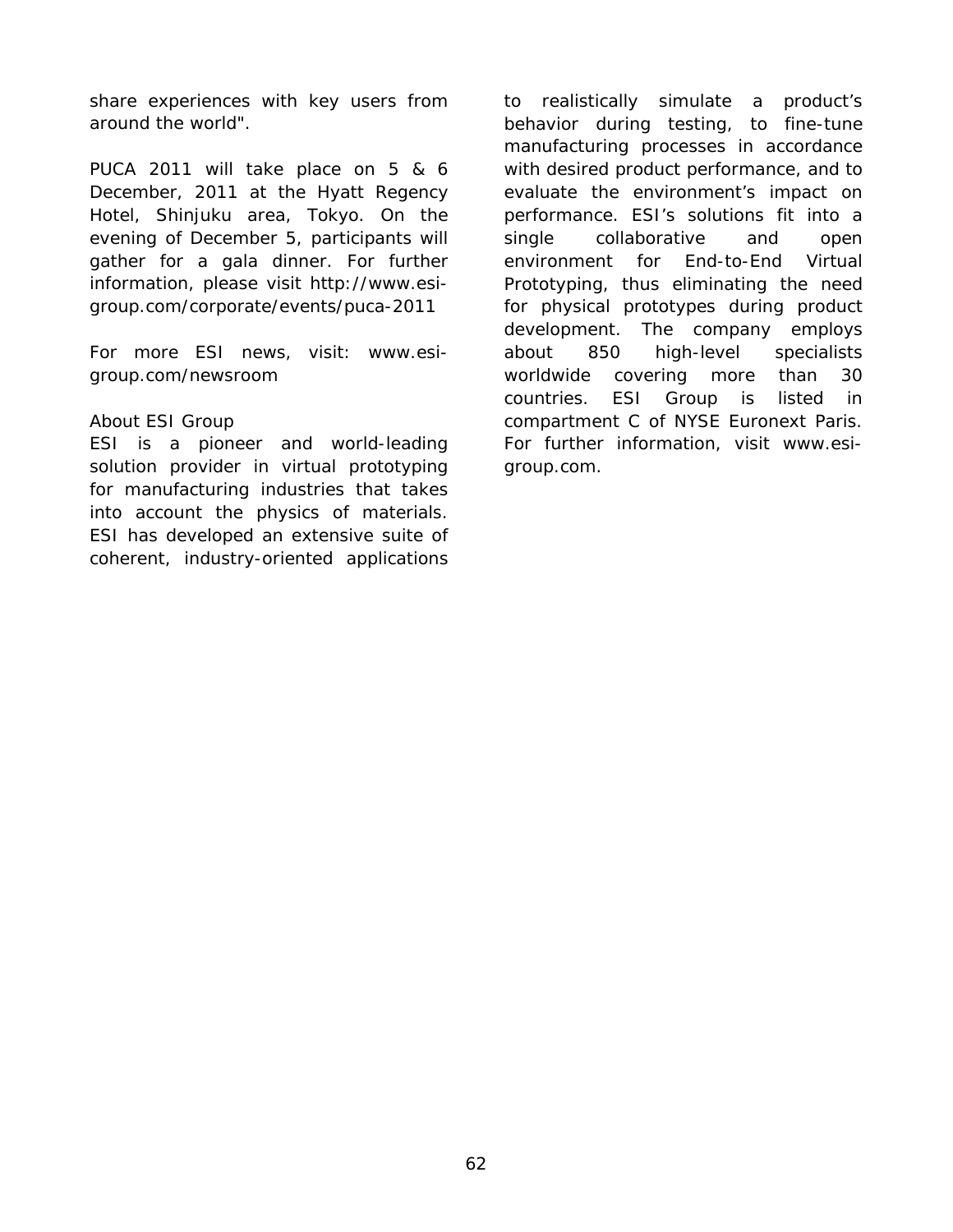share experiences with key users from around the world".

PUCA 2011 will take place on 5 & 6 December, 2011 at the Hyatt Regency Hotel, Shinjuku area, Tokyo. On the evening of December 5, participants will gather for a gala dinner. For further information, please visit http://www.esi-group.com/corporate/events/puca-2011

For more ESI news, visit: www.esi-group.com/newsroom

About ESI Group

ESI is a pioneer and world-leading solution provider in virtual prototyping for manufacturing industries that takes into account the physics of materials. ESI has developed an extensive suite of coherent, industry-oriented applications to realistically simulate a product's behavior during testing, to fine-tune manufacturing processes in accordance with desired product performance, and to evaluate the environment's impact on performance. ESI's solutions fit into a single collaborative and open environment for End-to-End Virtual Prototyping, thus eliminating the need for physical prototypes during product development. The company employs about 850 high-level specialists worldwide covering more than 30 countries. ESI Group is listed in compartment C of NYSE Euronext Paris. For further information, visit www.esi-group.com.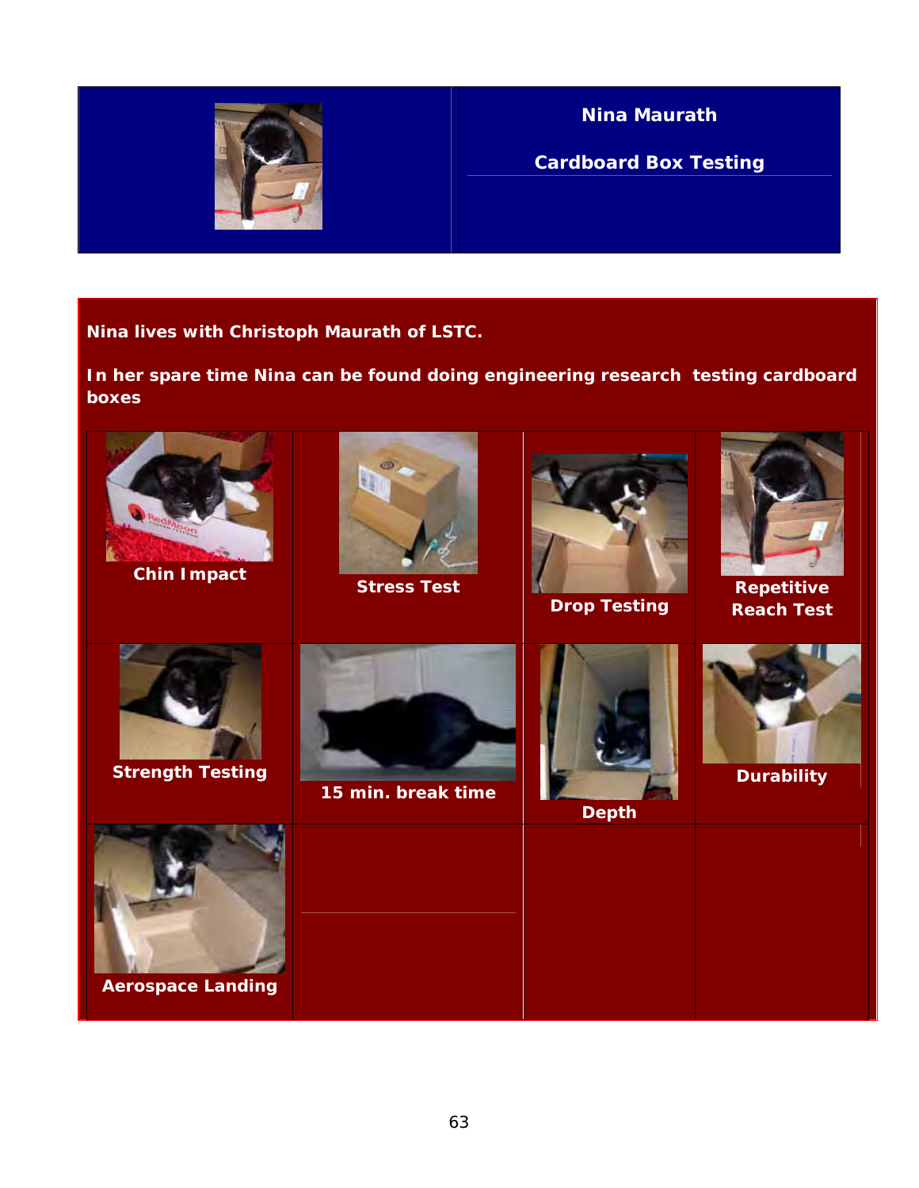## Nina Maurath

## Cardboard Box Testing

**Nina lives with Christoph Maurath of LSTC.**

**In her spare time Nina can be found doing engineering research testing cardboard boxes**

| | | | |
|---|---|---|---|
| **Chin Impact** | **Stress Test** | **Drop Testing** | **Repetitive Reach Test** |
| **Strength Testing** | **15 min. break time** | **Depth** | **Durability** |
| **Aerospace Landing** | | | |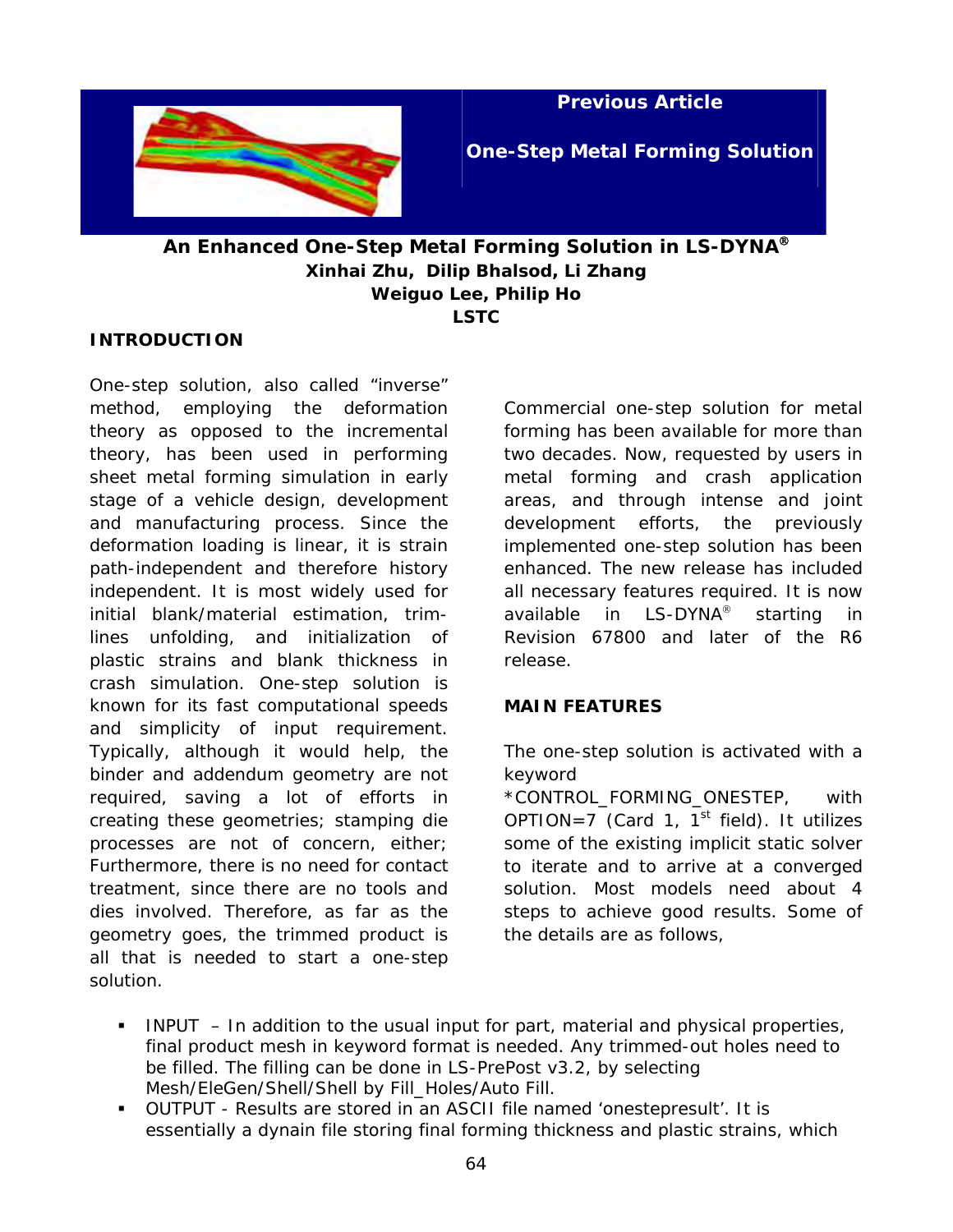**Previous Article**

**One-Step Metal Forming Solution**

## An Enhanced One-Step Metal Forming Solution in LS-DYNA®

**Xinhai Zhu, Dilip Bhalsod, Li Zhang**
**Weiguo Lee, Philip Ho**
**LSTC**

### INTRODUCTION

One-step solution, also called "inverse" method, employing the deformation theory as opposed to the incremental theory, has been used in performing sheet metal forming simulation in early stage of a vehicle design, development and manufacturing process. Since the deformation loading is linear, it is strain path-independent and therefore history independent. It is most widely used for initial blank/material estimation, trim-lines unfolding, and initialization of plastic strains and blank thickness in crash simulation. One-step solution is known for its fast computational speeds and simplicity of input requirement. Typically, although it would help, the binder and addendum geometry are not required, saving a lot of efforts in creating these geometries; stamping die processes are not of concern, either; Furthermore, there is no need for contact treatment, since there are no tools and dies involved. Therefore, as far as the geometry goes, the trimmed product is all that is needed to start a one-step solution.

Commercial one-step solution for metal forming has been available for more than two decades. Now, requested by users in metal forming and crash application areas, and through intense and joint development efforts, the previously implemented one-step solution has been enhanced. The new release has included all necessary features required. It is now available in LS-DYNA® starting in Revision 67800 and later of the R6 release.

### MAIN FEATURES

The one-step solution is activated with a keyword *CONTROL_FORMING_ONESTEP, with OPTION=7 (Card 1, 1st field). It utilizes some of the existing implicit static solver to iterate and to arrive at a converged solution. Most models need about 4 steps to achieve good results. Some of the details are as follows,

- INPUT – In addition to the usual input for part, material and physical properties, final product mesh in keyword format is needed. Any trimmed-out holes need to be filled. The filling can be done in LS-PrePost v3.2, by selecting Mesh/EleGen/Shell/Shell by Fill_Holes/Auto Fill.
- OUTPUT - Results are stored in an ASCII file named 'onestepresult'. It is essentially a dynain file storing final forming thickness and plastic strains, which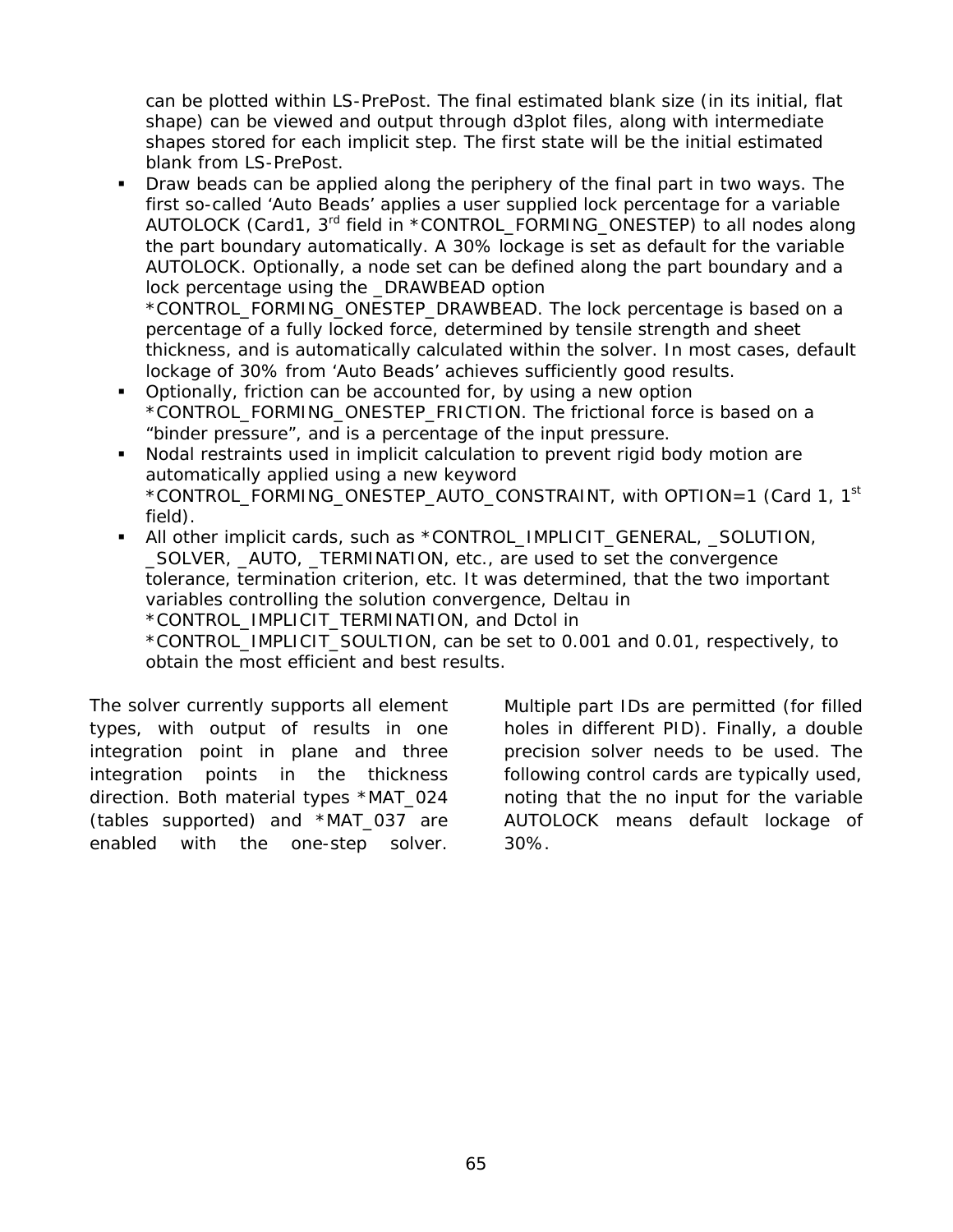can be plotted within LS-PrePost. The final estimated blank size (in its initial, flat shape) can be viewed and output through d3plot files, along with intermediate shapes stored for each implicit step. The first state will be the initial estimated blank from LS-PrePost.

- Draw beads can be applied along the periphery of the final part in two ways. The first so-called 'Auto Beads' applies a user supplied lock percentage for a variable AUTOLOCK (Card1, 3rd field in *CONTROL_FORMING_ONESTEP) to all nodes along the part boundary automatically. A 30% lockage is set as default for the variable AUTOLOCK. Optionally, a node set can be defined along the part boundary and a lock percentage using the _DRAWBEAD option *CONTROL_FORMING_ONESTEP_DRAWBEAD. The lock percentage is based on a percentage of a fully locked force, determined by tensile strength and sheet thickness, and is automatically calculated within the solver. In most cases, default lockage of 30% from 'Auto Beads' achieves sufficiently good results.
- Optionally, friction can be accounted for, by using a new option *CONTROL_FORMING_ONESTEP_FRICTION. The frictional force is based on a "binder pressure", and is a percentage of the input pressure.
- Nodal restraints used in implicit calculation to prevent rigid body motion are automatically applied using a new keyword *CONTROL_FORMING_ONESTEP_AUTO_CONSTRAINT, with OPTION=1 (Card 1, 1st field).
- All other implicit cards, such as *CONTROL_IMPLICIT_GENERAL, _SOLUTION, _SOLVER, _AUTO, _TERMINATION, etc., are used to set the convergence tolerance, termination criterion, etc. It was determined, that the two important variables controlling the solution convergence, Deltau in *CONTROL_IMPLICIT_TERMINATION, and Dctol in *CONTROL_IMPLICIT_SOULTION, can be set to 0.001 and 0.01, respectively, to obtain the most efficient and best results.

The solver currently supports all element types, with output of results in one integration point in plane and three integration points in the thickness direction. Both material types *MAT_024 (tables supported) and *MAT_037 are enabled with the one-step solver. Multiple part IDs are permitted (for filled holes in different PID). Finally, a double precision solver needs to be used. The following control cards are typically used, noting that the no input for the variable AUTOLOCK means default lockage of 30%.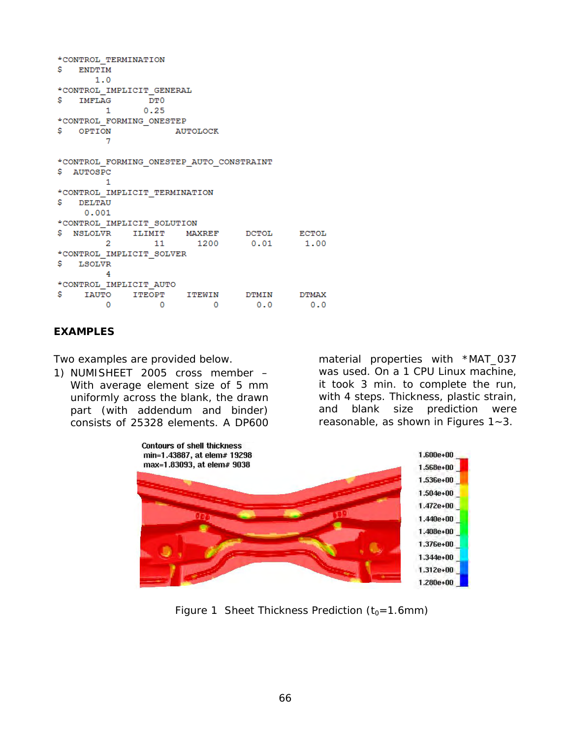```
*CONTROL_TERMINATION
$    ENDTIM
        1.0
*CONTROL_IMPLICIT_GENERAL
$    IMFLAG         DT0
          1        0.25
*CONTROL_FORMING_ONESTEP
$    OPTION                 AUTOLOCK
          7

*CONTROL_FORMING_ONESTEP_AUTO_CONSTRAINT
$   AUTOSPC
          1
*CONTROL_IMPLICIT_TERMINATION
$    DELTAU
      0.001
*CONTROL_IMPLICIT_SOLUTION
$   NSLOLVR    ILIMIT    MAXREF     DCTOL     ECTOL
          2        11      1200      0.01      1.00
*CONTROL_IMPLICIT_SOLVER
$    LSOLVR
          4
*CONTROL_IMPLICIT_AUTO
$     IAUTO    ITEOPT    ITEWIN     DTMIN     DTMAX
          0         0         0       0.0       0.0
```

## EXAMPLES

Two examples are provided below.

1) NUMISHEET 2005 cross member – With average element size of 5 mm uniformly across the blank, the drawn part (with addendum and binder) consists of 25328 elements. A DP600 material properties with *MAT_037 was used. On a 1 CPU Linux machine, it took 3 min. to complete the run, with 4 steps. Thickness, plastic strain, and blank size prediction were reasonable, as shown in Figures 1~3.

Figure 1 Sheet Thickness Prediction ($t_0$=1.6mm)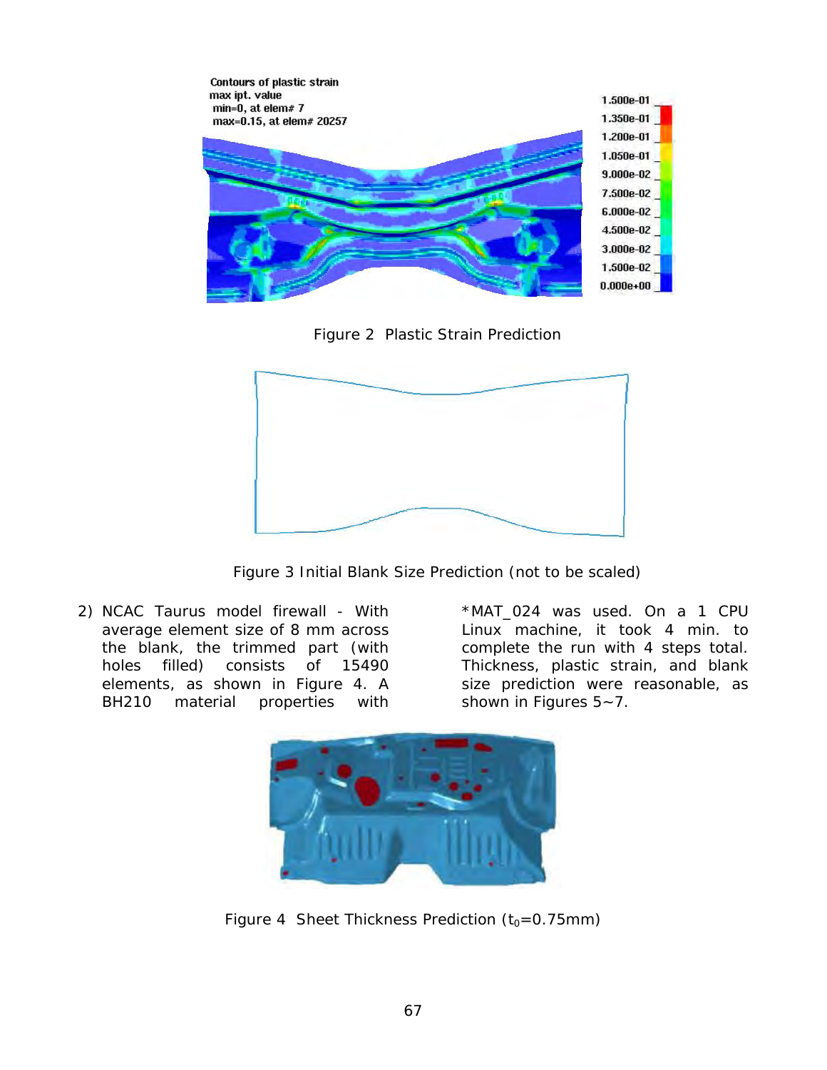Figure 2 Plastic Strain Prediction

Figure 3 Initial Blank Size Prediction (not to be scaled)

2) NCAC Taurus model firewall - With average element size of 8 mm across the blank, the trimmed part (with holes filled) consists of 15490 elements, as shown in Figure 4. A BH210 material properties with *MAT_024 was used. On a 1 CPU Linux machine, it took 4 min. to complete the run with 4 steps total. Thickness, plastic strain, and blank size prediction were reasonable, as shown in Figures 5~7.

Figure 4 Sheet Thickness Prediction ($t_0$=0.75mm)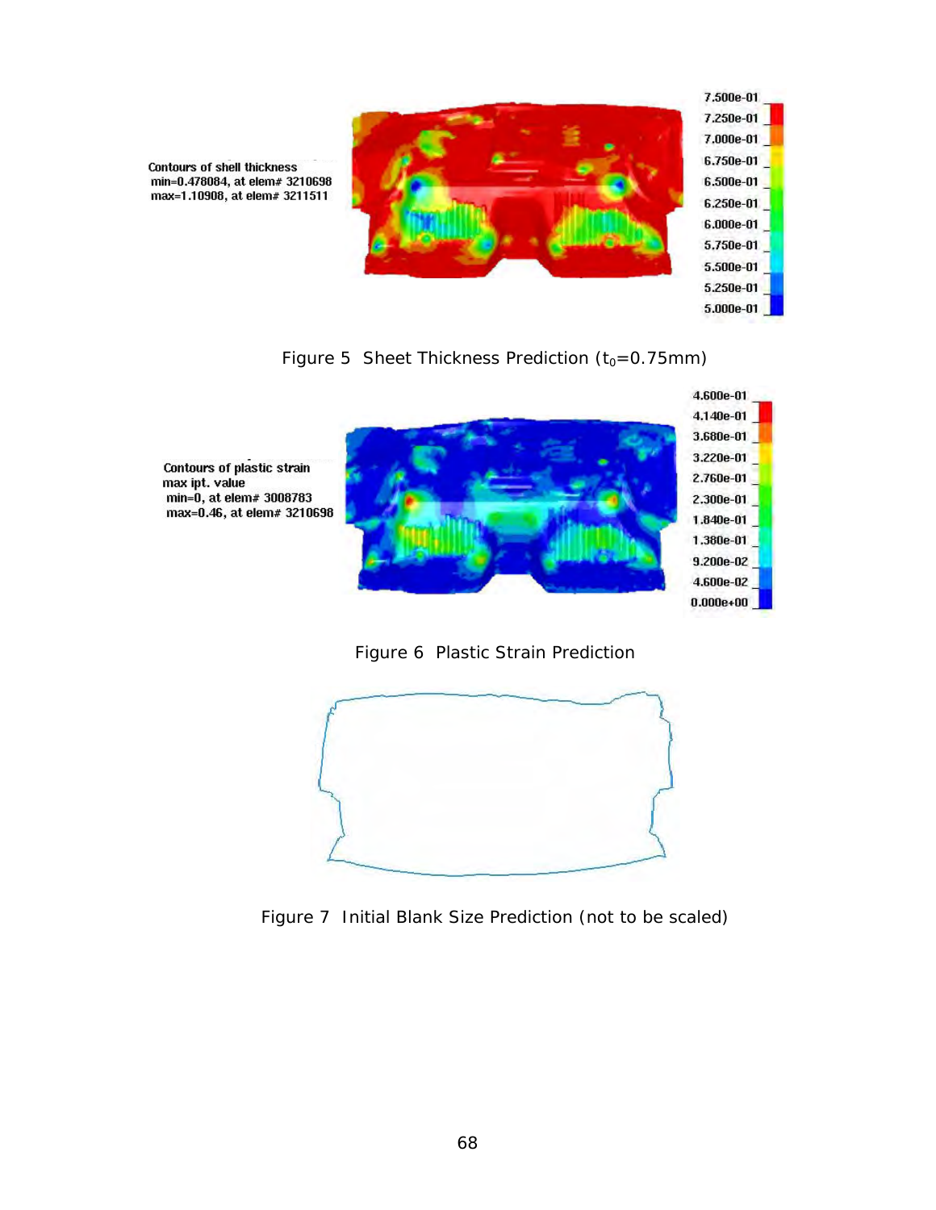Contours of shell thickness
min=0.478084, at elem# 3210698
max=1.10908, at elem# 3211511

7.500e-01
7.250e-01
7.000e-01
6.750e-01
6.500e-01
6.250e-01
6.000e-01
5.750e-01
5.500e-01
5.250e-01
5.000e-01

Figure 5 Sheet Thickness Prediction ($t_0$=0.75mm)

Contours of plastic strain
max ipt. value
min=0, at elem# 3008783
max=0.46, at elem# 3210698

4.600e-01
4.140e-01
3.680e-01
3.220e-01
2.760e-01
2.300e-01
1.840e-01
1.380e-01
9.200e-02
4.600e-02
0.000e+00

Figure 6 Plastic Strain Prediction

Figure 7 Initial Blank Size Prediction (not to be scaled)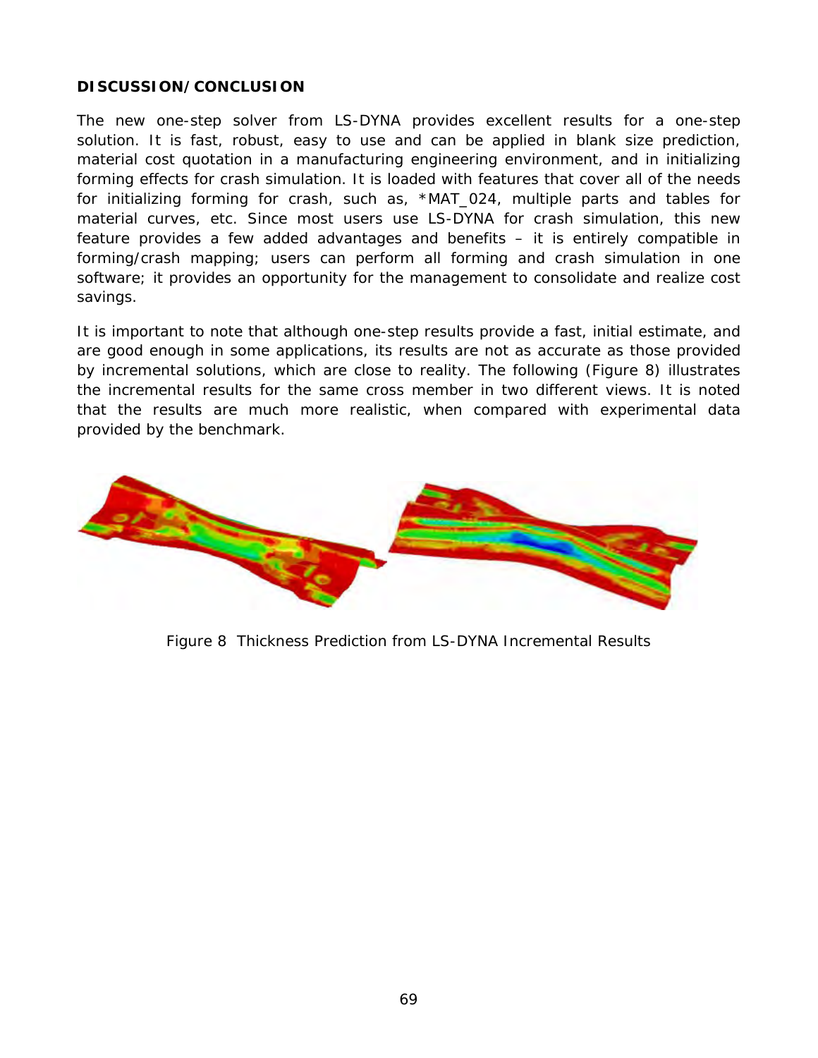**DISCUSSION/CONCLUSION**

The new one-step solver from LS-DYNA provides excellent results for a one-step solution. It is fast, robust, easy to use and can be applied in blank size prediction, material cost quotation in a manufacturing engineering environment, and in initializing forming effects for crash simulation. It is loaded with features that cover all of the needs for initializing forming for crash, such as, *MAT_024, multiple parts and tables for material curves, etc. Since most users use LS-DYNA for crash simulation, this new feature provides a few added advantages and benefits – it is entirely compatible in forming/crash mapping; users can perform all forming and crash simulation in one software; it provides an opportunity for the management to consolidate and realize cost savings.

It is important to note that although one-step results provide a fast, initial estimate, and are good enough in some applications, its results are not as accurate as those provided by incremental solutions, which are close to reality. The following (Figure 8) illustrates the incremental results for the same cross member in two different views. It is noted that the results are much more realistic, when compared with experimental data provided by the benchmark.

Figure 8 Thickness Prediction from LS-DYNA Incremental Results